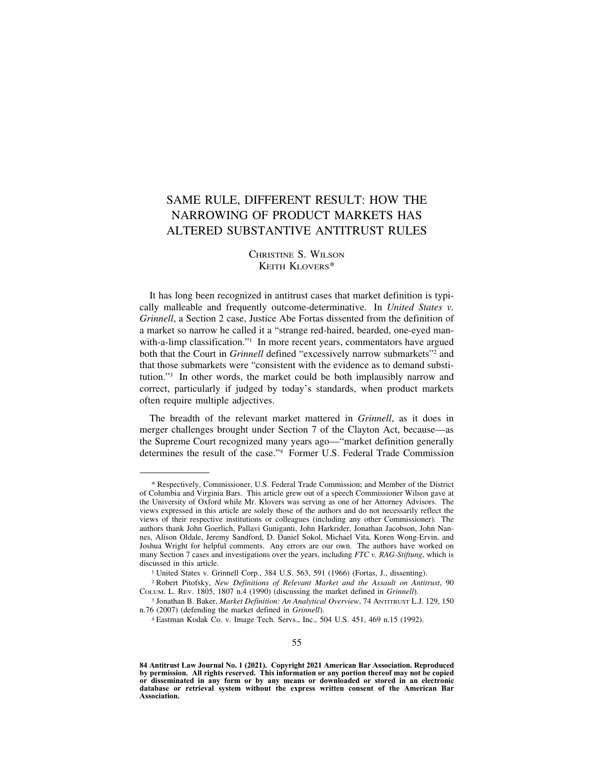# SAME RULE, DIFFERENT RESULT: HOW THE NARROWING OF PRODUCT MARKETS HAS ALTERED SUBSTANTIVE ANTITRUST RULES

CHRISTINE S. WILSON
KEITH KLOVERS*

It has long been recognized in antitrust cases that market definition is typically malleable and frequently outcome-determinative. In *United States v. Grinnell*, a Section 2 case, Justice Abe Fortas dissented from the definition of a market so narrow he called it a "strange red-haired, bearded, one-eyed man-with-a-limp classification."[1] In more recent years, commentators have argued both that the Court in *Grinnell* defined "excessively narrow submarkets"[2] and that those submarkets were "consistent with the evidence as to demand substitution."[3] In other words, the market could be both implausibly narrow and correct, particularly if judged by today's standards, when product markets often require multiple adjectives.

The breadth of the relevant market mattered in *Grinnell*, as it does in merger challenges brought under Section 7 of the Clayton Act, because—as the Supreme Court recognized many years ago—"market definition generally determines the result of the case."[4] Former U.S. Federal Trade Commission

---

\* Respectively, Commissioner, U.S. Federal Trade Commission; and Member of the District of Columbia and Virginia Bars. This article grew out of a speech Commissioner Wilson gave at the University of Oxford while Mr. Klovers was serving as one of her Attorney Advisors. The views expressed in this article are solely those of the authors and do not necessarily reflect the views of their respective institutions or colleagues (including any other Commissioner). The authors thank John Goerlich, Pallavi Guniganti, John Harkrider, Jonathan Jacobson, John Nannes, Alison Oldale, Jeremy Sandford, D. Daniel Sokol, Michael Vita, Koren Wong-Ervin, and Joshua Wright for helpful comments. Any errors are our own. The authors have worked on many Section 7 cases and investigations over the years, including *FTC v. RAG-Stiftung*, which is discussed in this article.

[1] United States v. Grinnell Corp., 384 U.S. 563, 591 (1966) (Fortas, J., dissenting).

[2] Robert Pitofsky, *New Definitions of Relevant Market and the Assault on Antitrust*, 90 COLUM. L. REV. 1805, 1807 n.4 (1990) (discussing the market defined in *Grinnell*).

[3] Jonathan B. Baker, *Market Definition: An Analytical Overview*, 74 ANTITRUST L.J. 129, 150 n.76 (2007) (defending the market defined in *Grinnell*).

[4] Eastman Kodak Co. v. Image Tech. Servs., Inc., 504 U.S. 451, 469 n.15 (1992).

**84 Antitrust Law Journal No. 1 (2021). Copyright 2021 American Bar Association. Reproduced by permission. All rights reserved. This information or any portion thereof may not be copied or disseminated in any form or by any means or downloaded or stored in an electronic database or retrieval system without the express written consent of the American Bar Association.**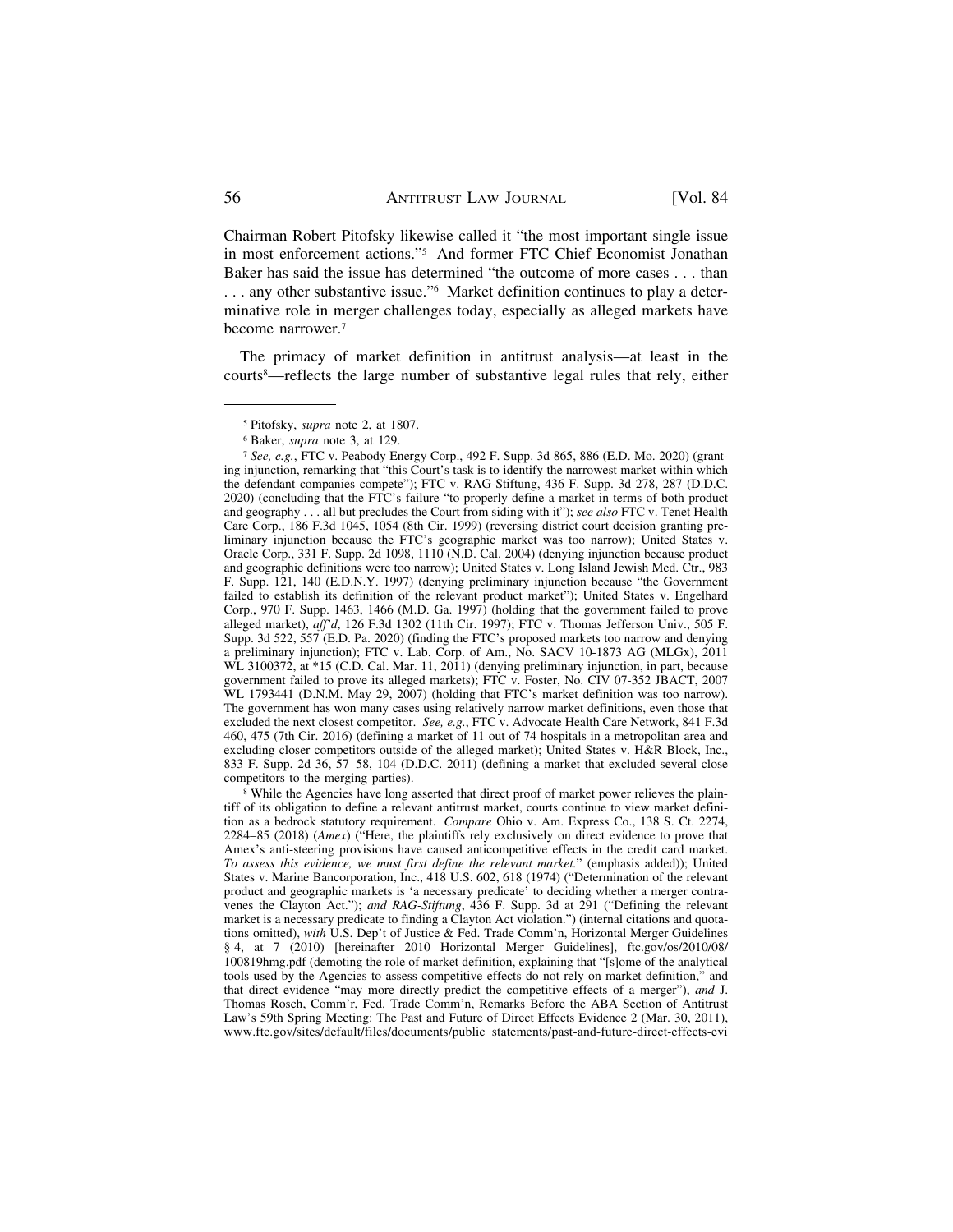Chairman Robert Pitofsky likewise called it "the most important single issue in most enforcement actions."[5] And former FTC Chief Economist Jonathan Baker has said the issue has determined "the outcome of more cases . . . than . . . any other substantive issue."[6] Market definition continues to play a determinative role in merger challenges today, especially as alleged markets have become narrower.[7]

The primacy of market definition in antitrust analysis—at least in the courts[8]—reflects the large number of substantive legal rules that rely, either

---

[5] Pitofsky, *supra* note 2, at 1807.

[6] Baker, *supra* note 3, at 129.

[7] *See, e.g.*, FTC v. Peabody Energy Corp., 492 F. Supp. 3d 865, 886 (E.D. Mo. 2020) (granting injunction, remarking that "this Court's task is to identify the narrowest market within which the defendant companies compete"); FTC v. RAG-Stiftung, 436 F. Supp. 3d 278, 287 (D.D.C. 2020) (concluding that the FTC's failure "to properly define a market in terms of both product and geography . . . all but precludes the Court from siding with it"); *see also* FTC v. Tenet Health Care Corp., 186 F.3d 1045, 1054 (8th Cir. 1999) (reversing district court decision granting preliminary injunction because the FTC's geographic market was too narrow); United States v. Oracle Corp., 331 F. Supp. 2d 1098, 1110 (N.D. Cal. 2004) (denying injunction because product and geographic definitions were too narrow); United States v. Long Island Jewish Med. Ctr., 983 F. Supp. 121, 140 (E.D.N.Y. 1997) (denying preliminary injunction because "the Government failed to establish its definition of the relevant product market"); United States v. Engelhard Corp., 970 F. Supp. 1463, 1466 (M.D. Ga. 1997) (holding that the government failed to prove alleged market), *aff'd*, 126 F.3d 1302 (11th Cir. 1997); FTC v. Thomas Jefferson Univ., 505 F. Supp. 3d 522, 557 (E.D. Pa. 2020) (finding the FTC's proposed markets too narrow and denying a preliminary injunction); FTC v. Lab. Corp. of Am., No. SACV 10-1873 AG (MLGx), 2011 WL 3100372, at *15 (C.D. Cal. Mar. 11, 2011) (denying preliminary injunction, in part, because government failed to prove its alleged markets); FTC v. Foster, No. CIV 07-352 JBACT, 2007 WL 1793441 (D.N.M. May 29, 2007) (holding that FTC's market definition was too narrow). The government has won many cases using relatively narrow market definitions, even those that excluded the next closest competitor. *See, e.g.*, FTC v. Advocate Health Care Network, 841 F.3d 460, 475 (7th Cir. 2016) (defining a market of 11 out of 74 hospitals in a metropolitan area and excluding closer competitors outside of the alleged market); United States v. H&R Block, Inc., 833 F. Supp. 2d 36, 57–58, 104 (D.D.C. 2011) (defining a market that excluded several close competitors to the merging parties).

[8] While the Agencies have long asserted that direct proof of market power relieves the plaintiff of its obligation to define a relevant antitrust market, courts continue to view market definition as a bedrock statutory requirement. *Compare* Ohio v. Am. Express Co., 138 S. Ct. 2274, 2284–85 (2018) (*Amex*) ("Here, the plaintiffs rely exclusively on direct evidence to prove that Amex's anti-steering provisions have caused anticompetitive effects in the credit card market. *To assess this evidence, we must first define the relevant market.*" (emphasis added)); United States v. Marine Bancorporation, Inc., 418 U.S. 602, 618 (1974) ("Determination of the relevant product and geographic markets is 'a necessary predicate' to deciding whether a merger contravenes the Clayton Act."); *and RAG-Stiftung*, 436 F. Supp. 3d at 291 ("Defining the relevant market is a necessary predicate to finding a Clayton Act violation.") (internal citations and quotations omitted), *with* U.S. Dep't of Justice & Fed. Trade Comm'n, Horizontal Merger Guidelines § 4, at 7 (2010) [hereinafter 2010 Horizontal Merger Guidelines], ftc.gov/os/2010/08/100819hmg.pdf (demoting the role of market definition, explaining that "[s]ome of the analytical tools used by the Agencies to assess competitive effects do not rely on market definition," and that direct evidence "may more directly predict the competitive effects of a merger"), *and* J. Thomas Rosch, Comm'r, Fed. Trade Comm'n, Remarks Before the ABA Section of Antitrust Law's 59th Spring Meeting: The Past and Future of Direct Effects Evidence 2 (Mar. 30, 2011), www.ftc.gov/sites/default/files/documents/public_statements/past-and-future-direct-effects-evi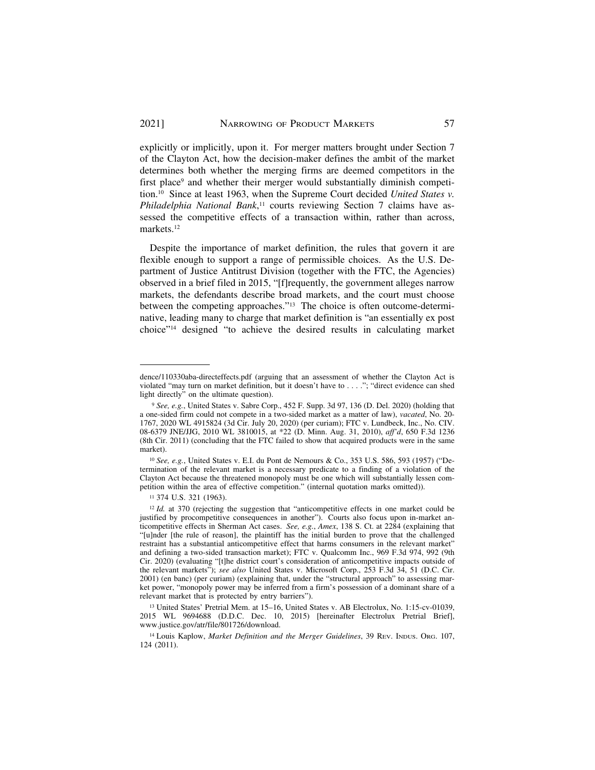explicitly or implicitly, upon it. For merger matters brought under Section 7 of the Clayton Act, how the decision-maker defines the ambit of the market determines both whether the merging firms are deemed competitors in the first place[9] and whether their merger would substantially diminish competition.[10] Since at least 1963, when the Supreme Court decided *United States v. Philadelphia National Bank*,[11] courts reviewing Section 7 claims have assessed the competitive effects of a transaction within, rather than across, markets.[12]

Despite the importance of market definition, the rules that govern it are flexible enough to support a range of permissible choices. As the U.S. Department of Justice Antitrust Division (together with the FTC, the Agencies) observed in a brief filed in 2015, "[f]requently, the government alleges narrow markets, the defendants describe broad markets, and the court must choose between the competing approaches."[13] The choice is often outcome-determinative, leading many to charge that market definition is "an essentially ex post choice"[14] designed "to achieve the desired results in calculating market

---

dence/110330aba-directeffects.pdf (arguing that an assessment of whether the Clayton Act is violated "may turn on market definition, but it doesn't have to . . . ."; "direct evidence can shed light directly" on the ultimate question).

[9] *See, e.g.*, United States v. Sabre Corp., 452 F. Supp. 3d 97, 136 (D. Del. 2020) (holding that a one-sided firm could not compete in a two-sided market as a matter of law), *vacated*, No. 20-1767, 2020 WL 4915824 (3d Cir. July 20, 2020) (per curiam); FTC v. Lundbeck, Inc., No. CIV. 08-6379 JNE/JJG, 2010 WL 3810015, at *22 (D. Minn. Aug. 31, 2010), *aff'd*, 650 F.3d 1236 (8th Cir. 2011) (concluding that the FTC failed to show that acquired products were in the same market).

[10] *See, e.g.*, United States v. E.I. du Pont de Nemours & Co., 353 U.S. 586, 593 (1957) ("Determination of the relevant market is a necessary predicate to a finding of a violation of the Clayton Act because the threatened monopoly must be one which will substantially lessen competition within the area of effective competition." (internal quotation marks omitted)).

[11] 374 U.S. 321 (1963).

[12] *Id.* at 370 (rejecting the suggestion that "anticompetitive effects in one market could be justified by procompetitive consequences in another"). Courts also focus upon in-market anticompetitive effects in Sherman Act cases. *See, e.g.*, *Amex*, 138 S. Ct. at 2284 (explaining that "[u]nder [the rule of reason], the plaintiff has the initial burden to prove that the challenged restraint has a substantial anticompetitive effect that harms consumers in the relevant market" and defining a two-sided transaction market); FTC v. Qualcomm Inc., 969 F.3d 974, 992 (9th Cir. 2020) (evaluating "[t]he district court's consideration of anticompetitive impacts outside of the relevant markets"); *see also* United States v. Microsoft Corp., 253 F.3d 34, 51 (D.C. Cir. 2001) (en banc) (per curiam) (explaining that, under the "structural approach" to assessing market power, "monopoly power may be inferred from a firm's possession of a dominant share of a relevant market that is protected by entry barriers").

[13] United States' Pretrial Mem. at 15–16, United States v. AB Electrolux, No. 1:15-cv-01039, 2015 WL 9694688 (D.D.C. Dec. 10, 2015) [hereinafter Electrolux Pretrial Brief], www.justice.gov/atr/file/801726/download.

[14] Louis Kaplow, *Market Definition and the Merger Guidelines*, 39 Rev. Indus. Org. 107, 124 (2011).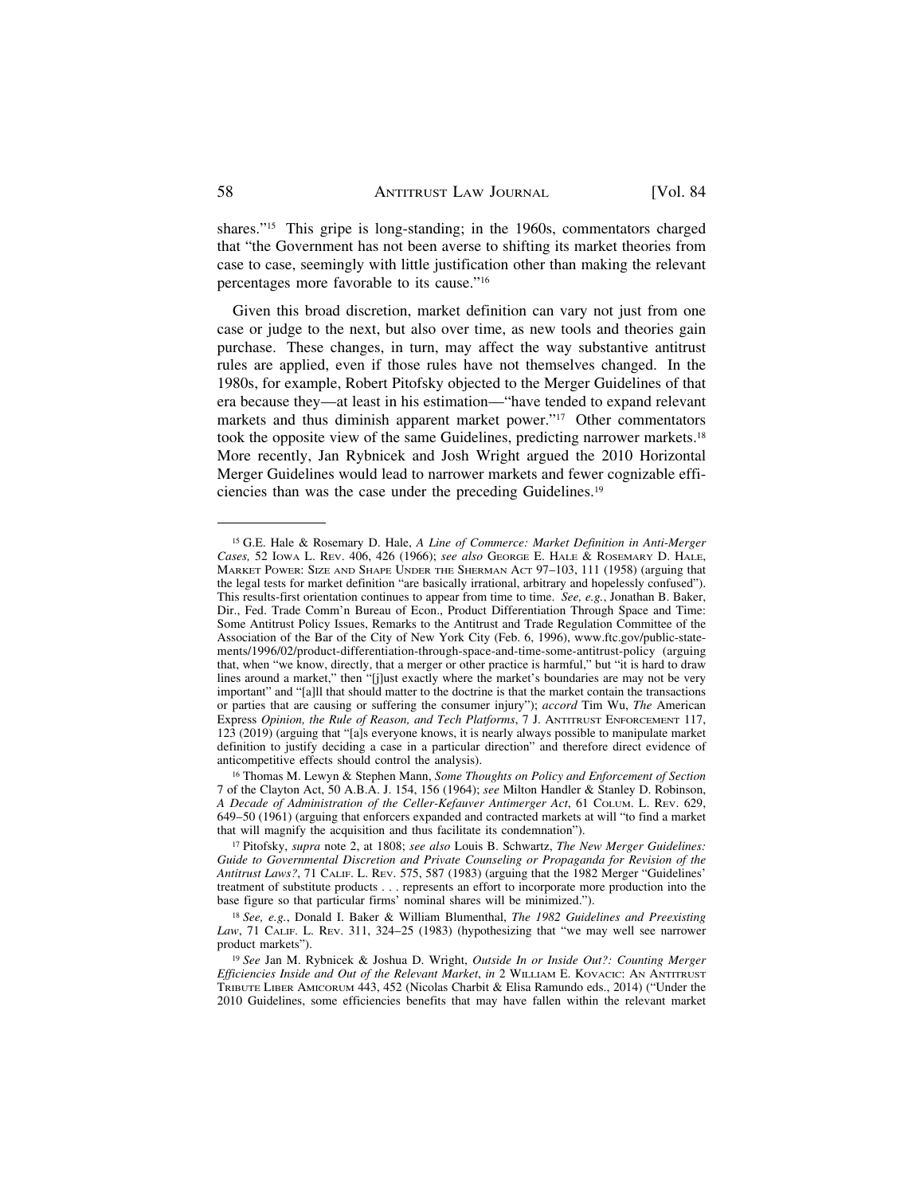shares."[15] This gripe is long-standing; in the 1960s, commentators charged that "the Government has not been averse to shifting its market theories from case to case, seemingly with little justification other than making the relevant percentages more favorable to its cause."[16]

Given this broad discretion, market definition can vary not just from one case or judge to the next, but also over time, as new tools and theories gain purchase. These changes, in turn, may affect the way substantive antitrust rules are applied, even if those rules have not themselves changed. In the 1980s, for example, Robert Pitofsky objected to the Merger Guidelines of that era because they—at least in his estimation—"have tended to expand relevant markets and thus diminish apparent market power."[17] Other commentators took the opposite view of the same Guidelines, predicting narrower markets.[18] More recently, Jan Rybnicek and Josh Wright argued the 2010 Horizontal Merger Guidelines would lead to narrower markets and fewer cognizable efficiencies than was the case under the preceding Guidelines.[19]

---

[15] G.E. Hale & Rosemary D. Hale, *A Line of Commerce: Market Definition in Anti-Merger Cases,* 52 Iowa L. Rev. 406, 426 (1966); *see also* George E. Hale & Rosemary D. Hale, Market Power: Size and Shape Under the Sherman Act 97–103, 111 (1958) (arguing that the legal tests for market definition "are basically irrational, arbitrary and hopelessly confused"). This results-first orientation continues to appear from time to time. *See, e.g.*, Jonathan B. Baker, Dir., Fed. Trade Comm'n Bureau of Econ., Product Differentiation Through Space and Time: Some Antitrust Policy Issues, Remarks to the Antitrust and Trade Regulation Committee of the Association of the Bar of the City of New York City (Feb. 6, 1996), www.ftc.gov/public-statements/1996/02/product-differentiation-through-space-and-time-some-antitrust-policy (arguing that, when "we know, directly, that a merger or other practice is harmful," but "it is hard to draw lines around a market," then "[j]ust exactly where the market's boundaries are may not be very important" and "[a]ll that should matter to the doctrine is that the market contain the transactions or parties that are causing or suffering the consumer injury"); *accord* Tim Wu, *The* American Express *Opinion, the Rule of Reason, and Tech Platforms*, 7 J. Antitrust Enforcement 117, 123 (2019) (arguing that "[a]s everyone knows, it is nearly always possible to manipulate market definition to justify deciding a case in a particular direction" and therefore direct evidence of anticompetitive effects should control the analysis).

[16] Thomas M. Lewyn & Stephen Mann, *Some Thoughts on Policy and Enforcement of Section* 7 of the Clayton Act, 50 A.B.A. J. 154, 156 (1964); *see* Milton Handler & Stanley D. Robinson, *A Decade of Administration of the Celler-Kefauver Antimerger Act*, 61 Colum. L. Rev. 629, 649–50 (1961) (arguing that enforcers expanded and contracted markets at will "to find a market that will magnify the acquisition and thus facilitate its condemnation").

[17] Pitofsky, *supra* note 2, at 1808; *see also* Louis B. Schwartz, *The New Merger Guidelines: Guide to Governmental Discretion and Private Counseling or Propaganda for Revision of the Antitrust Laws?*, 71 Calif. L. Rev. 575, 587 (1983) (arguing that the 1982 Merger "Guidelines' treatment of substitute products . . . represents an effort to incorporate more production into the base figure so that particular firms' nominal shares will be minimized.").

[18] *See, e.g.*, Donald I. Baker & William Blumenthal, *The 1982 Guidelines and Preexisting Law*, 71 Calif. L. Rev. 311, 324–25 (1983) (hypothesizing that "we may well see narrower product markets").

[19] *See* Jan M. Rybnicek & Joshua D. Wright, *Outside In or Inside Out?: Counting Merger Efficiencies Inside and Out of the Relevant Market*, *in* 2 William E. Kovacic: An Antitrust Tribute Liber Amicorum 443, 452 (Nicolas Charbit & Elisa Ramundo eds., 2014) ("Under the 2010 Guidelines, some efficiencies benefits that may have fallen within the relevant market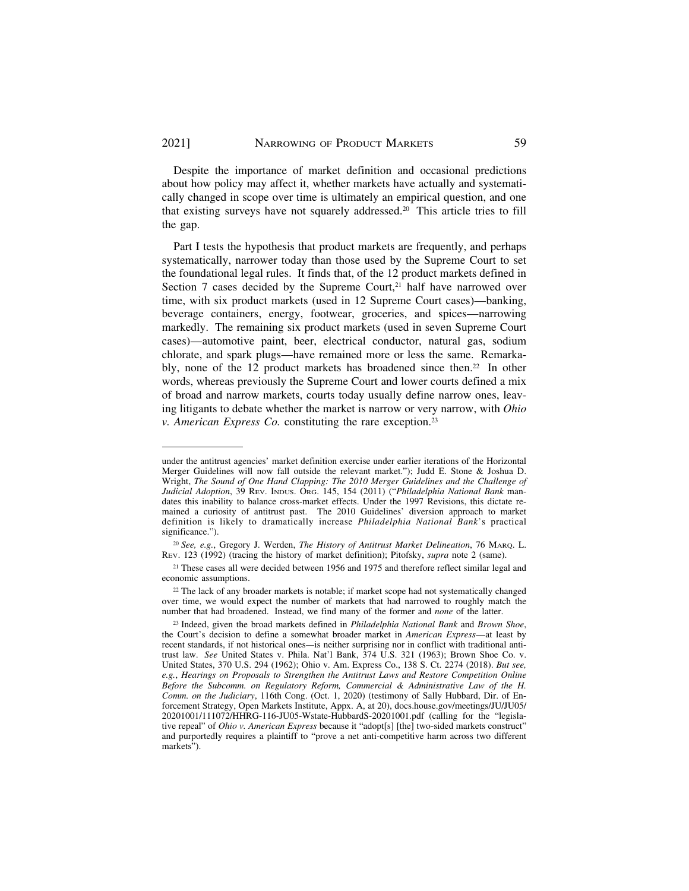Despite the importance of market definition and occasional predictions about how policy may affect it, whether markets have actually and systematically changed in scope over time is ultimately an empirical question, and one that existing surveys have not squarely addressed.[20] This article tries to fill the gap.

Part I tests the hypothesis that product markets are frequently, and perhaps systematically, narrower today than those used by the Supreme Court to set the foundational legal rules. It finds that, of the 12 product markets defined in Section 7 cases decided by the Supreme Court,[21] half have narrowed over time, with six product markets (used in 12 Supreme Court cases)—banking, beverage containers, energy, footwear, groceries, and spices—narrowing markedly. The remaining six product markets (used in seven Supreme Court cases)—automotive paint, beer, electrical conductor, natural gas, sodium chlorate, and spark plugs—have remained more or less the same. Remarkably, none of the 12 product markets has broadened since then.[22] In other words, whereas previously the Supreme Court and lower courts defined a mix of broad and narrow markets, courts today usually define narrow ones, leaving litigants to debate whether the market is narrow or very narrow, with *Ohio v. American Express Co.* constituting the rare exception.[23]

---

under the antitrust agencies' market definition exercise under earlier iterations of the Horizontal Merger Guidelines will now fall outside the relevant market."); Judd E. Stone & Joshua D. Wright, *The Sound of One Hand Clapping: The 2010 Merger Guidelines and the Challenge of Judicial Adoption*, 39 Rev. Indus. Org. 145, 154 (2011) ("*Philadelphia National Bank* mandates this inability to balance cross-market effects. Under the 1997 Revisions, this dictate remained a curiosity of antitrust past. The 2010 Guidelines' diversion approach to market definition is likely to dramatically increase *Philadelphia National Bank*'s practical significance.").

[20] *See, e.g.*, Gregory J. Werden, *The History of Antitrust Market Delineation*, 76 Marq. L. Rev. 123 (1992) (tracing the history of market definition); Pitofsky, *supra* note 2 (same).

[21] These cases all were decided between 1956 and 1975 and therefore reflect similar legal and economic assumptions.

[22] The lack of any broader markets is notable; if market scope had not systematically changed over time, we would expect the number of markets that had narrowed to roughly match the number that had broadened. Instead, we find many of the former and *none* of the latter.

[23] Indeed, given the broad markets defined in *Philadelphia National Bank* and *Brown Shoe*, the Court's decision to define a somewhat broader market in *American Express*—at least by recent standards, if not historical ones—is neither surprising nor in conflict with traditional antitrust law. *See* United States v. Phila. Nat'l Bank, 374 U.S. 321 (1963); Brown Shoe Co. v. United States, 370 U.S. 294 (1962); Ohio v. Am. Express Co., 138 S. Ct. 2274 (2018). *But see, e.g.*, *Hearings on Proposals to Strengthen the Antitrust Laws and Restore Competition Online Before the Subcomm. on Regulatory Reform, Commercial & Administrative Law of the H. Comm. on the Judiciary*, 116th Cong. (Oct. 1, 2020) (testimony of Sally Hubbard, Dir. of Enforcement Strategy, Open Markets Institute, Appx. A, at 20), docs.house.gov/meetings/JU/JU05/20201001/111072/HHRG-116-JU05-Wstate-HubbardS-20201001.pdf (calling for the "legislative repeal" of *Ohio v. American Express* because it "adopt[s] [the] two-sided markets construct" and purportedly requires a plaintiff to "prove a net anti-competitive harm across two different markets").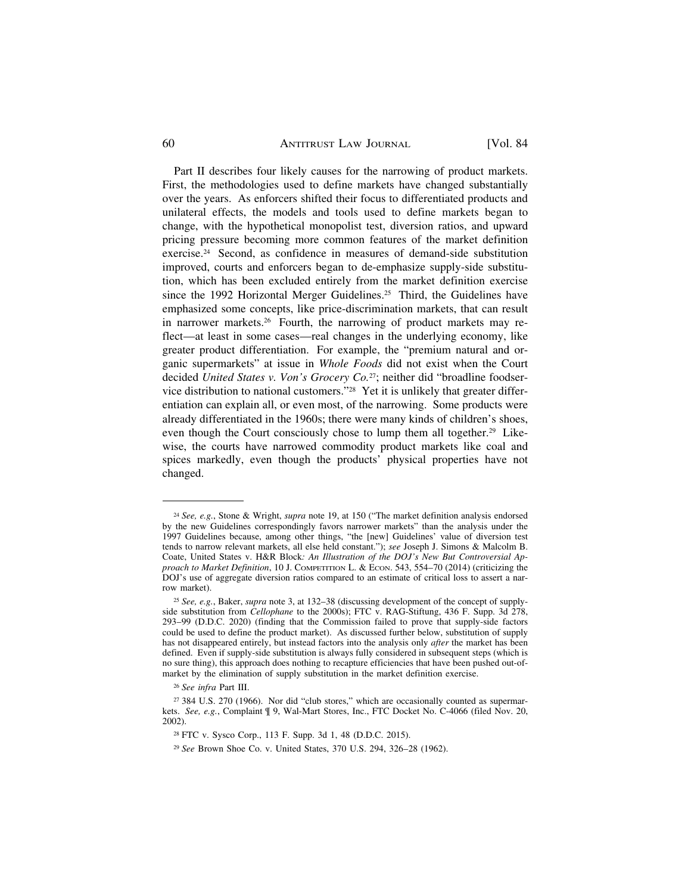Part II describes four likely causes for the narrowing of product markets. First, the methodologies used to define markets have changed substantially over the years. As enforcers shifted their focus to differentiated products and unilateral effects, the models and tools used to define markets began to change, with the hypothetical monopolist test, diversion ratios, and upward pricing pressure becoming more common features of the market definition exercise.[24] Second, as confidence in measures of demand-side substitution improved, courts and enforcers began to de-emphasize supply-side substitution, which has been excluded entirely from the market definition exercise since the 1992 Horizontal Merger Guidelines.[25] Third, the Guidelines have emphasized some concepts, like price-discrimination markets, that can result in narrower markets.[26] Fourth, the narrowing of product markets may reflect—at least in some cases—real changes in the underlying economy, like greater product differentiation. For example, the "premium natural and organic supermarkets" at issue in *Whole Foods* did not exist when the Court decided *United States v. Von's Grocery Co.*[27]; neither did "broadline foodservice distribution to national customers."[28] Yet it is unlikely that greater differentiation can explain all, or even most, of the narrowing. Some products were already differentiated in the 1960s; there were many kinds of children's shoes, even though the Court consciously chose to lump them all together.[29] Likewise, the courts have narrowed commodity product markets like coal and spices markedly, even though the products' physical properties have not changed.

---

[24] *See, e.g.*, Stone & Wright, *supra* note 19, at 150 ("The market definition analysis endorsed by the new Guidelines correspondingly favors narrower markets" than the analysis under the 1997 Guidelines because, among other things, "the [new] Guidelines' value of diversion test tends to narrow relevant markets, all else held constant."); *see* Joseph J. Simons & Malcolm B. Coate, United States v. H&R Block*: An Illustration of the DOJ's New But Controversial Approach to Market Definition*, 10 J. Competition L. & Econ. 543, 554–70 (2014) (criticizing the DOJ's use of aggregate diversion ratios compared to an estimate of critical loss to assert a narrow market).

[25] *See, e.g.*, Baker, *supra* note 3, at 132–38 (discussing development of the concept of supply-side substitution from *Cellophane* to the 2000s); FTC v. RAG-Stiftung, 436 F. Supp. 3d 278, 293–99 (D.D.C. 2020) (finding that the Commission failed to prove that supply-side factors could be used to define the product market). As discussed further below, substitution of supply has not disappeared entirely, but instead factors into the analysis only *after* the market has been defined. Even if supply-side substitution is always fully considered in subsequent steps (which is no sure thing), this approach does nothing to recapture efficiencies that have been pushed out-of-market by the elimination of supply substitution in the market definition exercise.

[26] *See infra* Part III.

[27] 384 U.S. 270 (1966). Nor did "club stores," which are occasionally counted as supermarkets. *See, e.g.*, Complaint ¶ 9, Wal-Mart Stores, Inc., FTC Docket No. C-4066 (filed Nov. 20, 2002).

[28] FTC v. Sysco Corp., 113 F. Supp. 3d 1, 48 (D.D.C. 2015).

[29] *See* Brown Shoe Co. v. United States, 370 U.S. 294, 326–28 (1962).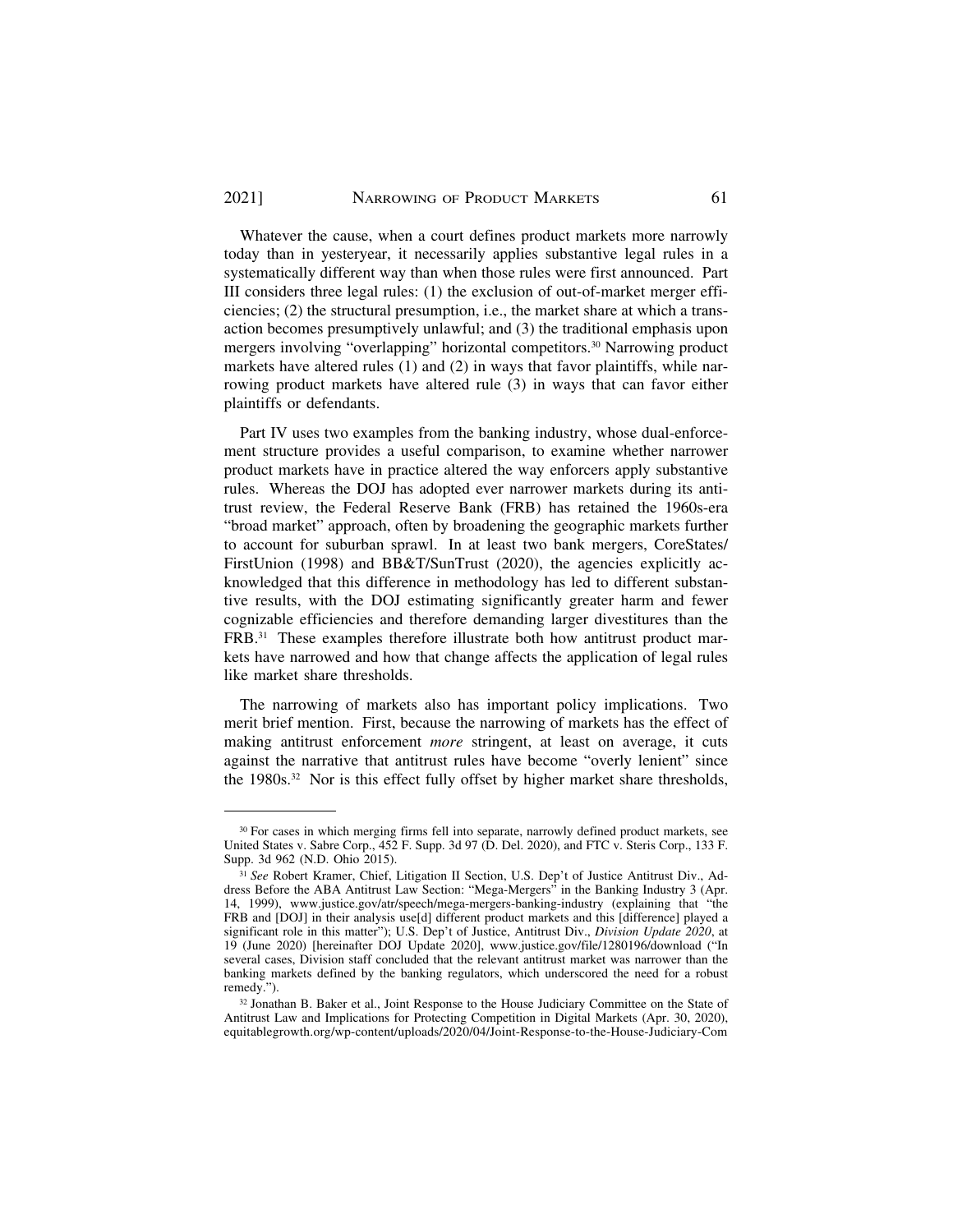Whatever the cause, when a court defines product markets more narrowly today than in yesteryear, it necessarily applies substantive legal rules in a systematically different way than when those rules were first announced. Part III considers three legal rules: (1) the exclusion of out-of-market merger efficiencies; (2) the structural presumption, i.e., the market share at which a transaction becomes presumptively unlawful; and (3) the traditional emphasis upon mergers involving "overlapping" horizontal competitors.[30] Narrowing product markets have altered rules (1) and (2) in ways that favor plaintiffs, while narrowing product markets have altered rule (3) in ways that can favor either plaintiffs or defendants.

Part IV uses two examples from the banking industry, whose dual-enforcement structure provides a useful comparison, to examine whether narrower product markets have in practice altered the way enforcers apply substantive rules. Whereas the DOJ has adopted ever narrower markets during its antitrust review, the Federal Reserve Bank (FRB) has retained the 1960s-era "broad market" approach, often by broadening the geographic markets further to account for suburban sprawl. In at least two bank mergers, CoreStates/FirstUnion (1998) and BB&T/SunTrust (2020), the agencies explicitly acknowledged that this difference in methodology has led to different substantive results, with the DOJ estimating significantly greater harm and fewer cognizable efficiencies and therefore demanding larger divestitures than the FRB.[31] These examples therefore illustrate both how antitrust product markets have narrowed and how that change affects the application of legal rules like market share thresholds.

The narrowing of markets also has important policy implications. Two merit brief mention. First, because the narrowing of markets has the effect of making antitrust enforcement *more* stringent, at least on average, it cuts against the narrative that antitrust rules have become "overly lenient" since the 1980s.[32] Nor is this effect fully offset by higher market share thresholds,

---

[30] For cases in which merging firms fell into separate, narrowly defined product markets, see United States v. Sabre Corp., 452 F. Supp. 3d 97 (D. Del. 2020), and FTC v. Steris Corp., 133 F. Supp. 3d 962 (N.D. Ohio 2015).

[31] *See* Robert Kramer, Chief, Litigation II Section, U.S. Dep't of Justice Antitrust Div., Address Before the ABA Antitrust Law Section: "Mega-Mergers" in the Banking Industry 3 (Apr. 14, 1999), www.justice.gov/atr/speech/mega-mergers-banking-industry (explaining that "the FRB and [DOJ] in their analysis use[d] different product markets and this [difference] played a significant role in this matter"); U.S. Dep't of Justice, Antitrust Div., *Division Update 2020*, at 19 (June 2020) [hereinafter DOJ Update 2020], www.justice.gov/file/1280196/download ("In several cases, Division staff concluded that the relevant antitrust market was narrower than the banking markets defined by the banking regulators, which underscored the need for a robust remedy.").

[32] Jonathan B. Baker et al., Joint Response to the House Judiciary Committee on the State of Antitrust Law and Implications for Protecting Competition in Digital Markets (Apr. 30, 2020), equitablegrowth.org/wp-content/uploads/2020/04/Joint-Response-to-the-House-Judiciary-Com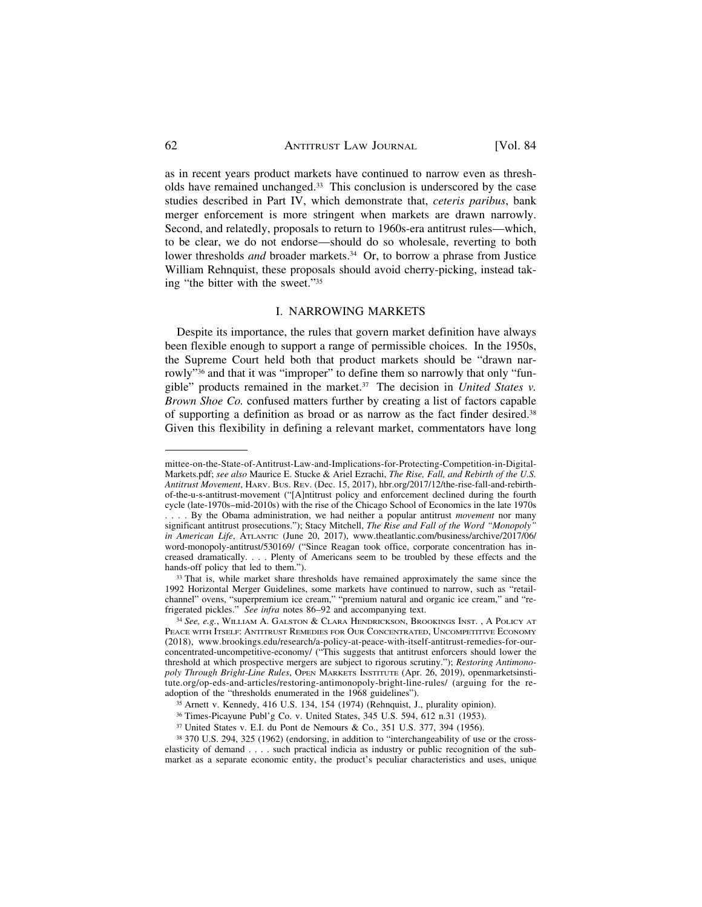as in recent years product markets have continued to narrow even as thresholds have remained unchanged.[33] This conclusion is underscored by the case studies described in Part IV, which demonstrate that, *ceteris paribus*, bank merger enforcement is more stringent when markets are drawn narrowly. Second, and relatedly, proposals to return to 1960s-era antitrust rules—which, to be clear, we do not endorse—should do so wholesale, reverting to both lower thresholds *and* broader markets.[34] Or, to borrow a phrase from Justice William Rehnquist, these proposals should avoid cherry-picking, instead taking "the bitter with the sweet."[35]

## I. NARROWING MARKETS

Despite its importance, the rules that govern market definition have always been flexible enough to support a range of permissible choices. In the 1950s, the Supreme Court held both that product markets should be "drawn narrowly"[36] and that it was "improper" to define them so narrowly that only "fungible" products remained in the market.[37] The decision in *United States v. Brown Shoe Co.* confused matters further by creating a list of factors capable of supporting a definition as broad or as narrow as the fact finder desired.[38] Given this flexibility in defining a relevant market, commentators have long

---

mittee-on-the-State-of-Antitrust-Law-and-Implications-for-Protecting-Competition-in-Digital-Markets.pdf; *see also* Maurice E. Stucke & Ariel Ezrachi, *The Rise, Fall, and Rebirth of the U.S. Antitrust Movement*, Harv. Bus. Rev. (Dec. 15, 2017), hbr.org/2017/12/the-rise-fall-and-rebirth-of-the-u-s-antitrust-movement ("[A]ntitrust policy and enforcement declined during the fourth cycle (late-1970s–mid-2010s) with the rise of the Chicago School of Economics in the late 1970s . . . . By the Obama administration, we had neither a popular antitrust *movement* nor many significant antitrust prosecutions."); Stacy Mitchell, *The Rise and Fall of the Word "Monopoly" in American Life*, Atlantic (June 20, 2017), www.theatlantic.com/business/archive/2017/06/word-monopoly-antitrust/530169/ ("Since Reagan took office, corporate concentration has increased dramatically. . . . Plenty of Americans seem to be troubled by these effects and the hands-off policy that led to them.").

[33] That is, while market share thresholds have remained approximately the same since the 1992 Horizontal Merger Guidelines, some markets have continued to narrow, such as "retail-channel" ovens, "superpremium ice cream," "premium natural and organic ice cream," and "refrigerated pickles." *See infra* notes 86–92 and accompanying text.

[34] *See, e.g.*, William A. Galston & Clara Hendrickson, Brookings Inst. , A Policy at Peace with Itself: Antitrust Remedies for Our Concentrated, Uncompetitive Economy (2018), www.brookings.edu/research/a-policy-at-peace-with-itself-antitrust-remedies-for-our-concentrated-uncompetitive-economy/ ("This suggests that antitrust enforcers should lower the threshold at which prospective mergers are subject to rigorous scrutiny."); *Restoring Antimonopoly Through Bright-Line Rules*, Open Markets Institute (Apr. 26, 2019), openmarketsinstitute.org/op-eds-and-articles/restoring-antimonopoly-bright-line-rules/ (arguing for the re-adoption of the "thresholds enumerated in the 1968 guidelines").

[35] Arnett v. Kennedy, 416 U.S. 134, 154 (1974) (Rehnquist, J., plurality opinion).

[36] Times-Picayune Publ'g Co. v. United States, 345 U.S. 594, 612 n.31 (1953).

[37] United States v. E.I. du Pont de Nemours & Co., 351 U.S. 377, 394 (1956).

[38] 370 U.S. 294, 325 (1962) (endorsing, in addition to "interchangeability of use or the cross-elasticity of demand . . . . such practical indicia as industry or public recognition of the sub-market as a separate economic entity, the product's peculiar characteristics and uses, unique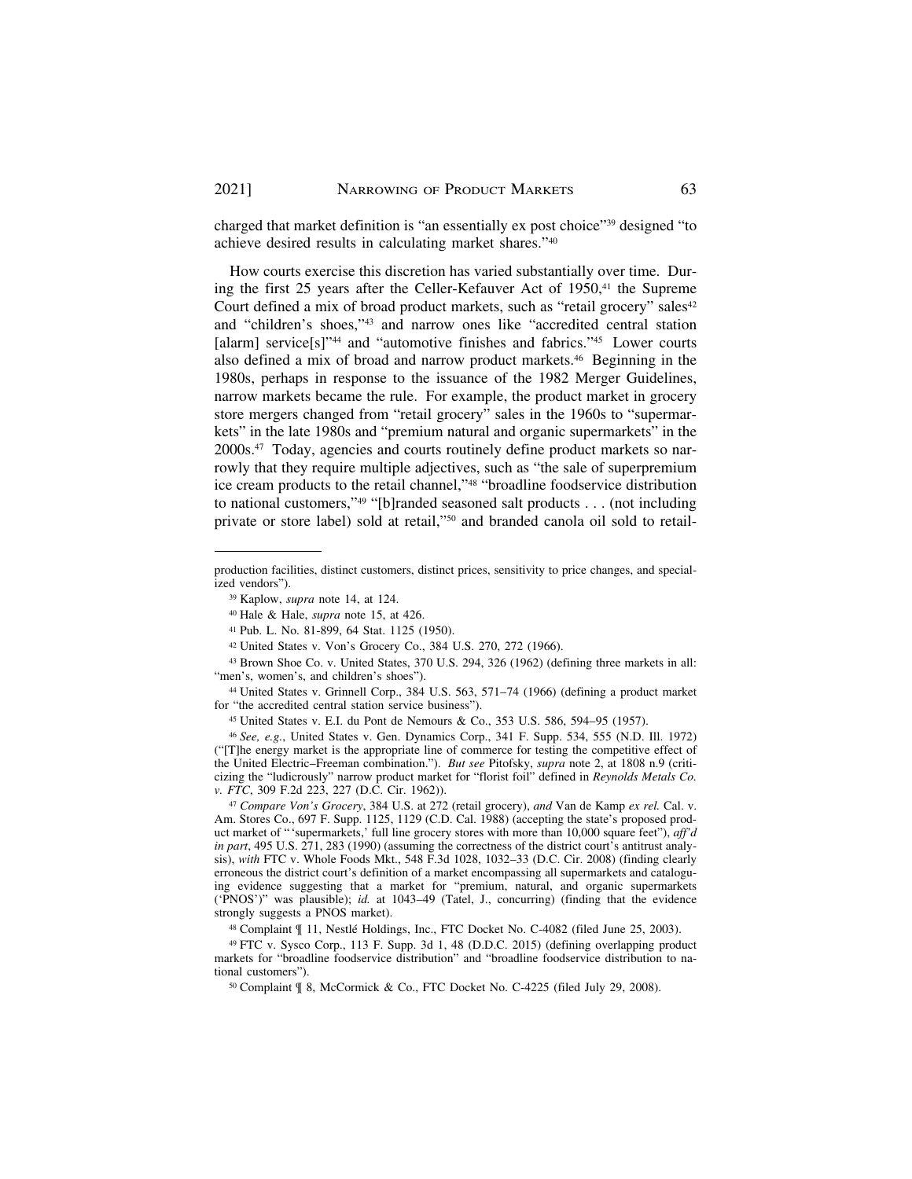charged that market definition is "an essentially ex post choice"[39] designed "to achieve desired results in calculating market shares."[40]

How courts exercise this discretion has varied substantially over time. During the first 25 years after the Celler-Kefauver Act of 1950,[41] the Supreme Court defined a mix of broad product markets, such as "retail grocery" sales[42] and "children's shoes,"[43] and narrow ones like "accredited central station [alarm] service[s]"[44] and "automotive finishes and fabrics."[45] Lower courts also defined a mix of broad and narrow product markets.[46] Beginning in the 1980s, perhaps in response to the issuance of the 1982 Merger Guidelines, narrow markets became the rule. For example, the product market in grocery store mergers changed from "retail grocery" sales in the 1960s to "supermarkets" in the late 1980s and "premium natural and organic supermarkets" in the 2000s.[47] Today, agencies and courts routinely define product markets so narrowly that they require multiple adjectives, such as "the sale of superpremium ice cream products to the retail channel,"[48] "broadline foodservice distribution to national customers,"[49] "[b]randed seasoned salt products . . . (not including private or store label) sold at retail,"[50] and branded canola oil sold to retail-

---

production facilities, distinct customers, distinct prices, sensitivity to price changes, and specialized vendors").

[39] Kaplow, *supra* note 14, at 124.

[40] Hale & Hale, *supra* note 15, at 426.

[41] Pub. L. No. 81-899, 64 Stat. 1125 (1950).

[42] United States v. Von's Grocery Co., 384 U.S. 270, 272 (1966).

[43] Brown Shoe Co. v. United States, 370 U.S. 294, 326 (1962) (defining three markets in all: "men's, women's, and children's shoes").

[44] United States v. Grinnell Corp., 384 U.S. 563, 571–74 (1966) (defining a product market for "the accredited central station service business").

[45] United States v. E.I. du Pont de Nemours & Co., 353 U.S. 586, 594–95 (1957).

[46] *See, e.g.*, United States v. Gen. Dynamics Corp., 341 F. Supp. 534, 555 (N.D. Ill. 1972) ("[T]he energy market is the appropriate line of commerce for testing the competitive effect of the United Electric–Freeman combination."). *But see* Pitofsky, *supra* note 2, at 1808 n.9 (criticizing the "ludicrously" narrow product market for "florist foil" defined in *Reynolds Metals Co. v. FTC*, 309 F.2d 223, 227 (D.C. Cir. 1962)).

[47] *Compare Von's Grocery*, 384 U.S. at 272 (retail grocery), *and* Van de Kamp *ex rel.* Cal. v. Am. Stores Co., 697 F. Supp. 1125, 1129 (C.D. Cal. 1988) (accepting the state's proposed product market of "'supermarkets,' full line grocery stores with more than 10,000 square feet"), *aff'd in part*, 495 U.S. 271, 283 (1990) (assuming the correctness of the district court's antitrust analysis), *with* FTC v. Whole Foods Mkt., 548 F.3d 1028, 1032–33 (D.C. Cir. 2008) (finding clearly erroneous the district court's definition of a market encompassing all supermarkets and cataloguing evidence suggesting that a market for "premium, natural, and organic supermarkets ('PNOS')" was plausible); *id.* at 1043–49 (Tatel, J., concurring) (finding that the evidence strongly suggests a PNOS market).

[48] Complaint ¶ 11, Nestlé Holdings, Inc., FTC Docket No. C-4082 (filed June 25, 2003).

[49] FTC v. Sysco Corp., 113 F. Supp. 3d 1, 48 (D.D.C. 2015) (defining overlapping product markets for "broadline foodservice distribution" and "broadline foodservice distribution to national customers").

[50] Complaint ¶ 8, McCormick & Co., FTC Docket No. C-4225 (filed July 29, 2008).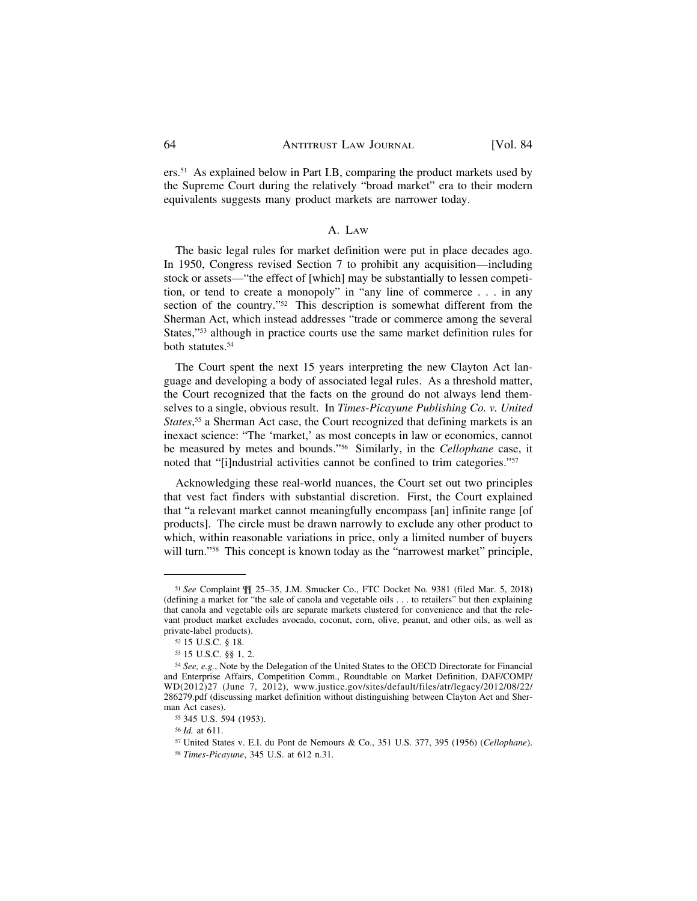ers.[51] As explained below in Part I.B, comparing the product markets used by the Supreme Court during the relatively "broad market" era to their modern equivalents suggests many product markets are narrower today.

## A. Law

The basic legal rules for market definition were put in place decades ago. In 1950, Congress revised Section 7 to prohibit any acquisition—including stock or assets—"the effect of [which] may be substantially to lessen competition, or tend to create a monopoly" in "any line of commerce . . . in any section of the country."[52] This description is somewhat different from the Sherman Act, which instead addresses "trade or commerce among the several States,"[53] although in practice courts use the same market definition rules for both statutes.[54]

The Court spent the next 15 years interpreting the new Clayton Act language and developing a body of associated legal rules. As a threshold matter, the Court recognized that the facts on the ground do not always lend themselves to a single, obvious result. In *Times-Picayune Publishing Co. v. United States*,[55] a Sherman Act case, the Court recognized that defining markets is an inexact science: "The 'market,' as most concepts in law or economics, cannot be measured by metes and bounds."[56] Similarly, in the *Cellophane* case, it noted that "[i]ndustrial activities cannot be confined to trim categories."[57]

Acknowledging these real-world nuances, the Court set out two principles that vest fact finders with substantial discretion. First, the Court explained that "a relevant market cannot meaningfully encompass [an] infinite range [of products]. The circle must be drawn narrowly to exclude any other product to which, within reasonable variations in price, only a limited number of buyers will turn."[58] This concept is known today as the "narrowest market" principle,

---

[51] *See* Complaint ¶¶ 25–35, J.M. Smucker Co., FTC Docket No. 9381 (filed Mar. 5, 2018) (defining a market for "the sale of canola and vegetable oils . . . to retailers" but then explaining that canola and vegetable oils are separate markets clustered for convenience and that the relevant product market excludes avocado, coconut, corn, olive, peanut, and other oils, as well as private-label products).

[52] 15 U.S.C. § 18.

[53] 15 U.S.C. §§ 1, 2.

[54] *See, e.g.*, Note by the Delegation of the United States to the OECD Directorate for Financial and Enterprise Affairs, Competition Comm., Roundtable on Market Definition, DAF/COMP/WD(2012)27 (June 7, 2012), www.justice.gov/sites/default/files/atr/legacy/2012/08/22/286279.pdf (discussing market definition without distinguishing between Clayton Act and Sherman Act cases).

[55] 345 U.S. 594 (1953).

[56] *Id.* at 611.

[57] United States v. E.I. du Pont de Nemours & Co., 351 U.S. 377, 395 (1956) (*Cellophane*).

[58] *Times-Picayune*, 345 U.S. at 612 n.31.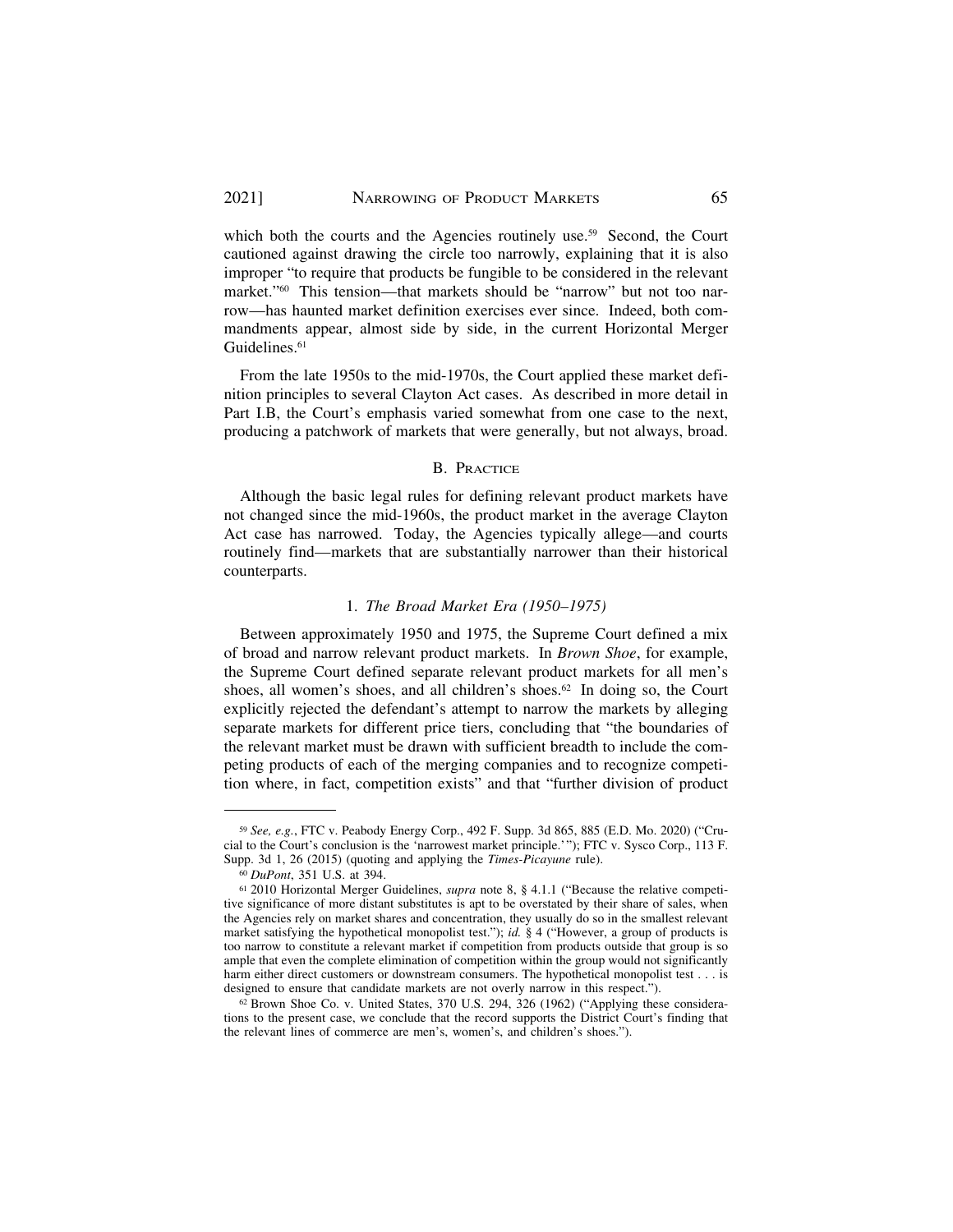which both the courts and the Agencies routinely use.[59] Second, the Court cautioned against drawing the circle too narrowly, explaining that it is also improper "to require that products be fungible to be considered in the relevant market."[60] This tension—that markets should be "narrow" but not too narrow—has haunted market definition exercises ever since. Indeed, both commandments appear, almost side by side, in the current Horizontal Merger Guidelines.[61]

From the late 1950s to the mid-1970s, the Court applied these market definition principles to several Clayton Act cases. As described in more detail in Part I.B, the Court's emphasis varied somewhat from one case to the next, producing a patchwork of markets that were generally, but not always, broad.

## B. Practice

Although the basic legal rules for defining relevant product markets have not changed since the mid-1960s, the product market in the average Clayton Act case has narrowed. Today, the Agencies typically allege—and courts routinely find—markets that are substantially narrower than their historical counterparts.

### 1. *The Broad Market Era (1950–1975)*

Between approximately 1950 and 1975, the Supreme Court defined a mix of broad and narrow relevant product markets. In *Brown Shoe*, for example, the Supreme Court defined separate relevant product markets for all men's shoes, all women's shoes, and all children's shoes.[62] In doing so, the Court explicitly rejected the defendant's attempt to narrow the markets by alleging separate markets for different price tiers, concluding that "the boundaries of the relevant market must be drawn with sufficient breadth to include the competing products of each of the merging companies and to recognize competition where, in fact, competition exists" and that "further division of product

---

[59] *See, e.g.*, FTC v. Peabody Energy Corp., 492 F. Supp. 3d 865, 885 (E.D. Mo. 2020) ("Crucial to the Court's conclusion is the 'narrowest market principle.'"); FTC v. Sysco Corp., 113 F. Supp. 3d 1, 26 (2015) (quoting and applying the *Times-Picayune* rule).

[60] *DuPont*, 351 U.S. at 394.

[61] 2010 Horizontal Merger Guidelines, *supra* note 8, § 4.1.1 ("Because the relative competitive significance of more distant substitutes is apt to be overstated by their share of sales, when the Agencies rely on market shares and concentration, they usually do so in the smallest relevant market satisfying the hypothetical monopolist test."); *id.* § 4 ("However, a group of products is too narrow to constitute a relevant market if competition from products outside that group is so ample that even the complete elimination of competition within the group would not significantly harm either direct customers or downstream consumers. The hypothetical monopolist test . . . is designed to ensure that candidate markets are not overly narrow in this respect.").

[62] Brown Shoe Co. v. United States, 370 U.S. 294, 326 (1962) ("Applying these considerations to the present case, we conclude that the record supports the District Court's finding that the relevant lines of commerce are men's, women's, and children's shoes.").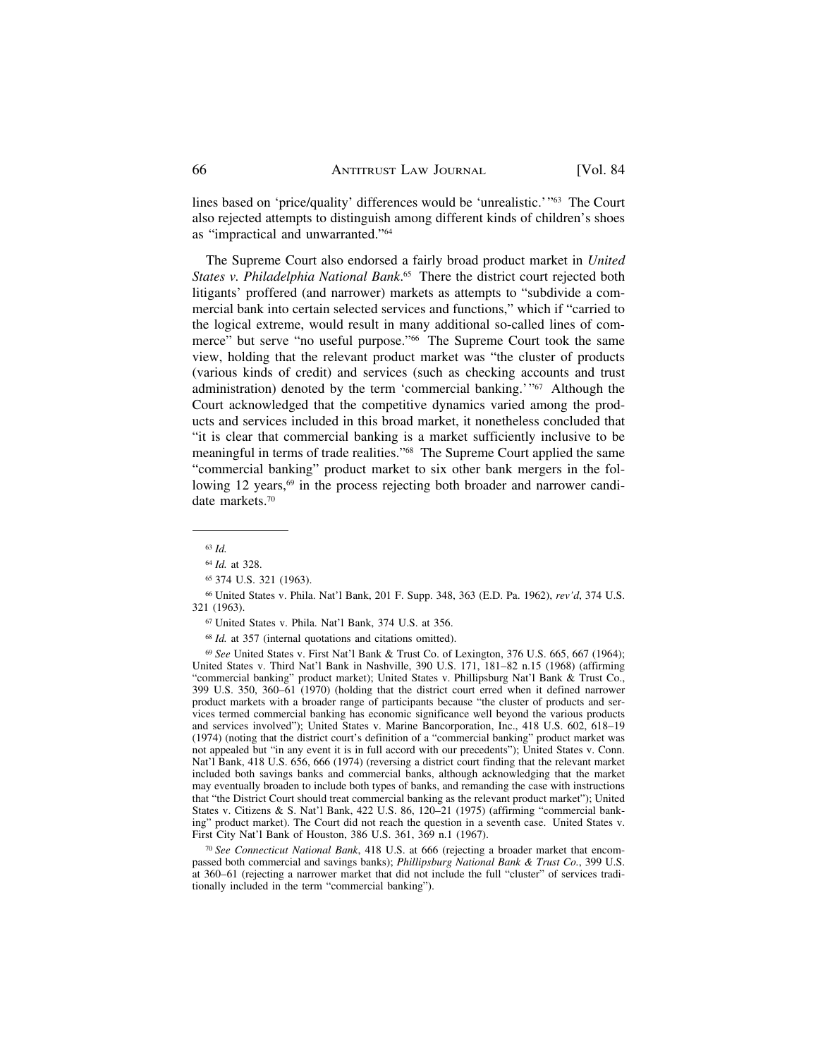lines based on 'price/quality' differences would be 'unrealistic.'"[63] The Court also rejected attempts to distinguish among different kinds of children's shoes as "impractical and unwarranted."[64]

The Supreme Court also endorsed a fairly broad product market in *United States v. Philadelphia National Bank*.[65] There the district court rejected both litigants' proffered (and narrower) markets as attempts to "subdivide a commercial bank into certain selected services and functions," which if "carried to the logical extreme, would result in many additional so-called lines of commerce" but serve "no useful purpose."[66] The Supreme Court took the same view, holding that the relevant product market was "the cluster of products (various kinds of credit) and services (such as checking accounts and trust administration) denoted by the term 'commercial banking.'"[67] Although the Court acknowledged that the competitive dynamics varied among the products and services included in this broad market, it nonetheless concluded that "it is clear that commercial banking is a market sufficiently inclusive to be meaningful in terms of trade realities."[68] The Supreme Court applied the same "commercial banking" product market to six other bank mergers in the following 12 years,[69] in the process rejecting both broader and narrower candidate markets.[70]

---

[63] *Id.*

[64] *Id.* at 328.

[65] 374 U.S. 321 (1963).

[66] United States v. Phila. Nat'l Bank, 201 F. Supp. 348, 363 (E.D. Pa. 1962), *rev'd*, 374 U.S. 321 (1963).

[67] United States v. Phila. Nat'l Bank, 374 U.S. at 356.

[68] *Id.* at 357 (internal quotations and citations omitted).

[69] *See* United States v. First Nat'l Bank & Trust Co. of Lexington, 376 U.S. 665, 667 (1964); United States v. Third Nat'l Bank in Nashville, 390 U.S. 171, 181–82 n.15 (1968) (affirming "commercial banking" product market); United States v. Phillipsburg Nat'l Bank & Trust Co., 399 U.S. 350, 360–61 (1970) (holding that the district court erred when it defined narrower product markets with a broader range of participants because "the cluster of products and services termed commercial banking has economic significance well beyond the various products and services involved"); United States v. Marine Bancorporation, Inc., 418 U.S. 602, 618–19 (1974) (noting that the district court's definition of a "commercial banking" product market was not appealed but "in any event it is in full accord with our precedents"); United States v. Conn. Nat'l Bank, 418 U.S. 656, 666 (1974) (reversing a district court finding that the relevant market included both savings banks and commercial banks, although acknowledging that the market may eventually broaden to include both types of banks, and remanding the case with instructions that "the District Court should treat commercial banking as the relevant product market"); United States v. Citizens & S. Nat'l Bank, 422 U.S. 86, 120–21 (1975) (affirming "commercial banking" product market). The Court did not reach the question in a seventh case. United States v. First City Nat'l Bank of Houston, 386 U.S. 361, 369 n.1 (1967).

[70] *See Connecticut National Bank*, 418 U.S. at 666 (rejecting a broader market that encompassed both commercial and savings banks); *Phillipsburg National Bank & Trust Co.*, 399 U.S. at 360–61 (rejecting a narrower market that did not include the full "cluster" of services traditionally included in the term "commercial banking").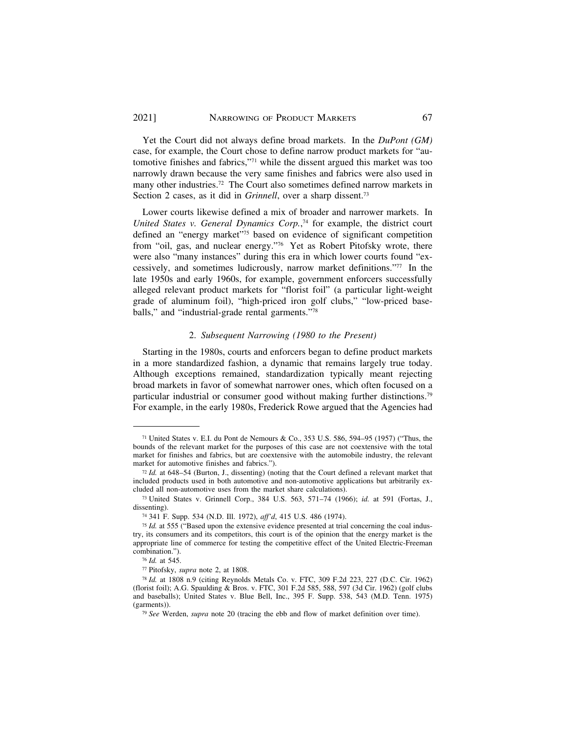Yet the Court did not always define broad markets. In the *DuPont (GM)* case, for example, the Court chose to define narrow product markets for "automotive finishes and fabrics,"[71] while the dissent argued this market was too narrowly drawn because the very same finishes and fabrics were also used in many other industries.[72] The Court also sometimes defined narrow markets in Section 2 cases, as it did in *Grinnell*, over a sharp dissent.[73]

Lower courts likewise defined a mix of broader and narrower markets. In *United States v. General Dynamics Corp.*,[74] for example, the district court defined an "energy market"[75] based on evidence of significant competition from "oil, gas, and nuclear energy."[76] Yet as Robert Pitofsky wrote, there were also "many instances" during this era in which lower courts found "excessively, and sometimes ludicrously, narrow market definitions."[77] In the late 1950s and early 1960s, for example, government enforcers successfully alleged relevant product markets for "florist foil" (a particular light-weight grade of aluminum foil), "high-priced iron golf clubs," "low-priced baseballs," and "industrial-grade rental garments."[78]

### 2. *Subsequent Narrowing (1980 to the Present)*

Starting in the 1980s, courts and enforcers began to define product markets in a more standardized fashion, a dynamic that remains largely true today. Although exceptions remained, standardization typically meant rejecting broad markets in favor of somewhat narrower ones, which often focused on a particular industrial or consumer good without making further distinctions.[79] For example, in the early 1980s, Frederick Rowe argued that the Agencies had

---

[71] United States v. E.I. du Pont de Nemours & Co., 353 U.S. 586, 594–95 (1957) ("Thus, the bounds of the relevant market for the purposes of this case are not coextensive with the total market for finishes and fabrics, but are coextensive with the automobile industry, the relevant market for automotive finishes and fabrics.").

[72] *Id.* at 648–54 (Burton, J., dissenting) (noting that the Court defined a relevant market that included products used in both automotive and non-automotive applications but arbitrarily excluded all non-automotive uses from the market share calculations).

[73] United States v. Grinnell Corp., 384 U.S. 563, 571–74 (1966); *id.* at 591 (Fortas, J., dissenting).

[74] 341 F. Supp. 534 (N.D. Ill. 1972), *aff'd*, 415 U.S. 486 (1974).

[75] *Id.* at 555 ("Based upon the extensive evidence presented at trial concerning the coal industry, its consumers and its competitors, this court is of the opinion that the energy market is the appropriate line of commerce for testing the competitive effect of the United Electric-Freeman combination.").

[76] *Id.* at 545.

[77] Pitofsky, *supra* note 2, at 1808.

[78] *Id.* at 1808 n.9 (citing Reynolds Metals Co. v. FTC, 309 F.2d 223, 227 (D.C. Cir. 1962) (florist foil); A.G. Spaulding & Bros. v. FTC, 301 F.2d 585, 588, 597 (3d Cir. 1962) (golf clubs and baseballs); United States v. Blue Bell, Inc., 395 F. Supp. 538, 543 (M.D. Tenn. 1975) (garments)).

[79] *See* Werden, *supra* note 20 (tracing the ebb and flow of market definition over time).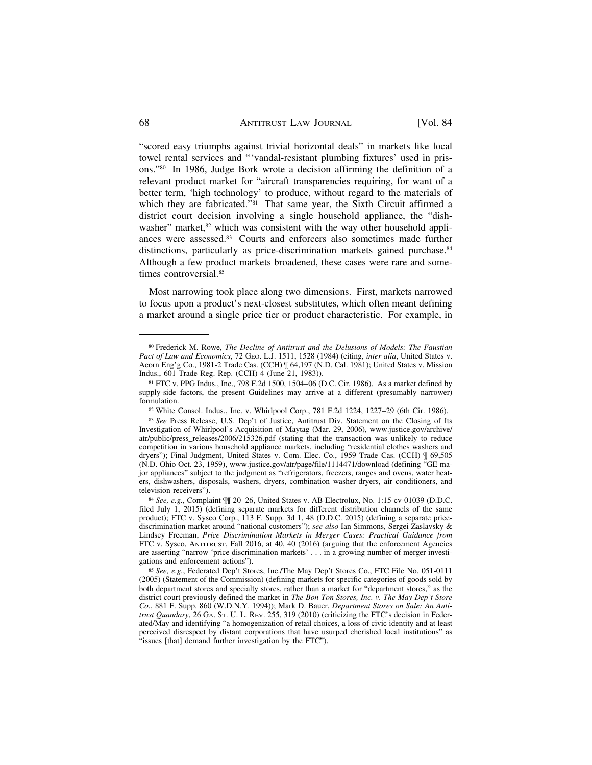"scored easy triumphs against trivial horizontal deals" in markets like local towel rental services and "'vandal-resistant plumbing fixtures' used in prisons."[80] In 1986, Judge Bork wrote a decision affirming the definition of a relevant product market for "aircraft transparencies requiring, for want of a better term, 'high technology' to produce, without regard to the materials of which they are fabricated."[81] That same year, the Sixth Circuit affirmed a district court decision involving a single household appliance, the "dishwasher" market,[82] which was consistent with the way other household appliances were assessed.[83] Courts and enforcers also sometimes made further distinctions, particularly as price-discrimination markets gained purchase.[84] Although a few product markets broadened, these cases were rare and sometimes controversial.[85]

Most narrowing took place along two dimensions. First, markets narrowed to focus upon a product's next-closest substitutes, which often meant defining a market around a single price tier or product characteristic. For example, in

---

[80] Frederick M. Rowe, *The Decline of Antitrust and the Delusions of Models: The Faustian Pact of Law and Economics*, 72 Geo. L.J. 1511, 1528 (1984) (citing, *inter alia*, United States v. Acorn Eng'g Co., 1981-2 Trade Cas. (CCH) ¶ 64,197 (N.D. Cal. 1981); United States v. Mission Indus., 601 Trade Reg. Rep. (CCH) 4 (June 21, 1983)).

[81] FTC v. PPG Indus., Inc., 798 F.2d 1500, 1504–06 (D.C. Cir. 1986). As a market defined by supply-side factors, the present Guidelines may arrive at a different (presumably narrower) formulation.

[82] White Consol. Indus., Inc. v. Whirlpool Corp., 781 F.2d 1224, 1227–29 (6th Cir. 1986).

[83] *See* Press Release, U.S. Dep't of Justice, Antitrust Div. Statement on the Closing of Its Investigation of Whirlpool's Acquisition of Maytag (Mar. 29, 2006), www.justice.gov/archive/atr/public/press_releases/2006/215326.pdf (stating that the transaction was unlikely to reduce competition in various household appliance markets, including "residential clothes washers and dryers"); Final Judgment, United States v. Com. Elec. Co., 1959 Trade Cas. (CCH) ¶ 69,505 (N.D. Ohio Oct. 23, 1959), www.justice.gov/atr/page/file/1114471/download (defining "GE major appliances" subject to the judgment as "refrigerators, freezers, ranges and ovens, water heaters, dishwashers, disposals, washers, dryers, combination washer-dryers, air conditioners, and television receivers").

[84] *See, e.g.*, Complaint ¶¶ 20–26, United States v. AB Electrolux, No. 1:15-cv-01039 (D.D.C. filed July 1, 2015) (defining separate markets for different distribution channels of the same product); FTC v. Sysco Corp., 113 F. Supp. 3d 1, 48 (D.D.C. 2015) (defining a separate price-discrimination market around "national customers"); *see also* Ian Simmons, Sergei Zaslavsky & Lindsey Freeman, *Price Discrimination Markets in Merger Cases: Practical Guidance from* FTC v. Sysco, Antitrust, Fall 2016, at 40, 40 (2016) (arguing that the enforcement Agencies are asserting "narrow 'price discrimination markets' . . . in a growing number of merger investigations and enforcement actions").

[85] *See, e.g.*, Federated Dep't Stores, Inc./The May Dep't Stores Co., FTC File No. 051-0111 (2005) (Statement of the Commission) (defining markets for specific categories of goods sold by both department stores and specialty stores, rather than a market for "department stores," as the district court previously defined the market in *The Bon-Ton Stores, Inc. v. The May Dep't Store Co.*, 881 F. Supp. 860 (W.D.N.Y. 1994)); Mark D. Bauer, *Department Stores on Sale: An Antitrust Quandary*, 26 Ga. St. U. L. Rev. 255, 319 (2010) (criticizing the FTC's decision in Federated/May and identifying "a homogenization of retail choices, a loss of civic identity and at least perceived disrespect by distant corporations that have usurped cherished local institutions" as "issues [that] demand further investigation by the FTC").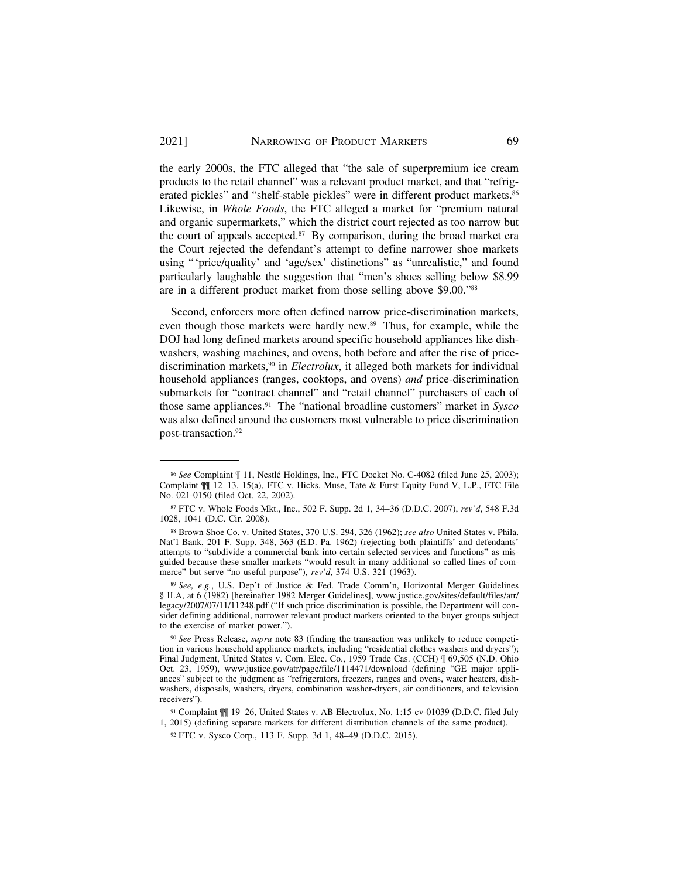the early 2000s, the FTC alleged that "the sale of superpremium ice cream products to the retail channel" was a relevant product market, and that "refrigerated pickles" and "shelf-stable pickles" were in different product markets.[86] Likewise, in *Whole Foods*, the FTC alleged a market for "premium natural and organic supermarkets," which the district court rejected as too narrow but the court of appeals accepted.[87] By comparison, during the broad market era the Court rejected the defendant's attempt to define narrower shoe markets using "'price/quality' and 'age/sex' distinctions" as "unrealistic," and found particularly laughable the suggestion that "men's shoes selling below $8.99 are in a different product market from those selling above $9.00."[88]

Second, enforcers more often defined narrow price-discrimination markets, even though those markets were hardly new.[89] Thus, for example, while the DOJ had long defined markets around specific household appliances like dishwashers, washing machines, and ovens, both before and after the rise of price-discrimination markets,[90] in *Electrolux*, it alleged both markets for individual household appliances (ranges, cooktops, and ovens) *and* price-discrimination submarkets for "contract channel" and "retail channel" purchasers of each of those same appliances.[91] The "national broadline customers" market in *Sysco* was also defined around the customers most vulnerable to price discrimination post-transaction.[92]

---

[86] *See* Complaint ¶ 11, Nestlé Holdings, Inc., FTC Docket No. C-4082 (filed June 25, 2003); Complaint ¶¶ 12–13, 15(a), FTC v. Hicks, Muse, Tate & Furst Equity Fund V, L.P., FTC File No. 021-0150 (filed Oct. 22, 2002).

[87] FTC v. Whole Foods Mkt., Inc., 502 F. Supp. 2d 1, 34–36 (D.D.C. 2007), *rev'd*, 548 F.3d 1028, 1041 (D.C. Cir. 2008).

[88] Brown Shoe Co. v. United States, 370 U.S. 294, 326 (1962); *see also* United States v. Phila. Nat'l Bank, 201 F. Supp. 348, 363 (E.D. Pa. 1962) (rejecting both plaintiffs' and defendants' attempts to "subdivide a commercial bank into certain selected services and functions" as misguided because these smaller markets "would result in many additional so-called lines of commerce" but serve "no useful purpose"), *rev'd*, 374 U.S. 321 (1963).

[89] *See, e.g.*, U.S. Dep't of Justice & Fed. Trade Comm'n, Horizontal Merger Guidelines § II.A, at 6 (1982) [hereinafter 1982 Merger Guidelines], www.justice.gov/sites/default/files/atr/legacy/2007/07/11/11248.pdf ("If such price discrimination is possible, the Department will consider defining additional, narrower relevant product markets oriented to the buyer groups subject to the exercise of market power.").

[90] *See* Press Release, *supra* note 83 (finding the transaction was unlikely to reduce competition in various household appliance markets, including "residential clothes washers and dryers"); Final Judgment, United States v. Com. Elec. Co., 1959 Trade Cas. (CCH) ¶ 69,505 (N.D. Ohio Oct. 23, 1959), www.justice.gov/atr/page/file/1114471/download (defining "GE major appliances" subject to the judgment as "refrigerators, freezers, ranges and ovens, water heaters, dishwashers, disposals, washers, dryers, combination washer-dryers, air conditioners, and television receivers").

[91] Complaint ¶¶ 19–26, United States v. AB Electrolux, No. 1:15-cv-01039 (D.D.C. filed July 1, 2015) (defining separate markets for different distribution channels of the same product).

[92] FTC v. Sysco Corp., 113 F. Supp. 3d 1, 48–49 (D.D.C. 2015).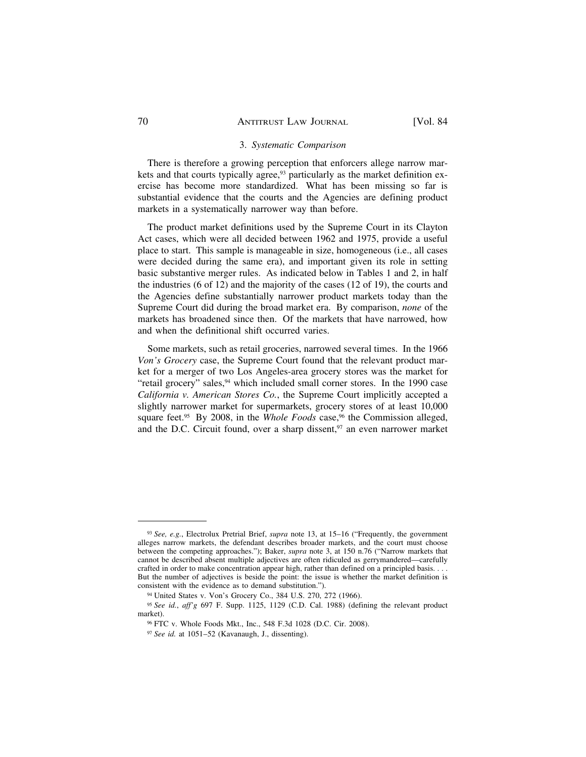### 3. *Systematic Comparison*

There is therefore a growing perception that enforcers allege narrow markets and that courts typically agree,[93] particularly as the market definition exercise has become more standardized. What has been missing so far is substantial evidence that the courts and the Agencies are defining product markets in a systematically narrower way than before.

The product market definitions used by the Supreme Court in its Clayton Act cases, which were all decided between 1962 and 1975, provide a useful place to start. This sample is manageable in size, homogeneous (i.e., all cases were decided during the same era), and important given its role in setting basic substantive merger rules. As indicated below in Tables 1 and 2, in half the industries (6 of 12) and the majority of the cases (12 of 19), the courts and the Agencies define substantially narrower product markets today than the Supreme Court did during the broad market era. By comparison, *none* of the markets has broadened since then. Of the markets that have narrowed, how and when the definitional shift occurred varies.

Some markets, such as retail groceries, narrowed several times. In the 1966 *Von's Grocery* case, the Supreme Court found that the relevant product market for a merger of two Los Angeles-area grocery stores was the market for "retail grocery" sales,[94] which included small corner stores. In the 1990 case *California v. American Stores Co.*, the Supreme Court implicitly accepted a slightly narrower market for supermarkets, grocery stores of at least 10,000 square feet.[95] By 2008, in the *Whole Foods* case,[96] the Commission alleged, and the D.C. Circuit found, over a sharp dissent,[97] an even narrower market

---

[93] *See, e.g.*, Electrolux Pretrial Brief, *supra* note 13, at 15–16 ("Frequently, the government alleges narrow markets, the defendant describes broader markets, and the court must choose between the competing approaches."); Baker, *supra* note 3, at 150 n.76 ("Narrow markets that cannot be described absent multiple adjectives are often ridiculed as gerrymandered—carefully crafted in order to make concentration appear high, rather than defined on a principled basis. . . . But the number of adjectives is beside the point: the issue is whether the market definition is consistent with the evidence as to demand substitution.").

[94] United States v. Von's Grocery Co., 384 U.S. 270, 272 (1966).

[95] *See id.*, *aff'g* 697 F. Supp. 1125, 1129 (C.D. Cal. 1988) (defining the relevant product market).

[96] FTC v. Whole Foods Mkt., Inc., 548 F.3d 1028 (D.C. Cir. 2008).

[97] *See id.* at 1051–52 (Kavanaugh, J., dissenting).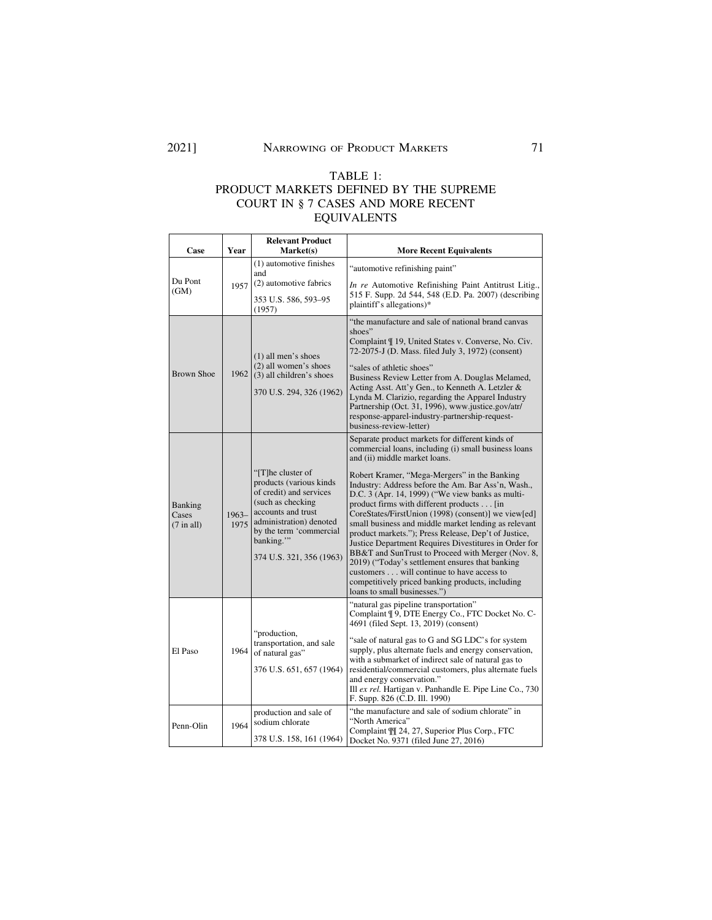## TABLE 1: PRODUCT MARKETS DEFINED BY THE SUPREME COURT IN § 7 CASES AND MORE RECENT EQUIVALENTS

| Case | Year | Relevant Product Market(s) | More Recent Equivalents |
|---|---|---|---|
| Du Pont (GM) | 1957 | (1) automotive finishes and (2) automotive fabrics<br><br>353 U.S. 586, 593–95 (1957) | "automotive refinishing paint"<br><br>*In re* Automotive Refinishing Paint Antitrust Litig., 515 F. Supp. 2d 544, 548 (E.D. Pa. 2007) (describing plaintiff's allegations)* |
| Brown Shoe | 1962 | (1) all men's shoes<br>(2) all women's shoes<br>(3) all children's shoes<br><br>370 U.S. 294, 326 (1962) | "the manufacture and sale of national brand canvas shoes"<br>Complaint ¶ 19, United States v. Converse, No. Civ. 72-2075-J (D. Mass. filed July 3, 1972) (consent)<br><br>"sales of athletic shoes"<br>Business Review Letter from A. Douglas Melamed, Acting Asst. Att'y Gen., to Kenneth A. Letzler & Lynda M. Clarizio, regarding the Apparel Industry Partnership (Oct. 31, 1996), www.justice.gov/atr/response-apparel-industry-partnership-request-business-review-letter) |
| Banking Cases (7 in all) | 1963–1975 | "[T]he cluster of products (various kinds of credit) and services (such as checking accounts and trust administration) denoted by the term 'commercial banking.'"<br><br>374 U.S. 321, 356 (1963) | Separate product markets for different kinds of commercial loans, including (i) small business loans and (ii) middle market loans.<br><br>Robert Kramer, "Mega-Mergers" in the Banking Industry: Address before the Am. Bar Ass'n, Wash., D.C. 3 (Apr. 14, 1999) ("We view banks as multi-product firms with different products . . . [in CoreStates/FirstUnion (1998) (consent)] we view[ed] small business and middle market lending as relevant product markets."); Press Release, Dep't of Justice, Justice Department Requires Divestitures in Order for BB&T and SunTrust to Proceed with Merger (Nov. 8, 2019) ("Today's settlement ensures that banking customers . . . will continue to have access to competitively priced banking products, including loans to small businesses.") |
| El Paso | 1964 | "production, transportation, and sale of natural gas"<br><br>376 U.S. 651, 657 (1964) | "natural gas pipeline transportation"<br>Complaint ¶ 9, DTE Energy Co., FTC Docket No. C-4691 (filed Sept. 13, 2019) (consent)<br><br>"sale of natural gas to G and SG LDC's for system supply, plus alternate fuels and energy conservation, with a submarket of indirect sale of natural gas to residential/commercial customers, plus alternate fuels and energy conservation."<br>Ill *ex rel.* Hartigan v. Panhandle E. Pipe Line Co., 730 F. Supp. 826 (C.D. Ill. 1990) |
| Penn-Olin | 1964 | production and sale of sodium chlorate<br><br>378 U.S. 158, 161 (1964) | "the manufacture and sale of sodium chlorate" in "North America"<br>Complaint ¶¶ 24, 27, Superior Plus Corp., FTC Docket No. 9371 (filed June 27, 2016) |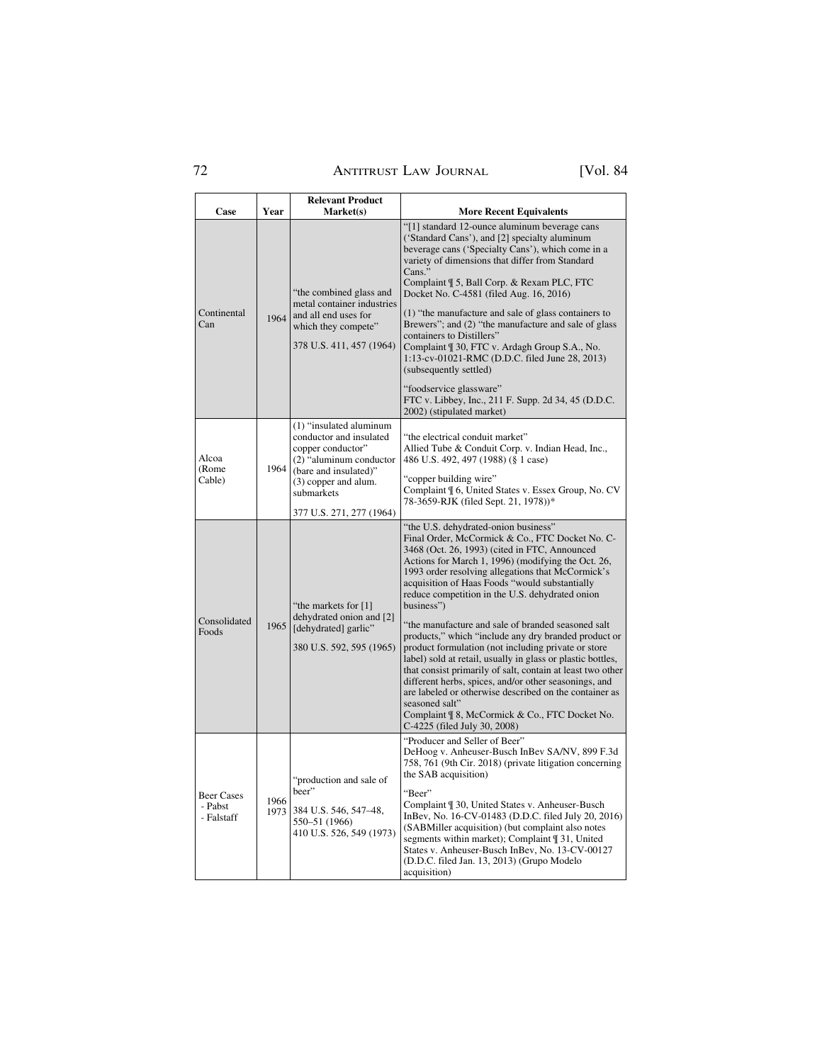| Case | Year | Relevant Product Market(s) | More Recent Equivalents |
|---|---|---|---|
| Continental Can | 1964 | "the combined glass and metal container industries and all end uses for which they compete" 378 U.S. 411, 457 (1964) | "[1] standard 12-ounce aluminum beverage cans ('Standard Cans'), and [2] specialty aluminum beverage cans ('Specialty Cans'), which come in a variety of dimensions that differ from Standard Cans." Complaint ¶ 5, Ball Corp. & Rexam PLC, FTC Docket No. C-4581 (filed Aug. 16, 2016)<br><br>(1) "the manufacture and sale of glass containers to Brewers"; and (2) "the manufacture and sale of glass containers to Distillers" Complaint ¶ 30, FTC v. Ardagh Group S.A., No. 1:13-cv-01021-RMC (D.D.C. filed June 28, 2013) (subsequently settled)<br><br>"foodservice glassware" FTC v. Libbey, Inc., 211 F. Supp. 2d 34, 45 (D.D.C. 2002) (stipulated market) |
| Alcoa (Rome Cable) | 1964 | (1) "insulated aluminum conductor and insulated copper conductor" (2) "aluminum conductor (bare and insulated)" (3) copper and alum. submarkets<br><br>377 U.S. 271, 277 (1964) | "the electrical conduit market" Allied Tube & Conduit Corp. v. Indian Head, Inc., 486 U.S. 492, 497 (1988) (§ 1 case)<br><br>"copper building wire" Complaint ¶ 6, United States v. Essex Group, No. CV 78-3659-RJK (filed Sept. 21, 1978))* |
| Consolidated Foods | 1965 | "the markets for [1] dehydrated onion and [2] [dehydrated] garlic"<br><br>380 U.S. 592, 595 (1965) | "the U.S. dehydrated-onion business" Final Order, McCormick & Co., FTC Docket No. C-3468 (Oct. 26, 1993) (cited in FTC, Announced Actions for March 1, 1996) (modifying the Oct. 26, 1993 order resolving allegations that McCormick's acquisition of Haas Foods "would substantially reduce competition in the U.S. dehydrated onion business")<br><br>"the manufacture and sale of branded seasoned salt products," which "include any dry branded product or product formulation (not including private or store label) sold at retail, usually in glass or plastic bottles, that consist primarily of salt, contain at least two other different herbs, spices, and/or other seasonings, and are labeled or otherwise described on the container as seasoned salt" Complaint ¶ 8, McCormick & Co., FTC Docket No. C-4225 (filed July 30, 2008) |
| Beer Cases - Pabst - Falstaff | 1966 1973 | "production and sale of beer"<br><br>384 U.S. 546, 547–48, 550–51 (1966) 410 U.S. 526, 549 (1973) | "Producer and Seller of Beer" DeHoog v. Anheuser-Busch InBev SA/NV, 899 F.3d 758, 761 (9th Cir. 2018) (private litigation concerning the SAB acquisition)<br><br>"Beer" Complaint ¶ 30, United States v. Anheuser-Busch InBev, No. 16-CV-01483 (D.D.C. filed July 20, 2016) (SABMiller acquisition) (but complaint also notes segments within market); Complaint ¶ 31, United States v. Anheuser-Busch InBev, No. 13-CV-00127 (D.D.C. filed Jan. 13, 2013) (Grupo Modelo acquisition) |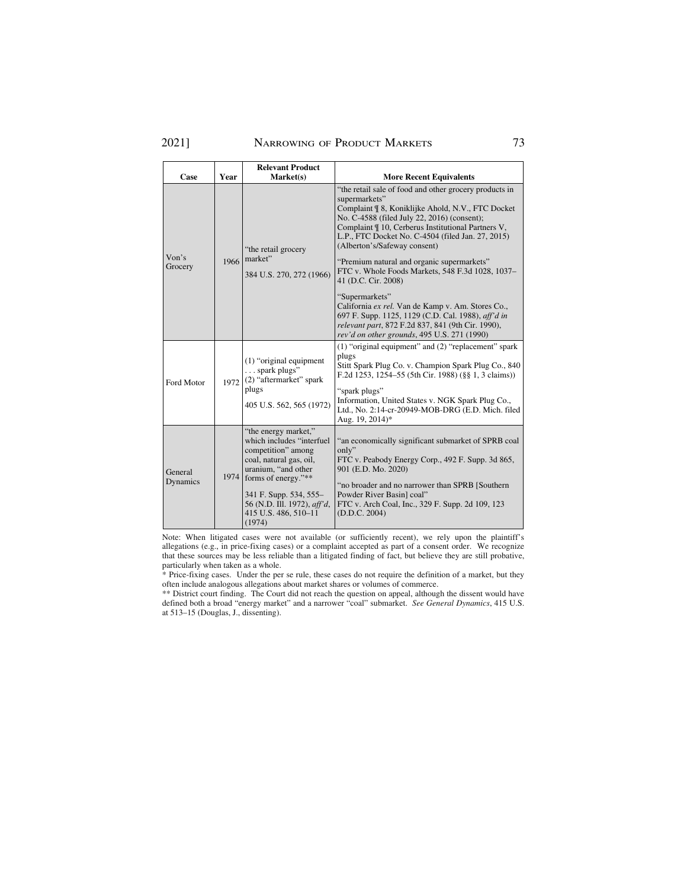| Case | Year | Relevant Product Market(s) | More Recent Equivalents |
|---|---|---|---|
| Von's Grocery | 1966 | "the retail grocery market"<br><br>384 U.S. 270, 272 (1966) | "the retail sale of food and other grocery products in supermarkets"<br>Complaint ¶ 8, Koniklijke Ahold, N.V., FTC Docket No. C-4588 (filed July 22, 2016) (consent); Complaint ¶ 10, Cerberus Institutional Partners V, L.P., FTC Docket No. C-4504 (filed Jan. 27, 2015) (Alberton's/Safeway consent)<br><br>"Premium natural and organic supermarkets"<br>FTC v. Whole Foods Markets, 548 F.3d 1028, 1037–41 (D.C. Cir. 2008)<br><br>"Supermarkets"<br>California *ex rel.* Van de Kamp v. Am. Stores Co., 697 F. Supp. 1125, 1129 (C.D. Cal. 1988), *aff'd in relevant part*, 872 F.2d 837, 841 (9th Cir. 1990), *rev'd on other grounds*, 495 U.S. 271 (1990) |
| Ford Motor | 1972 | (1) "original equipment . . . spark plugs"<br>(2) "aftermarket" spark plugs<br><br>405 U.S. 562, 565 (1972) | (1) "original equipment" and (2) "replacement" spark plugs<br>Stitt Spark Plug Co. v. Champion Spark Plug Co., 840 F.2d 1253, 1254–55 (5th Cir. 1988) (§§ 1, 3 claims))<br><br>"spark plugs"<br>Information, United States v. NGK Spark Plug Co., Ltd., No. 2:14-cr-20949-MOB-DRG (E.D. Mich. filed Aug. 19, 2014)* |
| General Dynamics | 1974 | "the energy market," which includes "interfuel competition" among coal, natural gas, oil, uranium, "and other forms of energy."**<br><br>341 F. Supp. 534, 555–56 (N.D. Ill. 1972), *aff'd*, 415 U.S. 486, 510–11 (1974) | "an economically significant submarket of SPRB coal only"<br>FTC v. Peabody Energy Corp., 492 F. Supp. 3d 865, 901 (E.D. Mo. 2020)<br><br>"no broader and no narrower than SPRB [Southern Powder River Basin] coal"<br>FTC v. Arch Coal, Inc., 329 F. Supp. 2d 109, 123 (D.D.C. 2004) |

Note: When litigated cases were not available (or sufficiently recent), we rely upon the plaintiff's allegations (e.g., in price-fixing cases) or a complaint accepted as part of a consent order. We recognize that these sources may be less reliable than a litigated finding of fact, but believe they are still probative, particularly when taken as a whole.

\* Price-fixing cases. Under the per se rule, these cases do not require the definition of a market, but they often include analogous allegations about market shares or volumes of commerce.

\*\* District court finding. The Court did not reach the question on appeal, although the dissent would have defined both a broad "energy market" and a narrower "coal" submarket. *See General Dynamics*, 415 U.S. at 513–15 (Douglas, J., dissenting).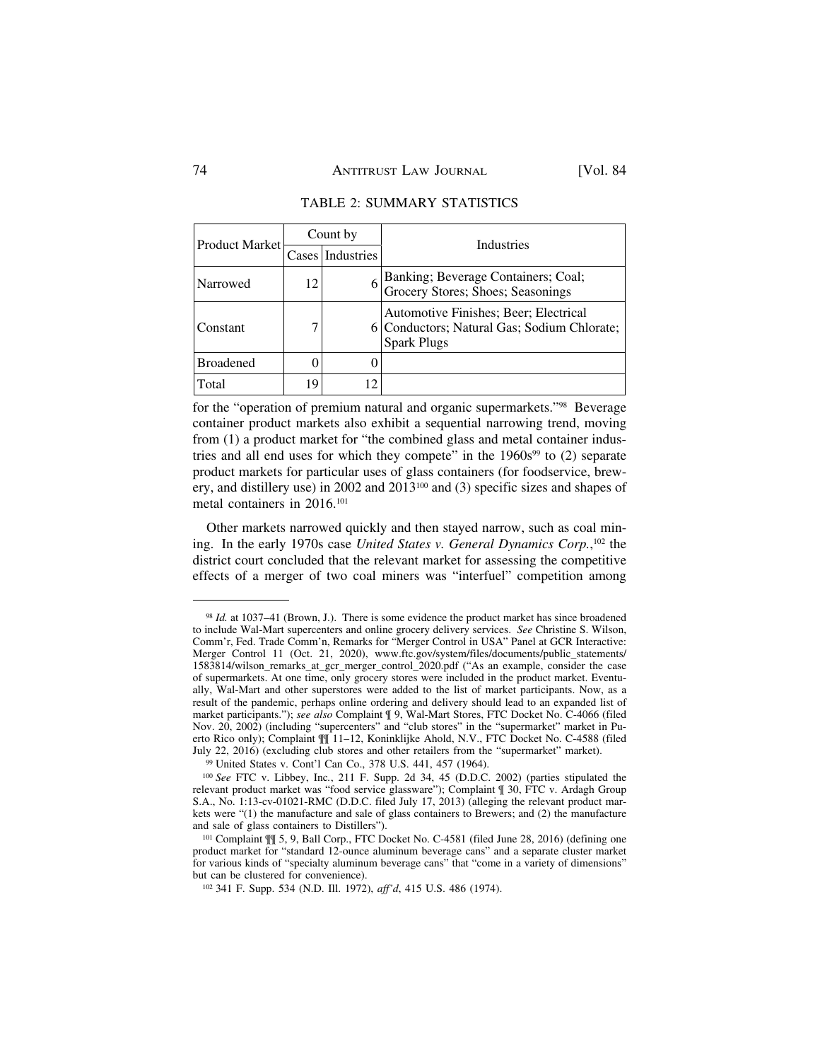TABLE 2: SUMMARY STATISTICS

| Product Market | Count by | | Industries |
|---|---|---|---|
| | Cases | Industries | |
| Narrowed | 12 | 6 | Banking; Beverage Containers; Coal; Grocery Stores; Shoes; Seasonings |
| Constant | 7 | 6 | Automotive Finishes; Beer; Electrical Conductors; Natural Gas; Sodium Chlorate; Spark Plugs |
| Broadened | 0 | 0 | |
| Total | 19 | 12 | |

for the "operation of premium natural and organic supermarkets."[98] Beverage container product markets also exhibit a sequential narrowing trend, moving from (1) a product market for "the combined glass and metal container industries and all end uses for which they compete" in the 1960s[99] to (2) separate product markets for particular uses of glass containers (for foodservice, brewery, and distillery use) in 2002 and 2013[100] and (3) specific sizes and shapes of metal containers in 2016.[101]

Other markets narrowed quickly and then stayed narrow, such as coal mining. In the early 1970s case *United States v. General Dynamics Corp.*,[102] the district court concluded that the relevant market for assessing the competitive effects of a merger of two coal miners was "interfuel" competition among

---

[98] *Id.* at 1037–41 (Brown, J.). There is some evidence the product market has since broadened to include Wal-Mart supercenters and online grocery delivery services. *See* Christine S. Wilson, Comm'r, Fed. Trade Comm'n, Remarks for "Merger Control in USA" Panel at GCR Interactive: Merger Control 11 (Oct. 21, 2020), www.ftc.gov/system/files/documents/public_statements/1583814/wilson_remarks_at_gcr_merger_control_2020.pdf ("As an example, consider the case of supermarkets. At one time, only grocery stores were included in the product market. Eventually, Wal-Mart and other superstores were added to the list of market participants. Now, as a result of the pandemic, perhaps online ordering and delivery should lead to an expanded list of market participants."); *see also* Complaint ¶ 9, Wal-Mart Stores, FTC Docket No. C-4066 (filed Nov. 20, 2002) (including "supercenters" and "club stores" in the "supermarket" market in Puerto Rico only); Complaint ¶¶ 11–12, Koninklijke Ahold, N.V., FTC Docket No. C-4588 (filed July 22, 2016) (excluding club stores and other retailers from the "supermarket" market).

[99] United States v. Cont'l Can Co., 378 U.S. 441, 457 (1964).

[100] *See* FTC v. Libbey, Inc., 211 F. Supp. 2d 34, 45 (D.D.C. 2002) (parties stipulated the relevant product market was "food service glassware"); Complaint ¶ 30, FTC v. Ardagh Group S.A., No. 1:13-cv-01021-RMC (D.D.C. filed July 17, 2013) (alleging the relevant product markets were "(1) the manufacture and sale of glass containers to Brewers; and (2) the manufacture and sale of glass containers to Distillers").

[101] Complaint ¶¶ 5, 9, Ball Corp., FTC Docket No. C-4581 (filed June 28, 2016) (defining one product market for "standard 12-ounce aluminum beverage cans" and a separate cluster market for various kinds of "specialty aluminum beverage cans" that "come in a variety of dimensions" but can be clustered for convenience).

[102] 341 F. Supp. 534 (N.D. Ill. 1972), *aff'd*, 415 U.S. 486 (1974).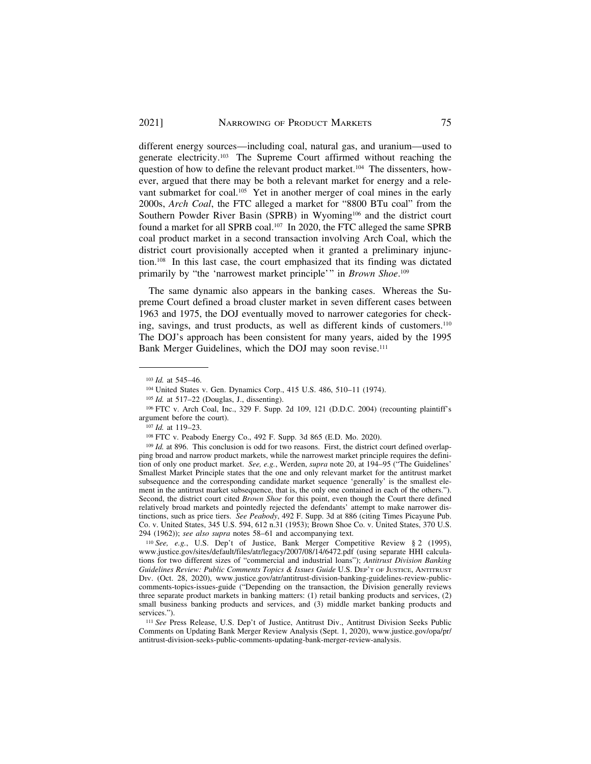different energy sources—including coal, natural gas, and uranium—used to generate electricity.[103] The Supreme Court affirmed without reaching the question of how to define the relevant product market.[104] The dissenters, however, argued that there may be both a relevant market for energy and a relevant submarket for coal.[105] Yet in another merger of coal mines in the early 2000s, *Arch Coal*, the FTC alleged a market for "8800 BTu coal" from the Southern Powder River Basin (SPRB) in Wyoming[106] and the district court found a market for all SPRB coal.[107] In 2020, the FTC alleged the same SPRB coal product market in a second transaction involving Arch Coal, which the district court provisionally accepted when it granted a preliminary injunction.[108] In this last case, the court emphasized that its finding was dictated primarily by "the 'narrowest market principle' " in *Brown Shoe*.[109]

The same dynamic also appears in the banking cases. Whereas the Supreme Court defined a broad cluster market in seven different cases between 1963 and 1975, the DOJ eventually moved to narrower categories for checking, savings, and trust products, as well as different kinds of customers.[110] The DOJ's approach has been consistent for many years, aided by the 1995 Bank Merger Guidelines, which the DOJ may soon revise.[111]

---

[103] *Id.* at 545–46.

[104] United States v. Gen. Dynamics Corp., 415 U.S. 486, 510–11 (1974).

[105] *Id.* at 517–22 (Douglas, J., dissenting).

[106] FTC v. Arch Coal, Inc., 329 F. Supp. 2d 109, 121 (D.D.C. 2004) (recounting plaintiff's argument before the court).

[107] *Id.* at 119–23.

[108] FTC v. Peabody Energy Co., 492 F. Supp. 3d 865 (E.D. Mo. 2020).

[109] *Id.* at 896. This conclusion is odd for two reasons. First, the district court defined overlapping broad and narrow product markets, while the narrowest market principle requires the definition of only one product market. *See, e.g.*, Werden, *supra* note 20, at 194–95 ("The Guidelines' Smallest Market Principle states that the one and only relevant market for the antitrust market subsequence and the corresponding candidate market sequence 'generally' is the smallest element in the antitrust market subsequence, that is, the only one contained in each of the others."). Second, the district court cited *Brown Shoe* for this point, even though the Court there defined relatively broad markets and pointedly rejected the defendants' attempt to make narrower distinctions, such as price tiers. *See Peabody*, 492 F. Supp. 3d at 886 (citing Times Picayune Pub. Co. v. United States, 345 U.S. 594, 612 n.31 (1953); Brown Shoe Co. v. United States, 370 U.S. 294 (1962)); *see also supra* notes 58–61 and accompanying text.

[110] *See, e.g.*, U.S. Dep't of Justice, Bank Merger Competitive Review § 2 (1995), www.justice.gov/sites/default/files/atr/legacy/2007/08/14/6472.pdf (using separate HHI calculations for two different sizes of "commercial and industrial loans"); *Antitrust Division Banking Guidelines Review: Public Comments Topics & Issues Guide* U.S. DEP'T OF JUSTICE, ANTITRUST DIV. (Oct. 28, 2020), www.justice.gov/atr/antitrust-division-banking-guidelines-review-public-comments-topics-issues-guide ("Depending on the transaction, the Division generally reviews three separate product markets in banking matters: (1) retail banking products and services, (2) small business banking products and services, and (3) middle market banking products and services.").

[111] *See* Press Release, U.S. Dep't of Justice, Antitrust Div., Antitrust Division Seeks Public Comments on Updating Bank Merger Review Analysis (Sept. 1, 2020), www.justice.gov/opa/pr/antitrust-division-seeks-public-comments-updating-bank-merger-review-analysis.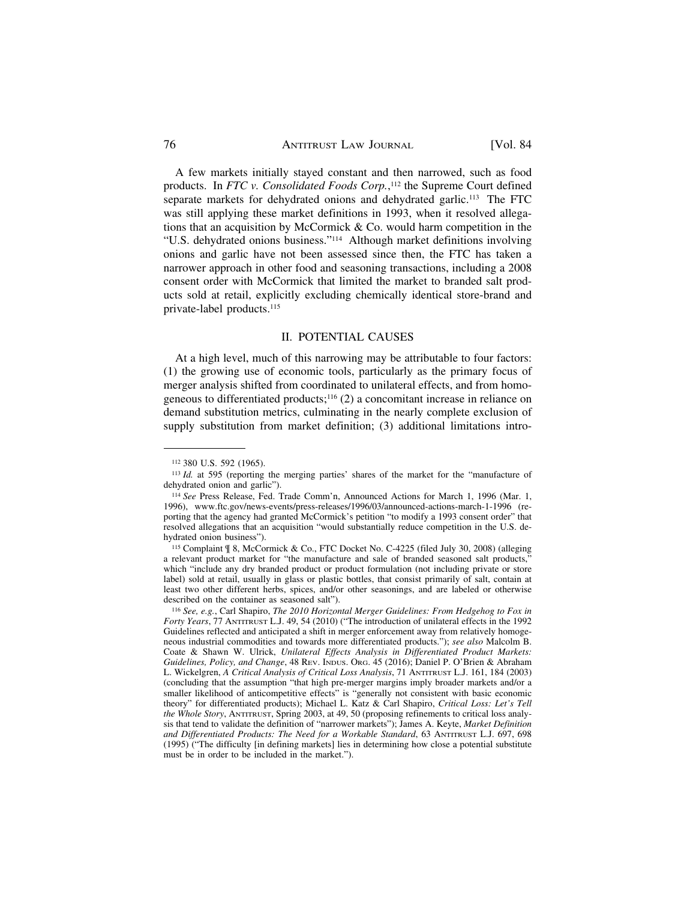A few markets initially stayed constant and then narrowed, such as food products. In *FTC v. Consolidated Foods Corp.*,[112] the Supreme Court defined separate markets for dehydrated onions and dehydrated garlic.[113] The FTC was still applying these market definitions in 1993, when it resolved allegations that an acquisition by McCormick & Co. would harm competition in the "U.S. dehydrated onions business."[114] Although market definitions involving onions and garlic have not been assessed since then, the FTC has taken a narrower approach in other food and seasoning transactions, including a 2008 consent order with McCormick that limited the market to branded salt products sold at retail, explicitly excluding chemically identical store-brand and private-label products.[115]

## II. POTENTIAL CAUSES

At a high level, much of this narrowing may be attributable to four factors: (1) the growing use of economic tools, particularly as the primary focus of merger analysis shifted from coordinated to unilateral effects, and from homogeneous to differentiated products;[116] (2) a concomitant increase in reliance on demand substitution metrics, culminating in the nearly complete exclusion of supply substitution from market definition; (3) additional limitations intro-

---

[112] 380 U.S. 592 (1965).

[113] *Id.* at 595 (reporting the merging parties' shares of the market for the "manufacture of dehydrated onion and garlic").

[114] *See* Press Release, Fed. Trade Comm'n, Announced Actions for March 1, 1996 (Mar. 1, 1996), www.ftc.gov/news-events/press-releases/1996/03/announced-actions-march-1-1996 (reporting that the agency had granted McCormick's petition "to modify a 1993 consent order" that resolved allegations that an acquisition "would substantially reduce competition in the U.S. dehydrated onion business").

[115] Complaint ¶ 8, McCormick & Co., FTC Docket No. C-4225 (filed July 30, 2008) (alleging a relevant product market for "the manufacture and sale of branded seasoned salt products," which "include any dry branded product or product formulation (not including private or store label) sold at retail, usually in glass or plastic bottles, that consist primarily of salt, contain at least two other different herbs, spices, and/or other seasonings, and are labeled or otherwise described on the container as seasoned salt").

[116] *See, e.g.*, Carl Shapiro, *The 2010 Horizontal Merger Guidelines: From Hedgehog to Fox in Forty Years*, 77 ANTITRUST L.J. 49, 54 (2010) ("The introduction of unilateral effects in the 1992 Guidelines reflected and anticipated a shift in merger enforcement away from relatively homogeneous industrial commodities and towards more differentiated products."); *see also* Malcolm B. Coate & Shawn W. Ulrick, *Unilateral Effects Analysis in Differentiated Product Markets: Guidelines, Policy, and Change*, 48 REV. INDUS. ORG. 45 (2016); Daniel P. O'Brien & Abraham L. Wickelgren, *A Critical Analysis of Critical Loss Analysis*, 71 ANTITRUST L.J. 161, 184 (2003) (concluding that the assumption "that high pre-merger margins imply broader markets and/or a smaller likelihood of anticompetitive effects" is "generally not consistent with basic economic theory" for differentiated products); Michael L. Katz & Carl Shapiro, *Critical Loss: Let's Tell the Whole Story*, ANTITRUST, Spring 2003, at 49, 50 (proposing refinements to critical loss analysis that tend to validate the definition of "narrower markets"); James A. Keyte, *Market Definition and Differentiated Products: The Need for a Workable Standard*, 63 ANTITRUST L.J. 697, 698 (1995) ("The difficulty [in defining markets] lies in determining how close a potential substitute must be in order to be included in the market.").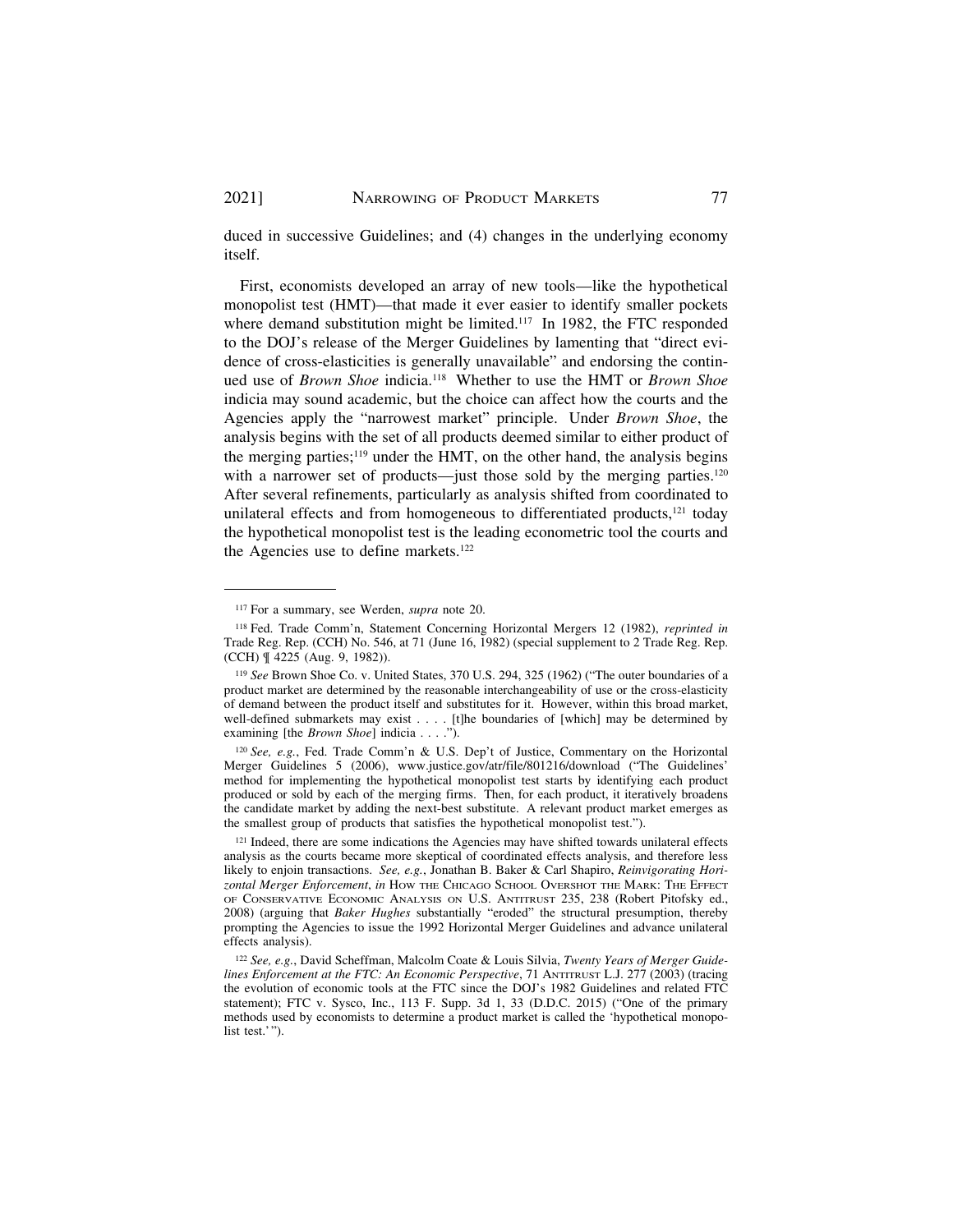duced in successive Guidelines; and (4) changes in the underlying economy itself.

First, economists developed an array of new tools—like the hypothetical monopolist test (HMT)—that made it ever easier to identify smaller pockets where demand substitution might be limited.[117] In 1982, the FTC responded to the DOJ's release of the Merger Guidelines by lamenting that "direct evidence of cross-elasticities is generally unavailable" and endorsing the continued use of *Brown Shoe* indicia.[118] Whether to use the HMT or *Brown Shoe* indicia may sound academic, but the choice can affect how the courts and the Agencies apply the "narrowest market" principle. Under *Brown Shoe*, the analysis begins with the set of all products deemed similar to either product of the merging parties;[119] under the HMT, on the other hand, the analysis begins with a narrower set of products—just those sold by the merging parties.[120] After several refinements, particularly as analysis shifted from coordinated to unilateral effects and from homogeneous to differentiated products,[121] today the hypothetical monopolist test is the leading econometric tool the courts and the Agencies use to define markets.[122]

---

[117] For a summary, see Werden, *supra* note 20.

[118] Fed. Trade Comm'n, Statement Concerning Horizontal Mergers 12 (1982), *reprinted in* Trade Reg. Rep. (CCH) No. 546, at 71 (June 16, 1982) (special supplement to 2 Trade Reg. Rep. (CCH) ¶ 4225 (Aug. 9, 1982)).

[119] *See* Brown Shoe Co. v. United States, 370 U.S. 294, 325 (1962) ("The outer boundaries of a product market are determined by the reasonable interchangeability of use or the cross-elasticity of demand between the product itself and substitutes for it. However, within this broad market, well-defined submarkets may exist . . . . [t]he boundaries of [which] may be determined by examining [the *Brown Shoe*] indicia . . . .").

[120] *See, e.g.*, Fed. Trade Comm'n & U.S. Dep't of Justice, Commentary on the Horizontal Merger Guidelines 5 (2006), www.justice.gov/atr/file/801216/download ("The Guidelines' method for implementing the hypothetical monopolist test starts by identifying each product produced or sold by each of the merging firms. Then, for each product, it iteratively broadens the candidate market by adding the next-best substitute. A relevant product market emerges as the smallest group of products that satisfies the hypothetical monopolist test.").

[121] Indeed, there are some indications the Agencies may have shifted towards unilateral effects analysis as the courts became more skeptical of coordinated effects analysis, and therefore less likely to enjoin transactions. *See, e.g.*, Jonathan B. Baker & Carl Shapiro, *Reinvigorating Horizontal Merger Enforcement*, *in* HOW THE CHICAGO SCHOOL OVERSHOT THE MARK: THE EFFECT OF CONSERVATIVE ECONOMIC ANALYSIS ON U.S. ANTITRUST 235, 238 (Robert Pitofsky ed., 2008) (arguing that *Baker Hughes* substantially "eroded" the structural presumption, thereby prompting the Agencies to issue the 1992 Horizontal Merger Guidelines and advance unilateral effects analysis).

[122] *See, e.g.*, David Scheffman, Malcolm Coate & Louis Silvia, *Twenty Years of Merger Guidelines Enforcement at the FTC: An Economic Perspective*, 71 ANTITRUST L.J. 277 (2003) (tracing the evolution of economic tools at the FTC since the DOJ's 1982 Guidelines and related FTC statement); FTC v. Sysco, Inc., 113 F. Supp. 3d 1, 33 (D.D.C. 2015) ("One of the primary methods used by economists to determine a product market is called the 'hypothetical monopolist test.'").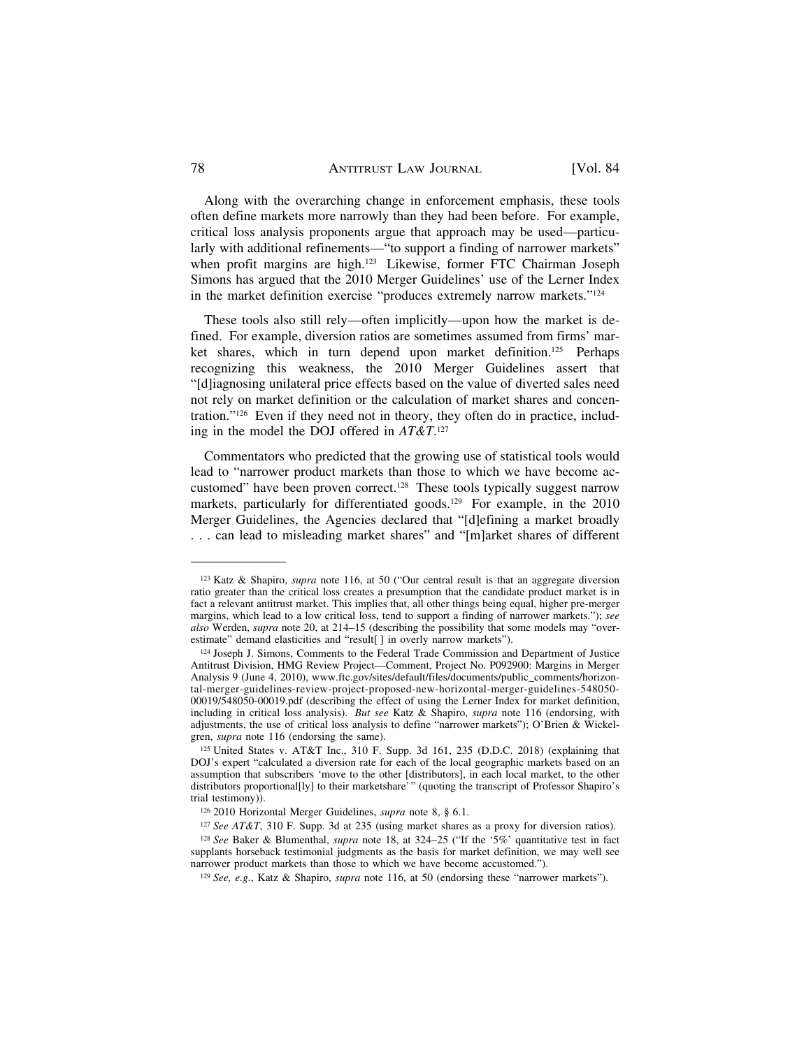Along with the overarching change in enforcement emphasis, these tools often define markets more narrowly than they had been before. For example, critical loss analysis proponents argue that approach may be used—particularly with additional refinements—"to support a finding of narrower markets" when profit margins are high.[123] Likewise, former FTC Chairman Joseph Simons has argued that the 2010 Merger Guidelines' use of the Lerner Index in the market definition exercise "produces extremely narrow markets."[124]

These tools also still rely—often implicitly—upon how the market is defined. For example, diversion ratios are sometimes assumed from firms' market shares, which in turn depend upon market definition.[125] Perhaps recognizing this weakness, the 2010 Merger Guidelines assert that "[d]iagnosing unilateral price effects based on the value of diverted sales need not rely on market definition or the calculation of market shares and concentration."[126] Even if they need not in theory, they often do in practice, including in the model the DOJ offered in *AT&T*.[127]

Commentators who predicted that the growing use of statistical tools would lead to "narrower product markets than those to which we have become accustomed" have been proven correct.[128] These tools typically suggest narrow markets, particularly for differentiated goods.[129] For example, in the 2010 Merger Guidelines, the Agencies declared that "[d]efining a market broadly . . . can lead to misleading market shares" and "[m]arket shares of different

---

[123] Katz & Shapiro, *supra* note 116, at 50 ("Our central result is that an aggregate diversion ratio greater than the critical loss creates a presumption that the candidate product market is in fact a relevant antitrust market. This implies that, all other things being equal, higher pre-merger margins, which lead to a low critical loss, tend to support a finding of narrower markets."); *see also* Werden, *supra* note 20, at 214–15 (describing the possibility that some models may "overestimate" demand elasticities and "result[ ] in overly narrow markets").

[124] Joseph J. Simons, Comments to the Federal Trade Commission and Department of Justice Antitrust Division, HMG Review Project—Comment, Project No. P092900: Margins in Merger Analysis 9 (June 4, 2010), www.ftc.gov/sites/default/files/documents/public_comments/horizontal-merger-guidelines-review-project-proposed-new-horizontal-merger-guidelines-548050-00019/548050-00019.pdf (describing the effect of using the Lerner Index for market definition, including in critical loss analysis). *But see* Katz & Shapiro, *supra* note 116 (endorsing, with adjustments, the use of critical loss analysis to define "narrower markets"); O'Brien & Wickelgren, *supra* note 116 (endorsing the same).

[125] United States v. AT&T Inc., 310 F. Supp. 3d 161, 235 (D.D.C. 2018) (explaining that DOJ's expert "calculated a diversion rate for each of the local geographic markets based on an assumption that subscribers 'move to the other [distributors], in each local market, to the other distributors proportional[ly] to their marketshare' " (quoting the transcript of Professor Shapiro's trial testimony)).

[126] 2010 Horizontal Merger Guidelines, *supra* note 8, § 6.1.

[127] *See AT&T*, 310 F. Supp. 3d at 235 (using market shares as a proxy for diversion ratios).

[128] *See* Baker & Blumenthal, *supra* note 18, at 324–25 ("If the '5%' quantitative test in fact supplants horseback testimonial judgments as the basis for market definition, we may well see narrower product markets than those to which we have become accustomed.").

[129] *See, e.g.*, Katz & Shapiro, *supra* note 116, at 50 (endorsing these "narrower markets").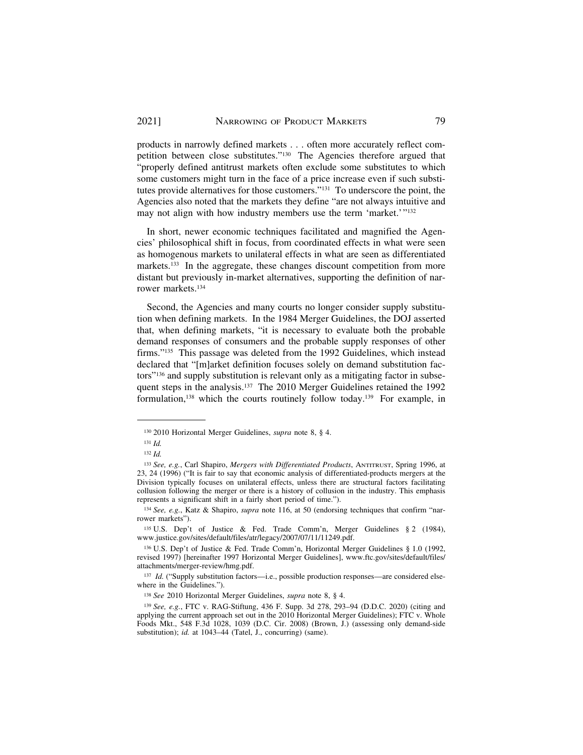products in narrowly defined markets . . . often more accurately reflect competition between close substitutes."[130] The Agencies therefore argued that "properly defined antitrust markets often exclude some substitutes to which some customers might turn in the face of a price increase even if such substitutes provide alternatives for those customers."[131] To underscore the point, the Agencies also noted that the markets they define "are not always intuitive and may not align with how industry members use the term 'market.'"[132]

In short, newer economic techniques facilitated and magnified the Agencies' philosophical shift in focus, from coordinated effects in what were seen as homogenous markets to unilateral effects in what are seen as differentiated markets.[133] In the aggregate, these changes discount competition from more distant but previously in-market alternatives, supporting the definition of narrower markets.[134]

Second, the Agencies and many courts no longer consider supply substitution when defining markets. In the 1984 Merger Guidelines, the DOJ asserted that, when defining markets, "it is necessary to evaluate both the probable demand responses of consumers and the probable supply responses of other firms."[135] This passage was deleted from the 1992 Guidelines, which instead declared that "[m]arket definition focuses solely on demand substitution factors"[136] and supply substitution is relevant only as a mitigating factor in subsequent steps in the analysis.[137] The 2010 Merger Guidelines retained the 1992 formulation,[138] which the courts routinely follow today.[139] For example, in

---

[130] 2010 Horizontal Merger Guidelines, *supra* note 8, § 4.

[131] *Id.*

[132] *Id.*

[133] *See, e.g.*, Carl Shapiro, *Mergers with Differentiated Products*, ANTITRUST, Spring 1996, at 23, 24 (1996) ("It is fair to say that economic analysis of differentiated-products mergers at the Division typically focuses on unilateral effects, unless there are structural factors facilitating collusion following the merger or there is a history of collusion in the industry. This emphasis represents a significant shift in a fairly short period of time.").

[134] *See, e.g.*, Katz & Shapiro, *supra* note 116, at 50 (endorsing techniques that confirm "narrower markets").

[135] U.S. Dep't of Justice & Fed. Trade Comm'n, Merger Guidelines § 2 (1984), www.justice.gov/sites/default/files/atr/legacy/2007/07/11/11249.pdf.

[136] U.S. Dep't of Justice & Fed. Trade Comm'n, Horizontal Merger Guidelines § 1.0 (1992, revised 1997) [hereinafter 1997 Horizontal Merger Guidelines], www.ftc.gov/sites/default/files/attachments/merger-review/hmg.pdf.

[137] *Id.* ("Supply substitution factors—i.e., possible production responses—are considered elsewhere in the Guidelines.").

[138] *See* 2010 Horizontal Merger Guidelines, *supra* note 8, § 4.

[139] *See, e.g.*, FTC v. RAG-Stiftung, 436 F. Supp. 3d 278, 293–94 (D.D.C. 2020) (citing and applying the current approach set out in the 2010 Horizontal Merger Guidelines); FTC v. Whole Foods Mkt., 548 F.3d 1028, 1039 (D.C. Cir. 2008) (Brown, J.) (assessing only demand-side substitution); *id.* at 1043–44 (Tatel, J., concurring) (same).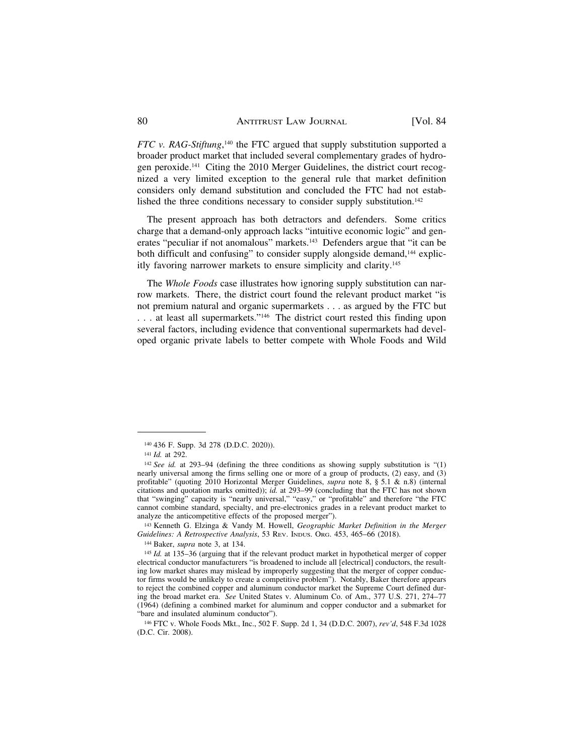*FTC v. RAG-Stiftung*,[140] the FTC argued that supply substitution supported a broader product market that included several complementary grades of hydrogen peroxide.[141] Citing the 2010 Merger Guidelines, the district court recognized a very limited exception to the general rule that market definition considers only demand substitution and concluded the FTC had not established the three conditions necessary to consider supply substitution.[142]

The present approach has both detractors and defenders. Some critics charge that a demand-only approach lacks "intuitive economic logic" and generates "peculiar if not anomalous" markets.[143] Defenders argue that "it can be both difficult and confusing" to consider supply alongside demand,[144] explicitly favoring narrower markets to ensure simplicity and clarity.[145]

The *Whole Foods* case illustrates how ignoring supply substitution can narrow markets. There, the district court found the relevant product market "is not premium natural and organic supermarkets . . . as argued by the FTC but . . . at least all supermarkets."[146] The district court rested this finding upon several factors, including evidence that conventional supermarkets had developed organic private labels to better compete with Whole Foods and Wild

---

[140] 436 F. Supp. 3d 278 (D.D.C. 2020)).

[141] *Id.* at 292.

[142] *See id.* at 293–94 (defining the three conditions as showing supply substitution is "(1) nearly universal among the firms selling one or more of a group of products, (2) easy, and (3) profitable" (quoting 2010 Horizontal Merger Guidelines, *supra* note 8, § 5.1 & n.8) (internal citations and quotation marks omitted)); *id.* at 293–99 (concluding that the FTC has not shown that "swinging" capacity is "nearly universal," "easy," or "profitable" and therefore "the FTC cannot combine standard, specialty, and pre-electronics grades in a relevant product market to analyze the anticompetitive effects of the proposed merger").

[143] Kenneth G. Elzinga & Vandy M. Howell, *Geographic Market Definition in the Merger Guidelines: A Retrospective Analysis*, 53 Rev. Indus. Org. 453, 465–66 (2018).

[144] Baker, *supra* note 3, at 134.

[145] *Id.* at 135–36 (arguing that if the relevant product market in hypothetical merger of copper electrical conductor manufacturers "is broadened to include all [electrical] conductors, the resulting low market shares may mislead by improperly suggesting that the merger of copper conductor firms would be unlikely to create a competitive problem"). Notably, Baker therefore appears to reject the combined copper and aluminum conductor market the Supreme Court defined during the broad market era. *See* United States v. Aluminum Co. of Am., 377 U.S. 271, 274–77 (1964) (defining a combined market for aluminum and copper conductor and a submarket for "bare and insulated aluminum conductor").

[146] FTC v. Whole Foods Mkt., Inc., 502 F. Supp. 2d 1, 34 (D.D.C. 2007), *rev'd*, 548 F.3d 1028 (D.C. Cir. 2008).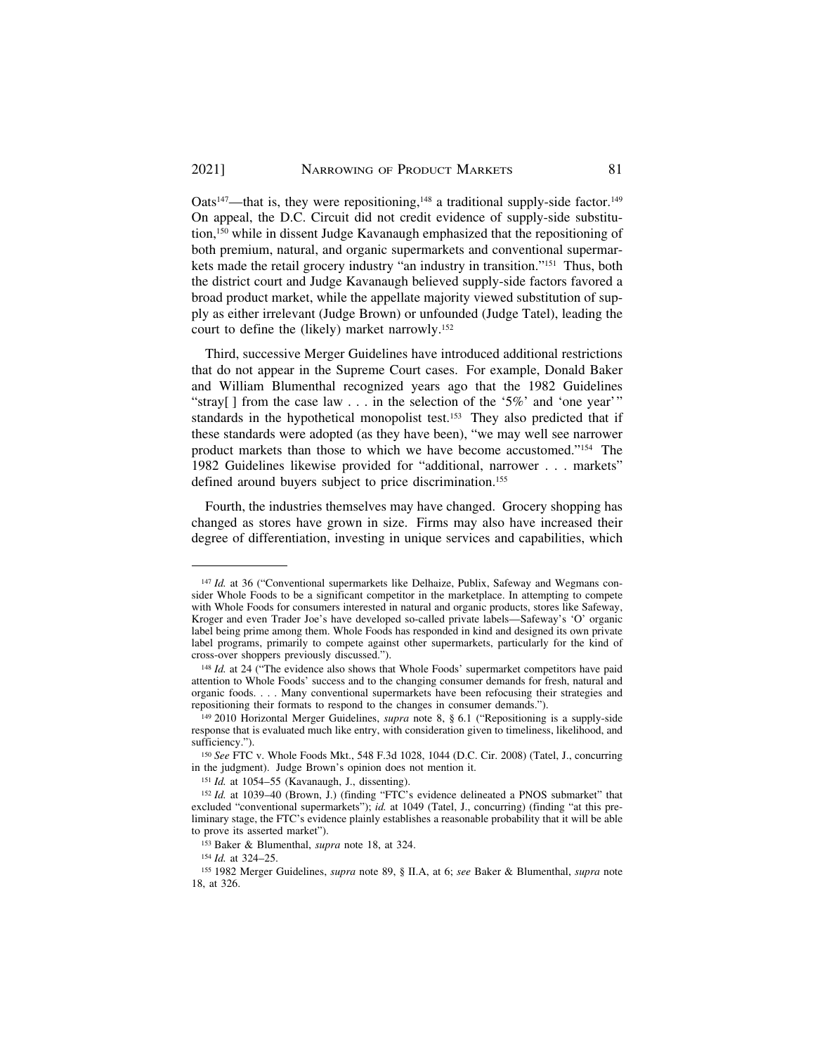Oats[147]—that is, they were repositioning,[148] a traditional supply-side factor.[149] On appeal, the D.C. Circuit did not credit evidence of supply-side substitution,[150] while in dissent Judge Kavanaugh emphasized that the repositioning of both premium, natural, and organic supermarkets and conventional supermarkets made the retail grocery industry "an industry in transition."[151] Thus, both the district court and Judge Kavanaugh believed supply-side factors favored a broad product market, while the appellate majority viewed substitution of supply as either irrelevant (Judge Brown) or unfounded (Judge Tatel), leading the court to define the (likely) market narrowly.[152]

Third, successive Merger Guidelines have introduced additional restrictions that do not appear in the Supreme Court cases. For example, Donald Baker and William Blumenthal recognized years ago that the 1982 Guidelines "stray[ ] from the case law . . . in the selection of the '5%' and 'one year' " standards in the hypothetical monopolist test.[153] They also predicted that if these standards were adopted (as they have been), "we may well see narrower product markets than those to which we have become accustomed."[154] The 1982 Guidelines likewise provided for "additional, narrower . . . markets" defined around buyers subject to price discrimination.[155]

Fourth, the industries themselves may have changed. Grocery shopping has changed as stores have grown in size. Firms may also have increased their degree of differentiation, investing in unique services and capabilities, which

---

[147] *Id.* at 36 ("Conventional supermarkets like Delhaize, Publix, Safeway and Wegmans consider Whole Foods to be a significant competitor in the marketplace. In attempting to compete with Whole Foods for consumers interested in natural and organic products, stores like Safeway, Kroger and even Trader Joe's have developed so-called private labels—Safeway's 'O' organic label being prime among them. Whole Foods has responded in kind and designed its own private label programs, primarily to compete against other supermarkets, particularly for the kind of cross-over shoppers previously discussed.").

[148] *Id.* at 24 ("The evidence also shows that Whole Foods' supermarket competitors have paid attention to Whole Foods' success and to the changing consumer demands for fresh, natural and organic foods. . . . Many conventional supermarkets have been refocusing their strategies and repositioning their formats to respond to the changes in consumer demands.").

[149] 2010 Horizontal Merger Guidelines, *supra* note 8, § 6.1 ("Repositioning is a supply-side response that is evaluated much like entry, with consideration given to timeliness, likelihood, and sufficiency.").

[150] *See* FTC v. Whole Foods Mkt., 548 F.3d 1028, 1044 (D.C. Cir. 2008) (Tatel, J., concurring in the judgment). Judge Brown's opinion does not mention it.

[151] *Id.* at 1054–55 (Kavanaugh, J., dissenting).

[152] *Id.* at 1039–40 (Brown, J.) (finding "FTC's evidence delineated a PNOS submarket" that excluded "conventional supermarkets"); *id.* at 1049 (Tatel, J., concurring) (finding "at this preliminary stage, the FTC's evidence plainly establishes a reasonable probability that it will be able to prove its asserted market").

[153] Baker & Blumenthal, *supra* note 18, at 324.

[154] *Id.* at 324–25.

[155] 1982 Merger Guidelines, *supra* note 89, § II.A, at 6; *see* Baker & Blumenthal, *supra* note 18, at 326.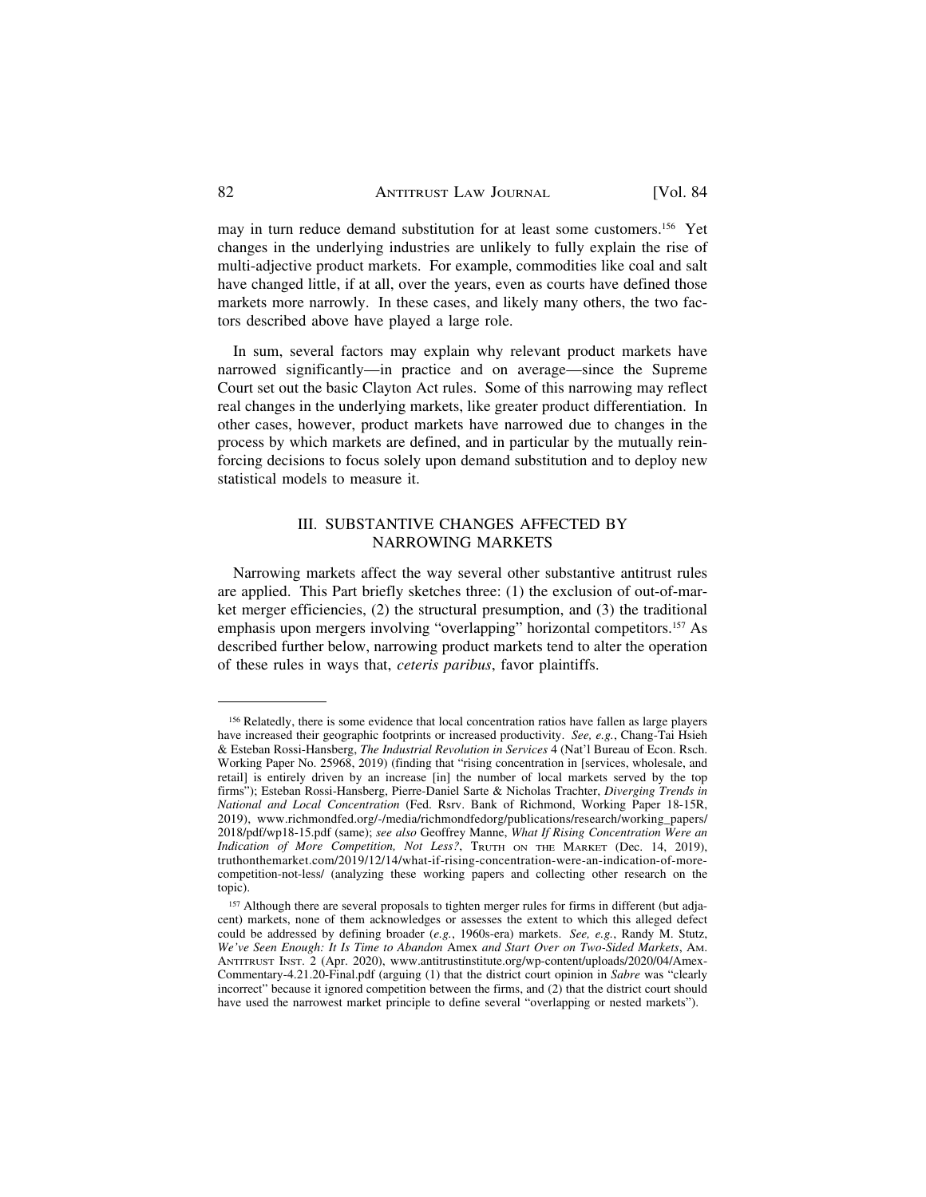may in turn reduce demand substitution for at least some customers.[156] Yet changes in the underlying industries are unlikely to fully explain the rise of multi-adjective product markets. For example, commodities like coal and salt have changed little, if at all, over the years, even as courts have defined those markets more narrowly. In these cases, and likely many others, the two factors described above have played a large role.

In sum, several factors may explain why relevant product markets have narrowed significantly—in practice and on average—since the Supreme Court set out the basic Clayton Act rules. Some of this narrowing may reflect real changes in the underlying markets, like greater product differentiation. In other cases, however, product markets have narrowed due to changes in the process by which markets are defined, and in particular by the mutually reinforcing decisions to focus solely upon demand substitution and to deploy new statistical models to measure it.

## III. SUBSTANTIVE CHANGES AFFECTED BY NARROWING MARKETS

Narrowing markets affect the way several other substantive antitrust rules are applied. This Part briefly sketches three: (1) the exclusion of out-of-market merger efficiencies, (2) the structural presumption, and (3) the traditional emphasis upon mergers involving "overlapping" horizontal competitors.[157] As described further below, narrowing product markets tend to alter the operation of these rules in ways that, *ceteris paribus*, favor plaintiffs.

---

[156] Relatedly, there is some evidence that local concentration ratios have fallen as large players have increased their geographic footprints or increased productivity. *See, e.g.*, Chang-Tai Hsieh & Esteban Rossi-Hansberg, *The Industrial Revolution in Services* 4 (Nat'l Bureau of Econ. Rsch. Working Paper No. 25968, 2019) (finding that "rising concentration in [services, wholesale, and retail] is entirely driven by an increase [in] the number of local markets served by the top firms"); Esteban Rossi-Hansberg, Pierre-Daniel Sarte & Nicholas Trachter, *Diverging Trends in National and Local Concentration* (Fed. Rsrv. Bank of Richmond, Working Paper 18-15R, 2019), www.richmondfed.org/-/media/richmondfedorg/publications/research/working_papers/2018/pdf/wp18-15.pdf (same); *see also* Geoffrey Manne, *What If Rising Concentration Were an Indication of More Competition, Not Less?*, TRUTH ON THE MARKET (Dec. 14, 2019), truthonthemarket.com/2019/12/14/what-if-rising-concentration-were-an-indication-of-more-competition-not-less/ (analyzing these working papers and collecting other research on the topic).

[157] Although there are several proposals to tighten merger rules for firms in different (but adjacent) markets, none of them acknowledges or assesses the extent to which this alleged defect could be addressed by defining broader (*e.g.*, 1960s-era) markets. *See, e.g.*, Randy M. Stutz, *We've Seen Enough: It Is Time to Abandon* Amex *and Start Over on Two-Sided Markets*, AM. ANTITRUST INST. 2 (Apr. 2020), www.antitrustinstitute.org/wp-content/uploads/2020/04/Amex-Commentary-4.21.20-Final.pdf (arguing (1) that the district court opinion in *Sabre* was "clearly incorrect" because it ignored competition between the firms, and (2) that the district court should have used the narrowest market principle to define several "overlapping or nested markets").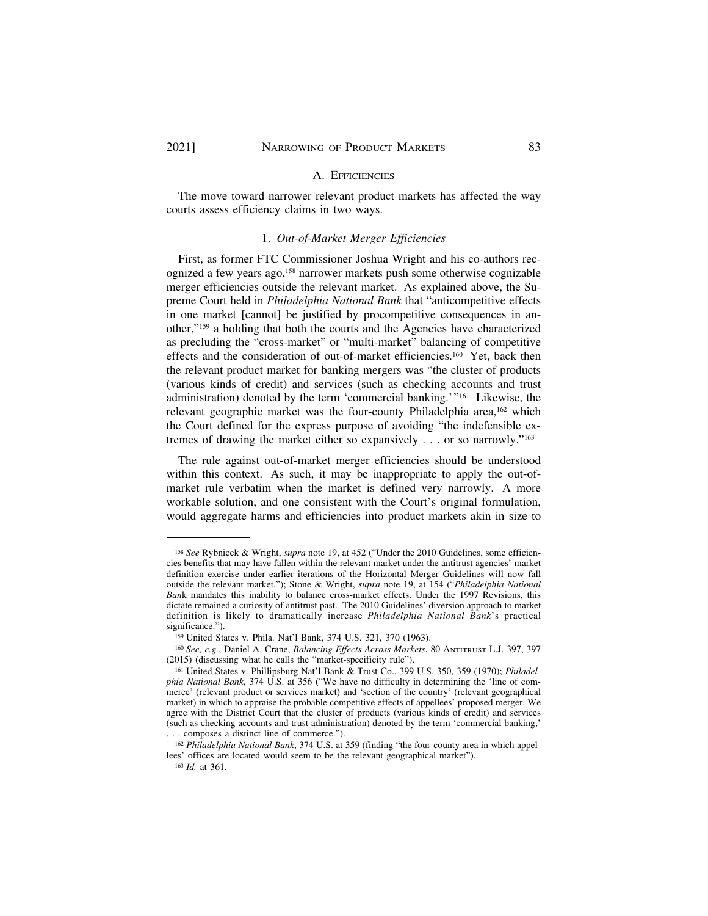## A. Efficiencies

The move toward narrower relevant product markets has affected the way courts assess efficiency claims in two ways.

### 1. *Out-of-Market Merger Efficiencies*

First, as former FTC Commissioner Joshua Wright and his co-authors recognized a few years ago,[158] narrower markets push some otherwise cognizable merger efficiencies outside the relevant market. As explained above, the Supreme Court held in *Philadelphia National Bank* that "anticompetitive effects in one market [cannot] be justified by procompetitive consequences in another,"[159] a holding that both the courts and the Agencies have characterized as precluding the "cross-market" or "multi-market" balancing of competitive effects and the consideration of out-of-market efficiencies.[160] Yet, back then the relevant product market for banking mergers was "the cluster of products (various kinds of credit) and services (such as checking accounts and trust administration) denoted by the term 'commercial banking.'"[161] Likewise, the relevant geographic market was the four-county Philadelphia area,[162] which the Court defined for the express purpose of avoiding "the indefensible extremes of drawing the market either so expansively . . . or so narrowly."[163]

The rule against out-of-market merger efficiencies should be understood within this context. As such, it may be inappropriate to apply the out-of-market rule verbatim when the market is defined very narrowly. A more workable solution, and one consistent with the Court's original formulation, would aggregate harms and efficiencies into product markets akin in size to

---

[158] *See* Rybnicek & Wright, *supra* note 19, at 452 ("Under the 2010 Guidelines, some efficiencies benefits that may have fallen within the relevant market under the antitrust agencies' market definition exercise under earlier iterations of the Horizontal Merger Guidelines will now fall outside the relevant market."); Stone & Wright, *supra* note 19, at 154 ("*Philadelphia National Ban*k mandates this inability to balance cross-market effects. Under the 1997 Revisions, this dictate remained a curiosity of antitrust past. The 2010 Guidelines' diversion approach to market definition is likely to dramatically increase *Philadelphia National Bank*'s practical significance.").

[159] United States v. Phila. Nat'l Bank, 374 U.S. 321, 370 (1963).

[160] *See, e.g.*, Daniel A. Crane, *Balancing Effects Across Markets*, 80 Antitrust L.J. 397, 397 (2015) (discussing what he calls the "market-specificity rule").

[161] United States v. Phillipsburg Nat'l Bank & Trust Co., 399 U.S. 350, 359 (1970); *Philadelphia National Bank*, 374 U.S. at 356 ("We have no difficulty in determining the 'line of commerce' (relevant product or services market) and 'section of the country' (relevant geographical market) in which to appraise the probable competitive effects of appellees' proposed merger. We agree with the District Court that the cluster of products (various kinds of credit) and services (such as checking accounts and trust administration) denoted by the term 'commercial banking,' . . . composes a distinct line of commerce.").

[162] *Philadelphia National Bank*, 374 U.S. at 359 (finding "the four-county area in which appellees' offices are located would seem to be the relevant geographical market").

[163] *Id.* at 361.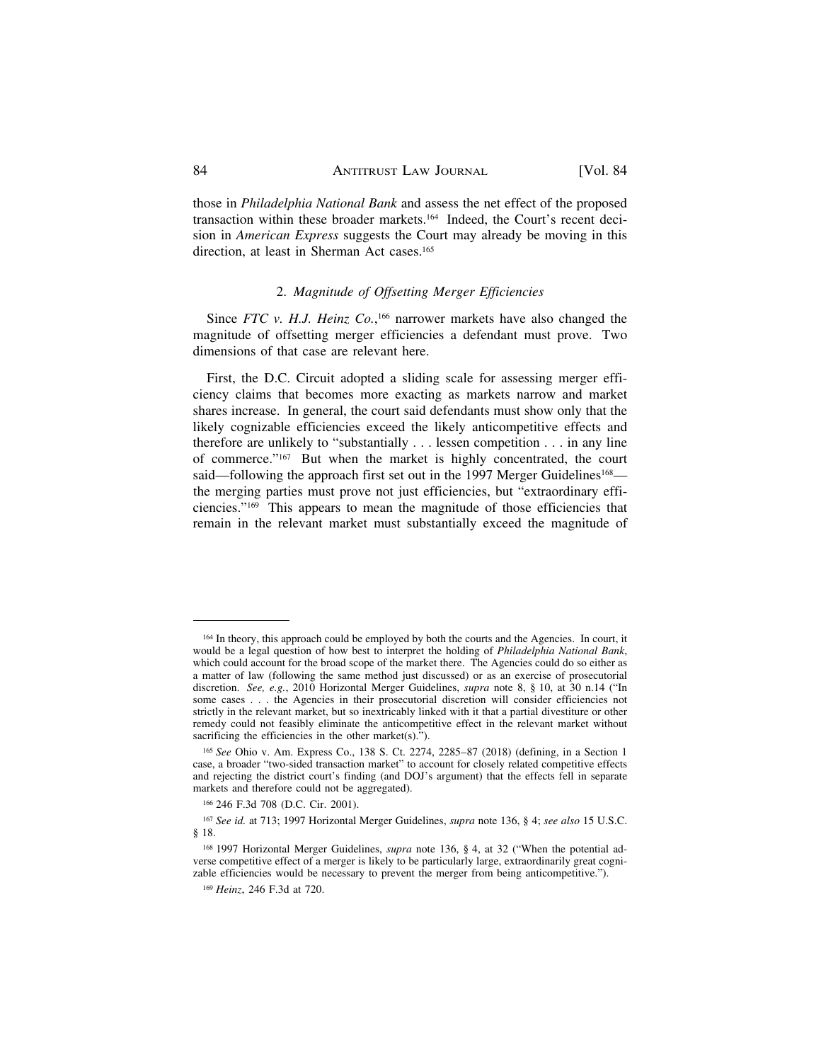those in *Philadelphia National Bank* and assess the net effect of the proposed transaction within these broader markets.[164] Indeed, the Court's recent decision in *American Express* suggests the Court may already be moving in this direction, at least in Sherman Act cases.[165]

### 2. *Magnitude of Offsetting Merger Efficiencies*

Since *FTC v. H.J. Heinz Co.*,[166] narrower markets have also changed the magnitude of offsetting merger efficiencies a defendant must prove. Two dimensions of that case are relevant here.

First, the D.C. Circuit adopted a sliding scale for assessing merger efficiency claims that becomes more exacting as markets narrow and market shares increase. In general, the court said defendants must show only that the likely cognizable efficiencies exceed the likely anticompetitive effects and therefore are unlikely to "substantially . . . lessen competition . . . in any line of commerce."[167] But when the market is highly concentrated, the court said—following the approach first set out in the 1997 Merger Guidelines[168]—the merging parties must prove not just efficiencies, but "extraordinary efficiencies."[169] This appears to mean the magnitude of those efficiencies that remain in the relevant market must substantially exceed the magnitude of

---

[164] In theory, this approach could be employed by both the courts and the Agencies. In court, it would be a legal question of how best to interpret the holding of *Philadelphia National Bank*, which could account for the broad scope of the market there. The Agencies could do so either as a matter of law (following the same method just discussed) or as an exercise of prosecutorial discretion. *See, e.g.*, 2010 Horizontal Merger Guidelines, *supra* note 8, § 10, at 30 n.14 ("In some cases . . . the Agencies in their prosecutorial discretion will consider efficiencies not strictly in the relevant market, but so inextricably linked with it that a partial divestiture or other remedy could not feasibly eliminate the anticompetitive effect in the relevant market without sacrificing the efficiencies in the other market(s).").

[165] *See* Ohio v. Am. Express Co., 138 S. Ct. 2274, 2285–87 (2018) (defining, in a Section 1 case, a broader "two-sided transaction market" to account for closely related competitive effects and rejecting the district court's finding (and DOJ's argument) that the effects fell in separate markets and therefore could not be aggregated).

[166] 246 F.3d 708 (D.C. Cir. 2001).

[167] *See id.* at 713; 1997 Horizontal Merger Guidelines, *supra* note 136, § 4; *see also* 15 U.S.C. § 18.

[168] 1997 Horizontal Merger Guidelines, *supra* note 136, § 4, at 32 ("When the potential adverse competitive effect of a merger is likely to be particularly large, extraordinarily great cognizable efficiencies would be necessary to prevent the merger from being anticompetitive.").

[169] *Heinz*, 246 F.3d at 720.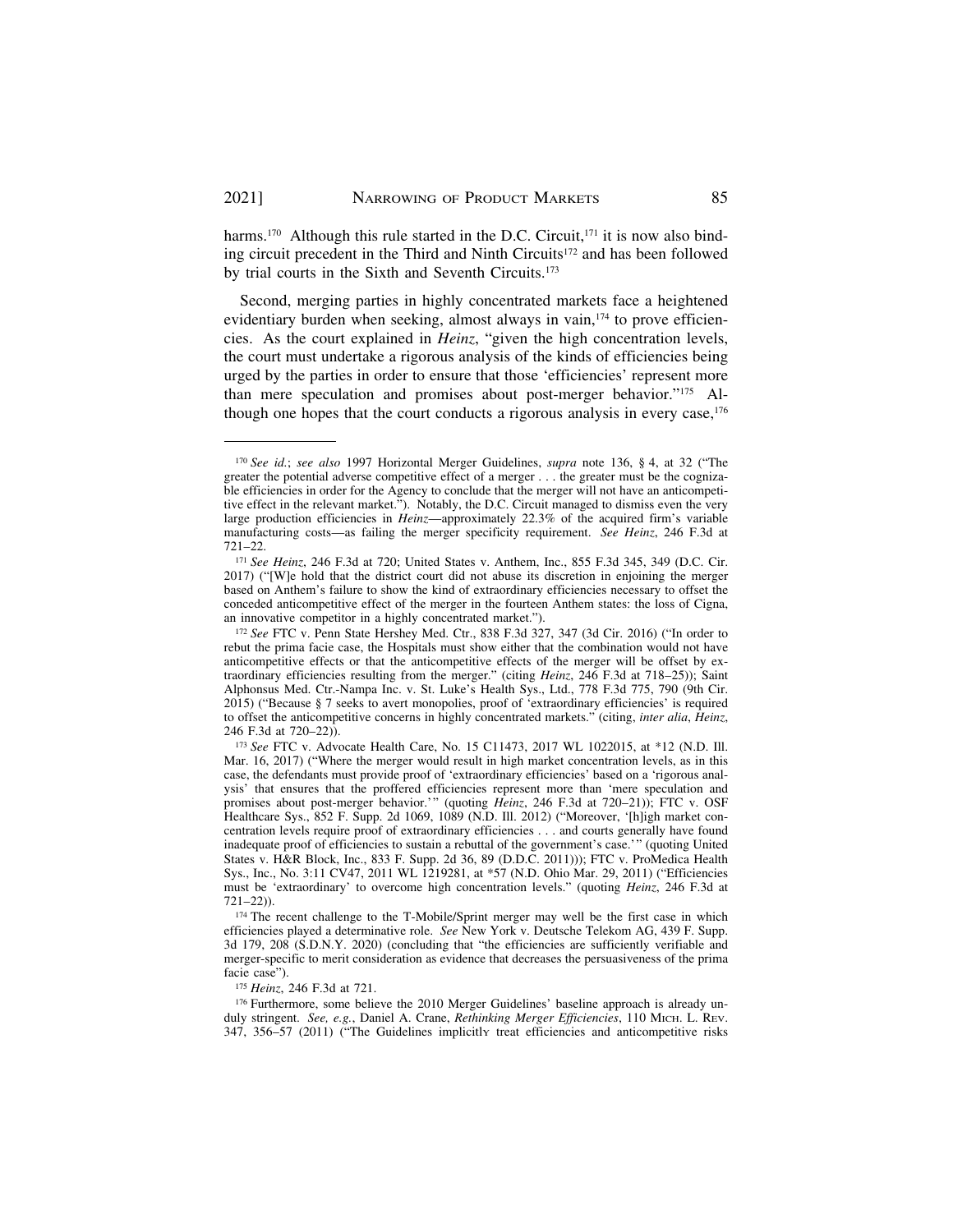harms.[170] Although this rule started in the D.C. Circuit,[171] it is now also binding circuit precedent in the Third and Ninth Circuits[172] and has been followed by trial courts in the Sixth and Seventh Circuits.[173]

Second, merging parties in highly concentrated markets face a heightened evidentiary burden when seeking, almost always in vain,[174] to prove efficiencies. As the court explained in *Heinz*, "given the high concentration levels, the court must undertake a rigorous analysis of the kinds of efficiencies being urged by the parties in order to ensure that those 'efficiencies' represent more than mere speculation and promises about post-merger behavior."[175] Although one hopes that the court conducts a rigorous analysis in every case,[176]

---

[170] *See id.*; *see also* 1997 Horizontal Merger Guidelines, *supra* note 136, § 4, at 32 ("The greater the potential adverse competitive effect of a merger . . . the greater must be the cognizable efficiencies in order for the Agency to conclude that the merger will not have an anticompetitive effect in the relevant market."). Notably, the D.C. Circuit managed to dismiss even the very large production efficiencies in *Heinz*—approximately 22.3% of the acquired firm's variable manufacturing costs—as failing the merger specificity requirement. *See Heinz*, 246 F.3d at 721–22.

[171] *See Heinz*, 246 F.3d at 720; United States v. Anthem, Inc., 855 F.3d 345, 349 (D.C. Cir. 2017) ("[W]e hold that the district court did not abuse its discretion in enjoining the merger based on Anthem's failure to show the kind of extraordinary efficiencies necessary to offset the conceded anticompetitive effect of the merger in the fourteen Anthem states: the loss of Cigna, an innovative competitor in a highly concentrated market.").

[172] *See* FTC v. Penn State Hershey Med. Ctr., 838 F.3d 327, 347 (3d Cir. 2016) ("In order to rebut the prima facie case, the Hospitals must show either that the combination would not have anticompetitive effects or that the anticompetitive effects of the merger will be offset by extraordinary efficiencies resulting from the merger." (citing *Heinz*, 246 F.3d at 718–25)); Saint Alphonsus Med. Ctr.-Nampa Inc. v. St. Luke's Health Sys., Ltd., 778 F.3d 775, 790 (9th Cir. 2015) ("Because § 7 seeks to avert monopolies, proof of 'extraordinary efficiencies' is required to offset the anticompetitive concerns in highly concentrated markets." (citing, *inter alia*, *Heinz*, 246 F.3d at 720–22)).

[173] *See* FTC v. Advocate Health Care, No. 15 C11473, 2017 WL 1022015, at *12 (N.D. Ill. Mar. 16, 2017) ("Where the merger would result in high market concentration levels, as in this case, the defendants must provide proof of 'extraordinary efficiencies' based on a 'rigorous analysis' that ensures that the proffered efficiencies represent more than 'mere speculation and promises about post-merger behavior.'" (quoting *Heinz*, 246 F.3d at 720–21)); FTC v. OSF Healthcare Sys., 852 F. Supp. 2d 1069, 1089 (N.D. Ill. 2012) ("Moreover, '[h]igh market concentration levels require proof of extraordinary efficiencies . . . and courts generally have found inadequate proof of efficiencies to sustain a rebuttal of the government's case.'" (quoting United States v. H&R Block, Inc., 833 F. Supp. 2d 36, 89 (D.D.C. 2011))); FTC v. ProMedica Health Sys., Inc., No. 3:11 CV47, 2011 WL 1219281, at *57 (N.D. Ohio Mar. 29, 2011) ("Efficiencies must be 'extraordinary' to overcome high concentration levels." (quoting *Heinz*, 246 F.3d at 721–22)).

[174] The recent challenge to the T-Mobile/Sprint merger may well be the first case in which efficiencies played a determinative role. *See* New York v. Deutsche Telekom AG, 439 F. Supp. 3d 179, 208 (S.D.N.Y. 2020) (concluding that "the efficiencies are sufficiently verifiable and merger-specific to merit consideration as evidence that decreases the persuasiveness of the prima facie case").

[175] *Heinz*, 246 F.3d at 721.

[176] Furthermore, some believe the 2010 Merger Guidelines' baseline approach is already unduly stringent. *See, e.g.*, Daniel A. Crane, *Rethinking Merger Efficiencies*, 110 MICH. L. REV. 347, 356–57 (2011) ("The Guidelines implicitly treat efficiencies and anticompetitive risks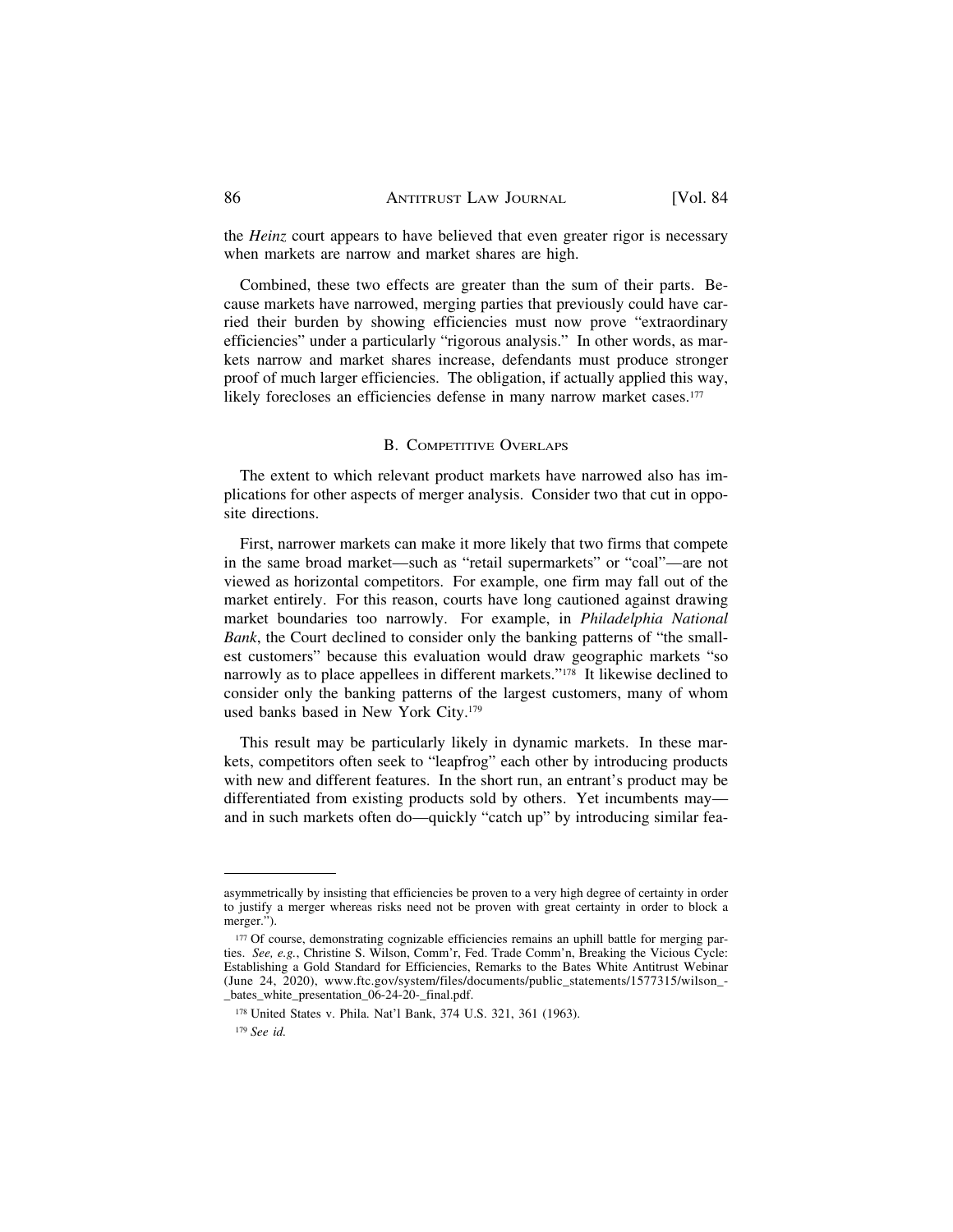the *Heinz* court appears to have believed that even greater rigor is necessary when markets are narrow and market shares are high.

Combined, these two effects are greater than the sum of their parts. Because markets have narrowed, merging parties that previously could have carried their burden by showing efficiencies must now prove "extraordinary efficiencies" under a particularly "rigorous analysis." In other words, as markets narrow and market shares increase, defendants must produce stronger proof of much larger efficiencies. The obligation, if actually applied this way, likely forecloses an efficiencies defense in many narrow market cases.[177]

### B. Competitive Overlaps

The extent to which relevant product markets have narrowed also has implications for other aspects of merger analysis. Consider two that cut in opposite directions.

First, narrower markets can make it more likely that two firms that compete in the same broad market—such as "retail supermarkets" or "coal"—are not viewed as horizontal competitors. For example, one firm may fall out of the market entirely. For this reason, courts have long cautioned against drawing market boundaries too narrowly. For example, in *Philadelphia National Bank*, the Court declined to consider only the banking patterns of "the smallest customers" because this evaluation would draw geographic markets "so narrowly as to place appellees in different markets."[178] It likewise declined to consider only the banking patterns of the largest customers, many of whom used banks based in New York City.[179]

This result may be particularly likely in dynamic markets. In these markets, competitors often seek to "leapfrog" each other by introducing products with new and different features. In the short run, an entrant's product may be differentiated from existing products sold by others. Yet incumbents may—and in such markets often do—quickly "catch up" by introducing similar fea-

---

asymmetrically by insisting that efficiencies be proven to a very high degree of certainty in order to justify a merger whereas risks need not be proven with great certainty in order to block a merger.").

[177] Of course, demonstrating cognizable efficiencies remains an uphill battle for merging parties. *See, e.g.*, Christine S. Wilson, Comm'r, Fed. Trade Comm'n, Breaking the Vicious Cycle: Establishing a Gold Standard for Efficiencies, Remarks to the Bates White Antitrust Webinar (June 24, 2020), www.ftc.gov/system/files/documents/public_statements/1577315/wilson_-_bates_white_presentation_06-24-20-_final.pdf.

[178] United States v. Phila. Nat'l Bank, 374 U.S. 321, 361 (1963).

[179] *See id.*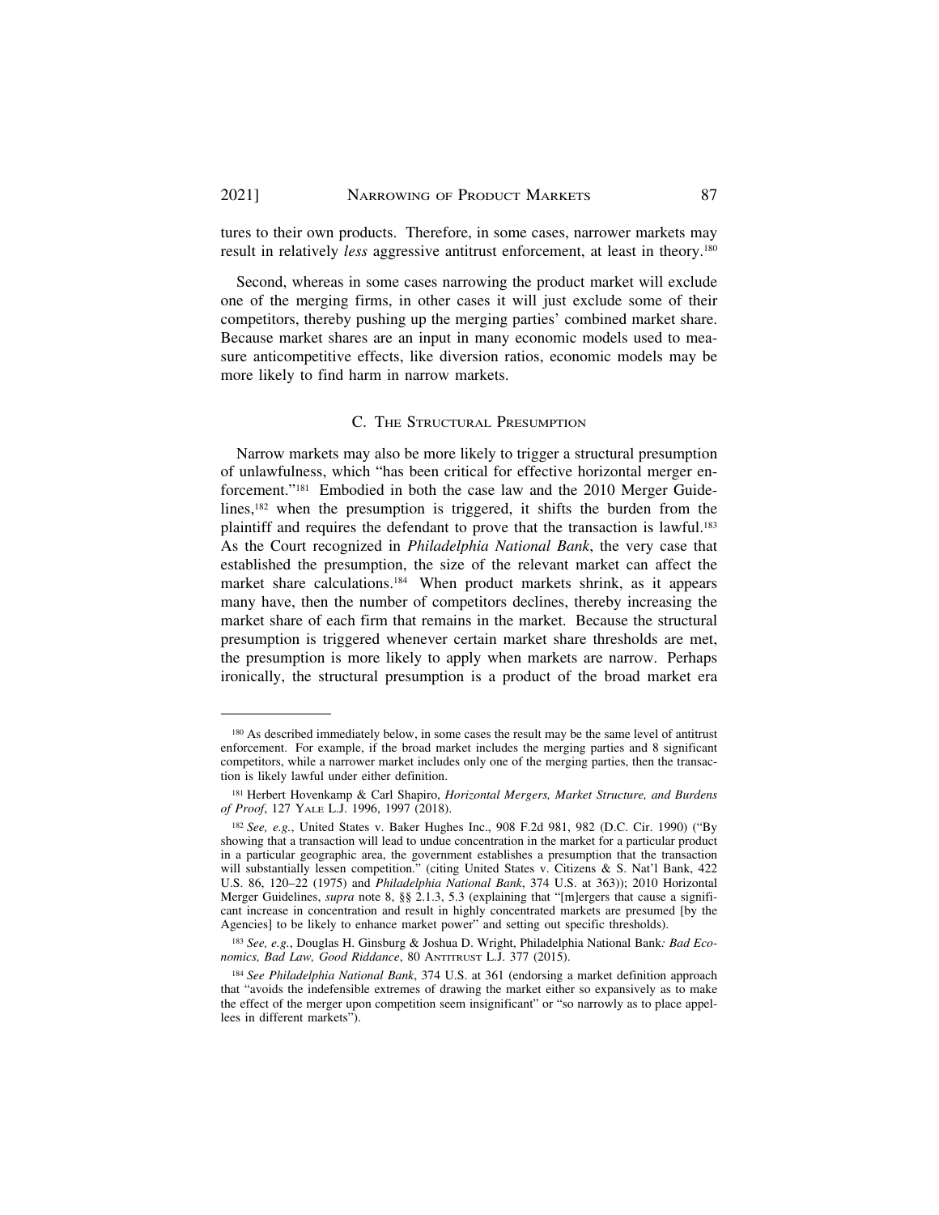tures to their own products. Therefore, in some cases, narrower markets may result in relatively *less* aggressive antitrust enforcement, at least in theory.[180]

Second, whereas in some cases narrowing the product market will exclude one of the merging firms, in other cases it will just exclude some of their competitors, thereby pushing up the merging parties' combined market share. Because market shares are an input in many economic models used to measure anticompetitive effects, like diversion ratios, economic models may be more likely to find harm in narrow markets.

### C. The Structural Presumption

Narrow markets may also be more likely to trigger a structural presumption of unlawfulness, which "has been critical for effective horizontal merger enforcement."[181] Embodied in both the case law and the 2010 Merger Guidelines,[182] when the presumption is triggered, it shifts the burden from the plaintiff and requires the defendant to prove that the transaction is lawful.[183] As the Court recognized in *Philadelphia National Bank*, the very case that established the presumption, the size of the relevant market can affect the market share calculations.[184] When product markets shrink, as it appears many have, then the number of competitors declines, thereby increasing the market share of each firm that remains in the market. Because the structural presumption is triggered whenever certain market share thresholds are met, the presumption is more likely to apply when markets are narrow. Perhaps ironically, the structural presumption is a product of the broad market era

---

[180] As described immediately below, in some cases the result may be the same level of antitrust enforcement. For example, if the broad market includes the merging parties and 8 significant competitors, while a narrower market includes only one of the merging parties, then the transaction is likely lawful under either definition.

[181] Herbert Hovenkamp & Carl Shapiro, *Horizontal Mergers, Market Structure, and Burdens of Proof*, 127 Yale L.J. 1996, 1997 (2018).

[182] *See, e.g.*, United States v. Baker Hughes Inc., 908 F.2d 981, 982 (D.C. Cir. 1990) ("By showing that a transaction will lead to undue concentration in the market for a particular product in a particular geographic area, the government establishes a presumption that the transaction will substantially lessen competition." (citing United States v. Citizens & S. Nat'l Bank, 422 U.S. 86, 120–22 (1975) and *Philadelphia National Bank*, 374 U.S. at 363)); 2010 Horizontal Merger Guidelines, *supra* note 8, §§ 2.1.3, 5.3 (explaining that "[m]ergers that cause a significant increase in concentration and result in highly concentrated markets are presumed [by the Agencies] to be likely to enhance market power" and setting out specific thresholds).

[183] *See, e.g.*, Douglas H. Ginsburg & Joshua D. Wright, Philadelphia National Bank*: Bad Economics, Bad Law, Good Riddance*, 80 Antitrust L.J. 377 (2015).

[184] *See Philadelphia National Bank*, 374 U.S. at 361 (endorsing a market definition approach that "avoids the indefensible extremes of drawing the market either so expansively as to make the effect of the merger upon competition seem insignificant" or "so narrowly as to place appellees in different markets").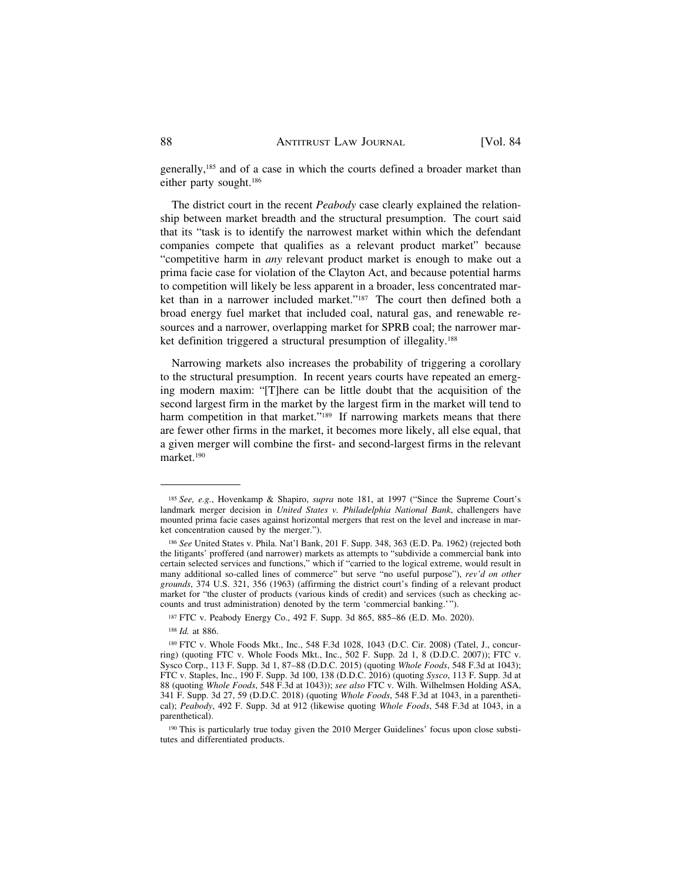generally,[185] and of a case in which the courts defined a broader market than either party sought.[186]

The district court in the recent *Peabody* case clearly explained the relationship between market breadth and the structural presumption. The court said that its "task is to identify the narrowest market within which the defendant companies compete that qualifies as a relevant product market" because "competitive harm in *any* relevant product market is enough to make out a prima facie case for violation of the Clayton Act, and because potential harms to competition will likely be less apparent in a broader, less concentrated market than in a narrower included market."[187] The court then defined both a broad energy fuel market that included coal, natural gas, and renewable resources and a narrower, overlapping market for SPRB coal; the narrower market definition triggered a structural presumption of illegality.[188]

Narrowing markets also increases the probability of triggering a corollary to the structural presumption. In recent years courts have repeated an emerging modern maxim: "[T]here can be little doubt that the acquisition of the second largest firm in the market by the largest firm in the market will tend to harm competition in that market."[189] If narrowing markets means that there are fewer other firms in the market, it becomes more likely, all else equal, that a given merger will combine the first- and second-largest firms in the relevant market.[190]

---

[185] *See, e.g.*, Hovenkamp & Shapiro, *supra* note 181, at 1997 ("Since the Supreme Court's landmark merger decision in *United States v. Philadelphia National Bank*, challengers have mounted prima facie cases against horizontal mergers that rest on the level and increase in market concentration caused by the merger.").

[186] *See* United States v. Phila. Nat'l Bank, 201 F. Supp. 348, 363 (E.D. Pa. 1962) (rejected both the litigants' proffered (and narrower) markets as attempts to "subdivide a commercial bank into certain selected services and functions," which if "carried to the logical extreme, would result in many additional so-called lines of commerce" but serve "no useful purpose"), *rev'd on other grounds*, 374 U.S. 321, 356 (1963) (affirming the district court's finding of a relevant product market for "the cluster of products (various kinds of credit) and services (such as checking accounts and trust administration) denoted by the term 'commercial banking.'").

[187] FTC v. Peabody Energy Co., 492 F. Supp. 3d 865, 885–86 (E.D. Mo. 2020).

[188] *Id.* at 886.

[189] FTC v. Whole Foods Mkt., Inc., 548 F.3d 1028, 1043 (D.C. Cir. 2008) (Tatel, J., concurring) (quoting FTC v. Whole Foods Mkt., Inc., 502 F. Supp. 2d 1, 8 (D.D.C. 2007)); FTC v. Sysco Corp., 113 F. Supp. 3d 1, 87–88 (D.D.C. 2015) (quoting *Whole Foods*, 548 F.3d at 1043); FTC v. Staples, Inc., 190 F. Supp. 3d 100, 138 (D.D.C. 2016) (quoting *Sysco*, 113 F. Supp. 3d at 88 (quoting *Whole Foods*, 548 F.3d at 1043)); *see also* FTC v. Wilh. Wilhelmsen Holding ASA, 341 F. Supp. 3d 27, 59 (D.D.C. 2018) (quoting *Whole Foods*, 548 F.3d at 1043, in a parenthetical); *Peabody*, 492 F. Supp. 3d at 912 (likewise quoting *Whole Foods*, 548 F.3d at 1043, in a parenthetical).

[190] This is particularly true today given the 2010 Merger Guidelines' focus upon close substitutes and differentiated products.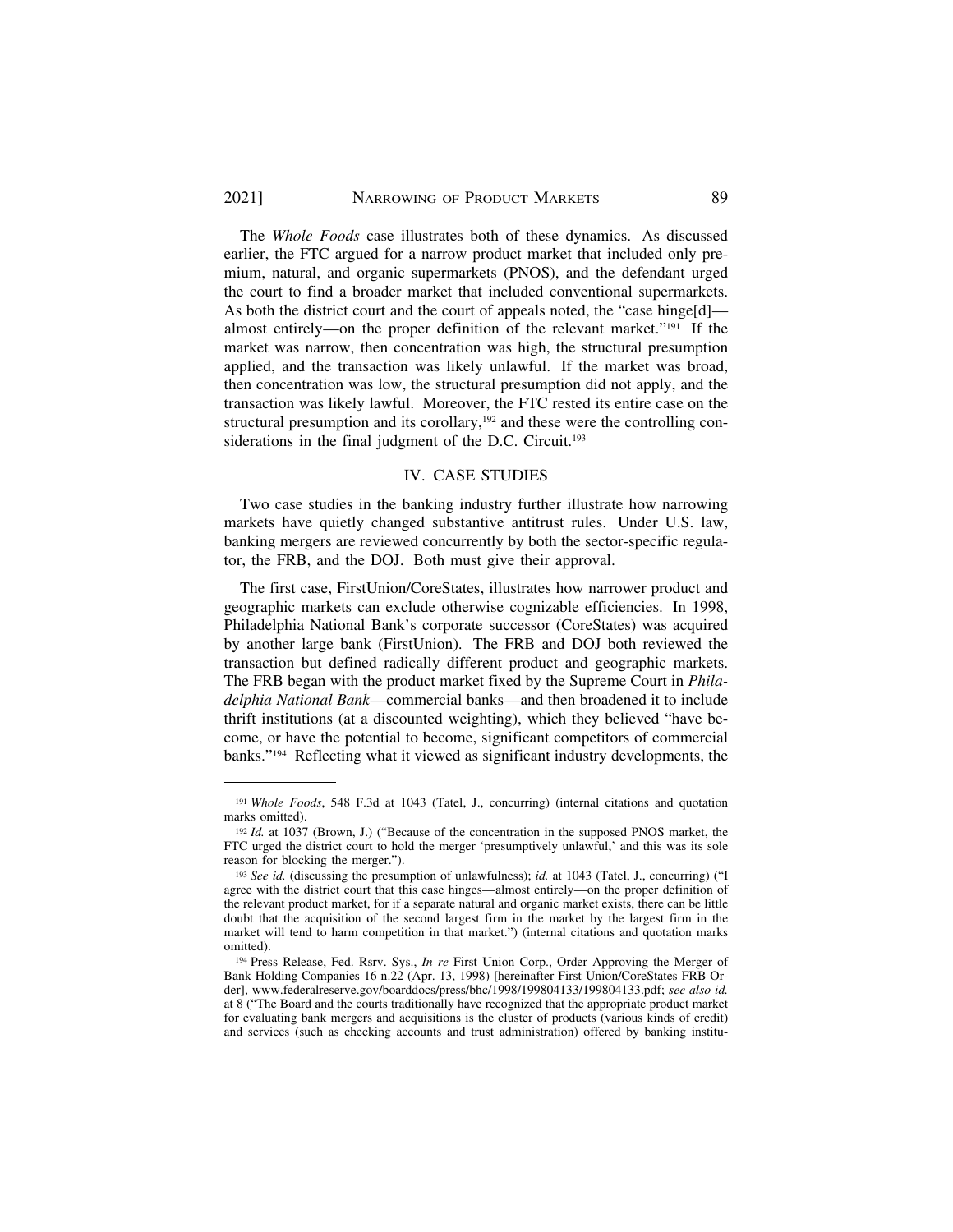The *Whole Foods* case illustrates both of these dynamics. As discussed earlier, the FTC argued for a narrow product market that included only premium, natural, and organic supermarkets (PNOS), and the defendant urged the court to find a broader market that included conventional supermarkets. As both the district court and the court of appeals noted, the "case hinge[d]—almost entirely—on the proper definition of the relevant market."[191] If the market was narrow, then concentration was high, the structural presumption applied, and the transaction was likely unlawful. If the market was broad, then concentration was low, the structural presumption did not apply, and the transaction was likely lawful. Moreover, the FTC rested its entire case on the structural presumption and its corollary,[192] and these were the controlling considerations in the final judgment of the D.C. Circuit.[193]

## IV. CASE STUDIES

Two case studies in the banking industry further illustrate how narrowing markets have quietly changed substantive antitrust rules. Under U.S. law, banking mergers are reviewed concurrently by both the sector-specific regulator, the FRB, and the DOJ. Both must give their approval.

The first case, FirstUnion/CoreStates, illustrates how narrower product and geographic markets can exclude otherwise cognizable efficiencies. In 1998, Philadelphia National Bank's corporate successor (CoreStates) was acquired by another large bank (FirstUnion). The FRB and DOJ both reviewed the transaction but defined radically different product and geographic markets. The FRB began with the product market fixed by the Supreme Court in *Philadelphia National Bank*—commercial banks—and then broadened it to include thrift institutions (at a discounted weighting), which they believed "have become, or have the potential to become, significant competitors of commercial banks."[194] Reflecting what it viewed as significant industry developments, the

---

[191] *Whole Foods*, 548 F.3d at 1043 (Tatel, J., concurring) (internal citations and quotation marks omitted).

[192] *Id.* at 1037 (Brown, J.) ("Because of the concentration in the supposed PNOS market, the FTC urged the district court to hold the merger 'presumptively unlawful,' and this was its sole reason for blocking the merger.").

[193] *See id.* (discussing the presumption of unlawfulness); *id.* at 1043 (Tatel, J., concurring) ("I agree with the district court that this case hinges—almost entirely—on the proper definition of the relevant product market, for if a separate natural and organic market exists, there can be little doubt that the acquisition of the second largest firm in the market by the largest firm in the market will tend to harm competition in that market.") (internal citations and quotation marks omitted).

[194] Press Release, Fed. Rsrv. Sys., *In re* First Union Corp., Order Approving the Merger of Bank Holding Companies 16 n.22 (Apr. 13, 1998) [hereinafter First Union/CoreStates FRB Order], www.federalreserve.gov/boarddocs/press/bhc/1998/199804133/199804133.pdf; *see also id.* at 8 ("The Board and the courts traditionally have recognized that the appropriate product market for evaluating bank mergers and acquisitions is the cluster of products (various kinds of credit) and services (such as checking accounts and trust administration) offered by banking institu-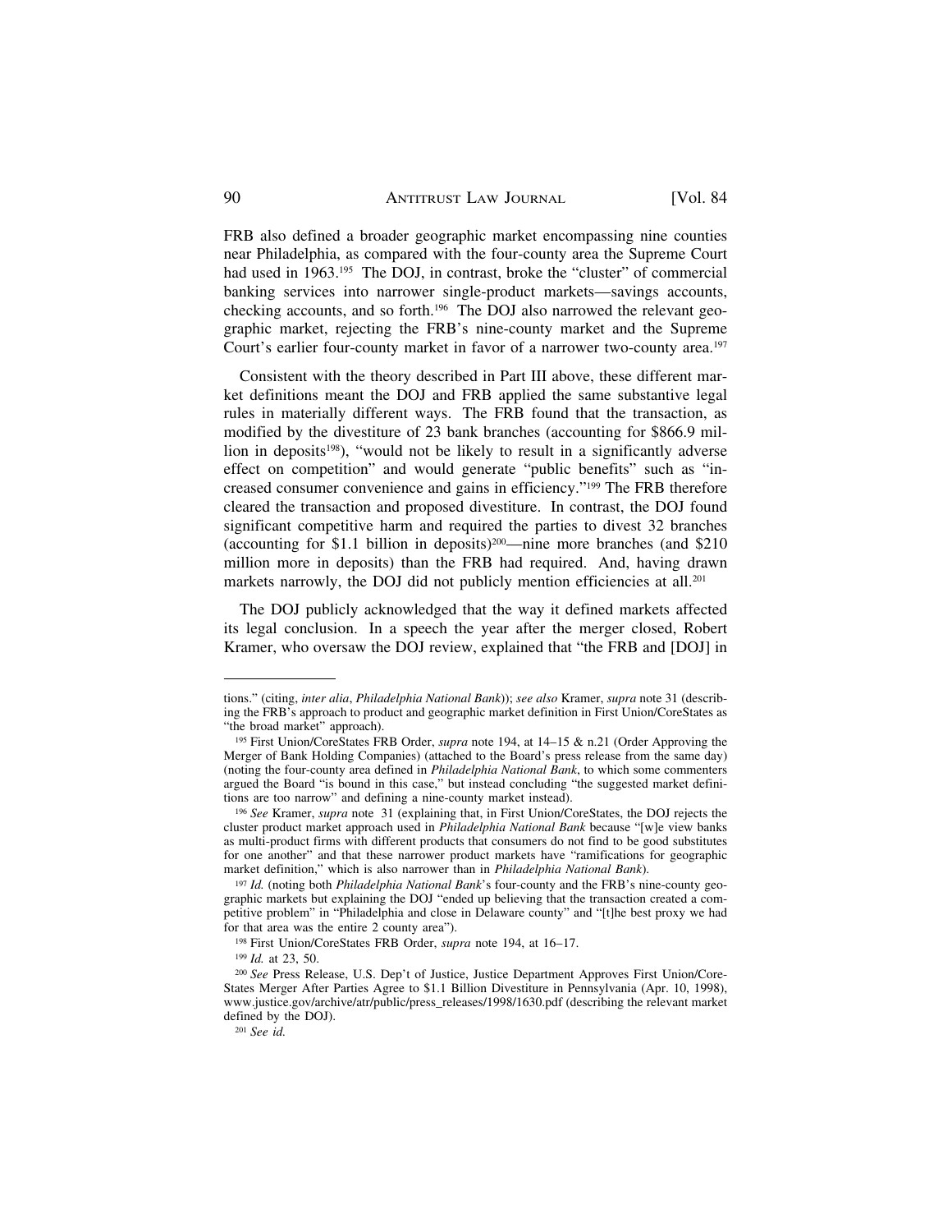FRB also defined a broader geographic market encompassing nine counties near Philadelphia, as compared with the four-county area the Supreme Court had used in 1963.[195] The DOJ, in contrast, broke the "cluster" of commercial banking services into narrower single-product markets—savings accounts, checking accounts, and so forth.[196] The DOJ also narrowed the relevant geographic market, rejecting the FRB's nine-county market and the Supreme Court's earlier four-county market in favor of a narrower two-county area.[197]

Consistent with the theory described in Part III above, these different market definitions meant the DOJ and FRB applied the same substantive legal rules in materially different ways. The FRB found that the transaction, as modified by the divestiture of 23 bank branches (accounting for $866.9 million in deposits[198]), "would not be likely to result in a significantly adverse effect on competition" and would generate "public benefits" such as "increased consumer convenience and gains in efficiency."[199] The FRB therefore cleared the transaction and proposed divestiture. In contrast, the DOJ found significant competitive harm and required the parties to divest 32 branches (accounting for $1.1 billion in deposits)[200]—nine more branches (and $210 million more in deposits) than the FRB had required. And, having drawn markets narrowly, the DOJ did not publicly mention efficiencies at all.[201]

The DOJ publicly acknowledged that the way it defined markets affected its legal conclusion. In a speech the year after the merger closed, Robert Kramer, who oversaw the DOJ review, explained that "the FRB and [DOJ] in

---

tions." (citing, *inter alia*, *Philadelphia National Bank*)); *see also* Kramer, *supra* note 31 (describing the FRB's approach to product and geographic market definition in First Union/CoreStates as "the broad market" approach).

[195] First Union/CoreStates FRB Order, *supra* note 194, at 14–15 & n.21 (Order Approving the Merger of Bank Holding Companies) (attached to the Board's press release from the same day) (noting the four-county area defined in *Philadelphia National Bank*, to which some commenters argued the Board "is bound in this case," but instead concluding "the suggested market definitions are too narrow" and defining a nine-county market instead).

[196] *See* Kramer, *supra* note 31 (explaining that, in First Union/CoreStates, the DOJ rejects the cluster product market approach used in *Philadelphia National Bank* because "[w]e view banks as multi-product firms with different products that consumers do not find to be good substitutes for one another" and that these narrower product markets have "ramifications for geographic market definition," which is also narrower than in *Philadelphia National Bank*).

[197] *Id.* (noting both *Philadelphia National Bank*'s four-county and the FRB's nine-county geographic markets but explaining the DOJ "ended up believing that the transaction created a competitive problem" in "Philadelphia and close in Delaware county" and "[t]he best proxy we had for that area was the entire 2 county area").

[198] First Union/CoreStates FRB Order, *supra* note 194, at 16–17.

[199] *Id.* at 23, 50.

[200] *See* Press Release, U.S. Dep't of Justice, Justice Department Approves First Union/CoreStates Merger After Parties Agree to $1.1 Billion Divestiture in Pennsylvania (Apr. 10, 1998), www.justice.gov/archive/atr/public/press_releases/1998/1630.pdf (describing the relevant market defined by the DOJ).

[201] *See id.*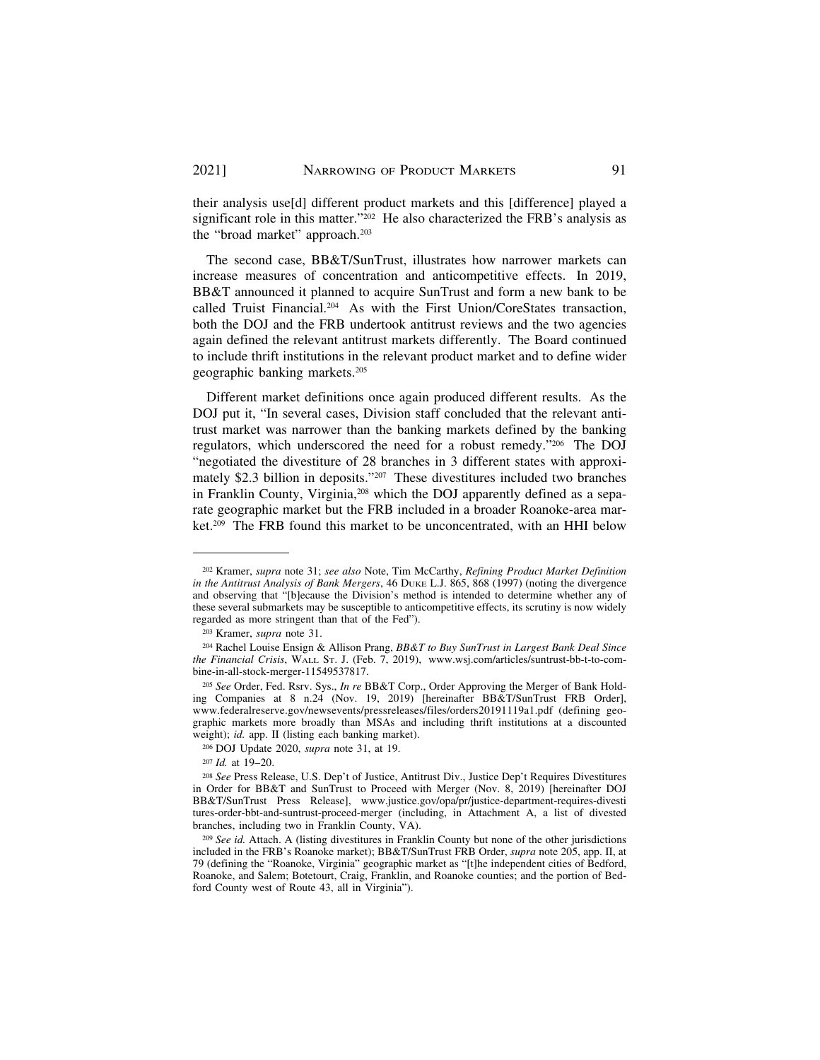their analysis use[d] different product markets and this [difference] played a significant role in this matter."[202] He also characterized the FRB's analysis as the "broad market" approach.[203]

The second case, BB&T/SunTrust, illustrates how narrower markets can increase measures of concentration and anticompetitive effects. In 2019, BB&T announced it planned to acquire SunTrust and form a new bank to be called Truist Financial.[204] As with the First Union/CoreStates transaction, both the DOJ and the FRB undertook antitrust reviews and the two agencies again defined the relevant antitrust markets differently. The Board continued to include thrift institutions in the relevant product market and to define wider geographic banking markets.[205]

Different market definitions once again produced different results. As the DOJ put it, "In several cases, Division staff concluded that the relevant antitrust market was narrower than the banking markets defined by the banking regulators, which underscored the need for a robust remedy."[206] The DOJ "negotiated the divestiture of 28 branches in 3 different states with approximately \$2.3 billion in deposits."[207] These divestitures included two branches in Franklin County, Virginia,[208] which the DOJ apparently defined as a separate geographic market but the FRB included in a broader Roanoke-area market.[209] The FRB found this market to be unconcentrated, with an HHI below

---

[202] Kramer, *supra* note 31; *see also* Note, Tim McCarthy, *Refining Product Market Definition in the Antitrust Analysis of Bank Mergers*, 46 Duke L.J. 865, 868 (1997) (noting the divergence and observing that "[b]ecause the Division's method is intended to determine whether any of these several submarkets may be susceptible to anticompetitive effects, its scrutiny is now widely regarded as more stringent than that of the Fed").

[203] Kramer, *supra* note 31.

[204] Rachel Louise Ensign & Allison Prang, *BB&T to Buy SunTrust in Largest Bank Deal Since the Financial Crisis*, Wall St. J. (Feb. 7, 2019), www.wsj.com/articles/suntrust-bb-t-to-combine-in-all-stock-merger-11549537817.

[205] *See* Order, Fed. Rsrv. Sys., *In re* BB&T Corp., Order Approving the Merger of Bank Holding Companies at 8 n.24 (Nov. 19, 2019) [hereinafter BB&T/SunTrust FRB Order], www.federalreserve.gov/newsevents/pressreleases/files/orders20191119a1.pdf (defining geographic markets more broadly than MSAs and including thrift institutions at a discounted weight); *id.* app. II (listing each banking market).

[206] DOJ Update 2020, *supra* note 31, at 19.

[207] *Id.* at 19–20.

[208] *See* Press Release, U.S. Dep't of Justice, Antitrust Div., Justice Dep't Requires Divestitures in Order for BB&T and SunTrust to Proceed with Merger (Nov. 8, 2019) [hereinafter DOJ BB&T/SunTrust Press Release], www.justice.gov/opa/pr/justice-department-requires-divestitures-order-bbt-and-suntrust-proceed-merger (including, in Attachment A, a list of divested branches, including two in Franklin County, VA).

[209] *See id.* Attach. A (listing divestitures in Franklin County but none of the other jurisdictions included in the FRB's Roanoke market); BB&T/SunTrust FRB Order, *supra* note 205, app. II, at 79 (defining the "Roanoke, Virginia" geographic market as "[t]he independent cities of Bedford, Roanoke, and Salem; Botetourt, Craig, Franklin, and Roanoke counties; and the portion of Bedford County west of Route 43, all in Virginia").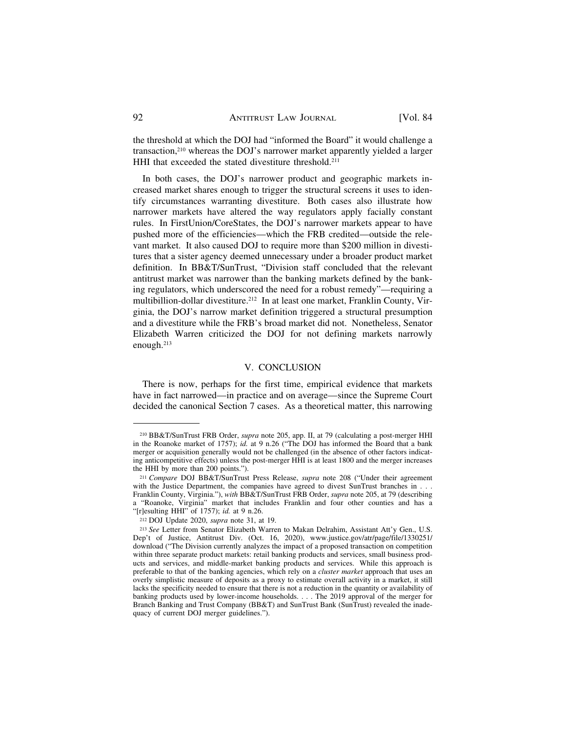the threshold at which the DOJ had "informed the Board" it would challenge a transaction,[210] whereas the DOJ's narrower market apparently yielded a larger HHI that exceeded the stated divestiture threshold.[211]

In both cases, the DOJ's narrower product and geographic markets increased market shares enough to trigger the structural screens it uses to identify circumstances warranting divestiture. Both cases also illustrate how narrower markets have altered the way regulators apply facially constant rules. In FirstUnion/CoreStates, the DOJ's narrower markets appear to have pushed more of the efficiencies—which the FRB credited—outside the relevant market. It also caused DOJ to require more than \$200 million in divestitures that a sister agency deemed unnecessary under a broader product market definition. In BB&T/SunTrust, "Division staff concluded that the relevant antitrust market was narrower than the banking markets defined by the banking regulators, which underscored the need for a robust remedy"—requiring a multibillion-dollar divestiture.[212] In at least one market, Franklin County, Virginia, the DOJ's narrow market definition triggered a structural presumption and a divestiture while the FRB's broad market did not. Nonetheless, Senator Elizabeth Warren criticized the DOJ for not defining markets narrowly enough.[213]

## V. CONCLUSION

There is now, perhaps for the first time, empirical evidence that markets have in fact narrowed—in practice and on average—since the Supreme Court decided the canonical Section 7 cases. As a theoretical matter, this narrowing

---

[210] BB&T/SunTrust FRB Order, *supra* note 205, app. II, at 79 (calculating a post-merger HHI in the Roanoke market of 1757); *id.* at 9 n.26 ("The DOJ has informed the Board that a bank merger or acquisition generally would not be challenged (in the absence of other factors indicating anticompetitive effects) unless the post-merger HHI is at least 1800 and the merger increases the HHI by more than 200 points.").

[211] *Compare* DOJ BB&T/SunTrust Press Release, *supra* note 208 ("Under their agreement with the Justice Department, the companies have agreed to divest SunTrust branches in . . . Franklin County, Virginia."), *with* BB&T/SunTrust FRB Order, *supra* note 205, at 79 (describing a "Roanoke, Virginia" market that includes Franklin and four other counties and has a "[r]esulting HHI" of 1757); *id.* at 9 n.26.

[212] DOJ Update 2020, *supra* note 31, at 19.

[213] *See* Letter from Senator Elizabeth Warren to Makan Delrahim, Assistant Att'y Gen., U.S. Dep't of Justice, Antitrust Div. (Oct. 16, 2020), www.justice.gov/atr/page/file/1330251/download ("The Division currently analyzes the impact of a proposed transaction on competition within three separate product markets: retail banking products and services, small business products and services, and middle-market banking products and services. While this approach is preferable to that of the banking agencies, which rely on a *cluster market* approach that uses an overly simplistic measure of deposits as a proxy to estimate overall activity in a market, it still lacks the specificity needed to ensure that there is not a reduction in the quantity or availability of banking products used by lower-income households. . . . The 2019 approval of the merger for Branch Banking and Trust Company (BB&T) and SunTrust Bank (SunTrust) revealed the inadequacy of current DOJ merger guidelines.").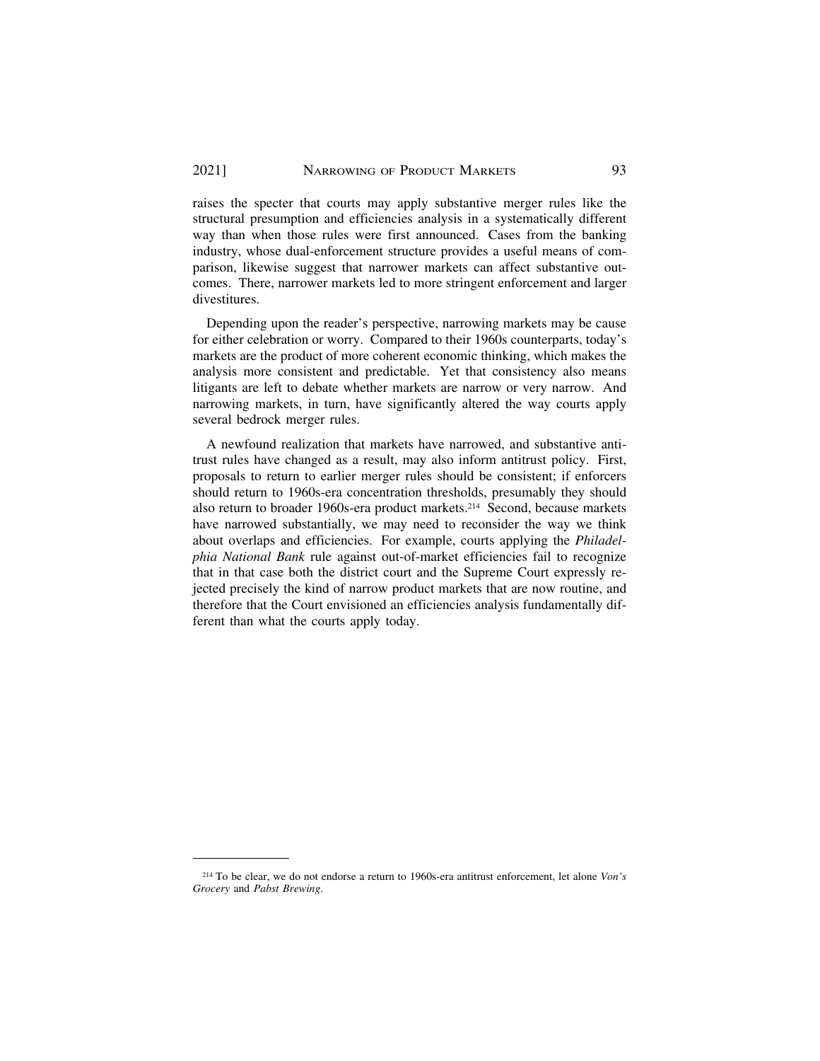raises the specter that courts may apply substantive merger rules like the structural presumption and efficiencies analysis in a systematically different way than when those rules were first announced. Cases from the banking industry, whose dual-enforcement structure provides a useful means of comparison, likewise suggest that narrower markets can affect substantive outcomes. There, narrower markets led to more stringent enforcement and larger divestitures.

Depending upon the reader's perspective, narrowing markets may be cause for either celebration or worry. Compared to their 1960s counterparts, today's markets are the product of more coherent economic thinking, which makes the analysis more consistent and predictable. Yet that consistency also means litigants are left to debate whether markets are narrow or very narrow. And narrowing markets, in turn, have significantly altered the way courts apply several bedrock merger rules.

A newfound realization that markets have narrowed, and substantive antitrust rules have changed as a result, may also inform antitrust policy. First, proposals to return to earlier merger rules should be consistent; if enforcers should return to 1960s-era concentration thresholds, presumably they should also return to broader 1960s-era product markets.[214] Second, because markets have narrowed substantially, we may need to reconsider the way we think about overlaps and efficiencies. For example, courts applying the *Philadelphia National Bank* rule against out-of-market efficiencies fail to recognize that in that case both the district court and the Supreme Court expressly rejected precisely the kind of narrow product markets that are now routine, and therefore that the Court envisioned an efficiencies analysis fundamentally different than what the courts apply today.

---

[214] To be clear, we do not endorse a return to 1960s-era antitrust enforcement, let alone *Von's Grocery* and *Pabst Brewing*.